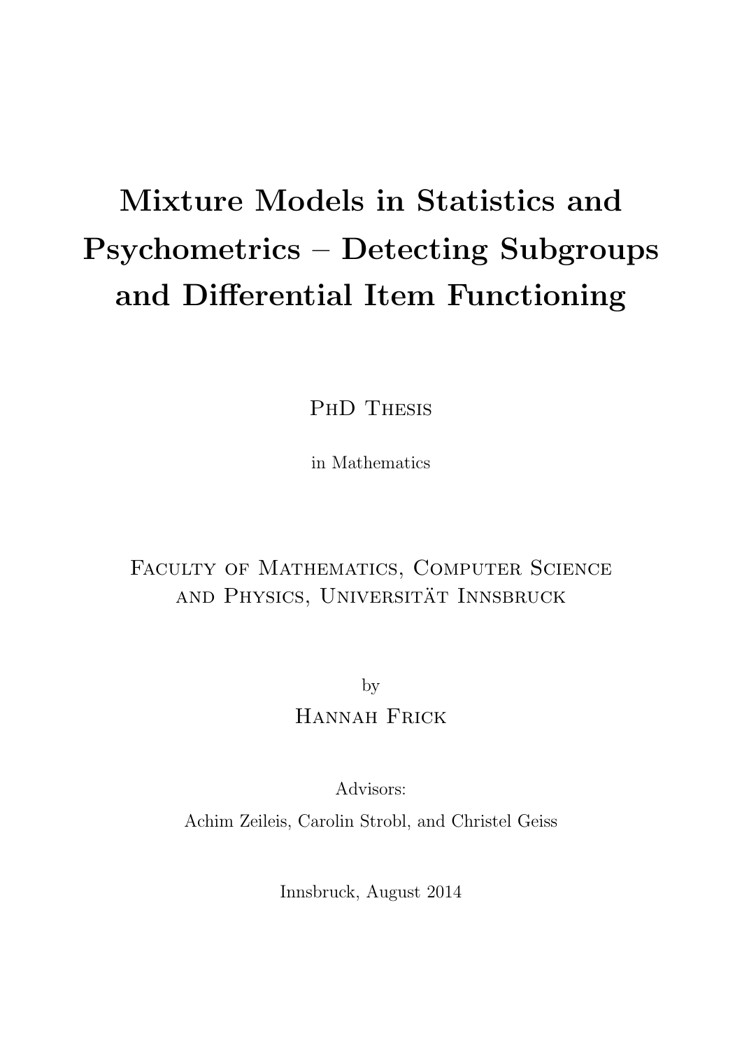# Mixture Models in Statistics and Psychometrics – Detecting Subgroups and Differential Item Functioning

PhD Thesis

in Mathematics

Faculty of Mathematics, Computer Science and Physics, Universität Innsbruck

by

Hannah Frick

Advisors:

Achim Zeileis, Carolin Strobl, and Christel Geiss

Innsbruck, August 2014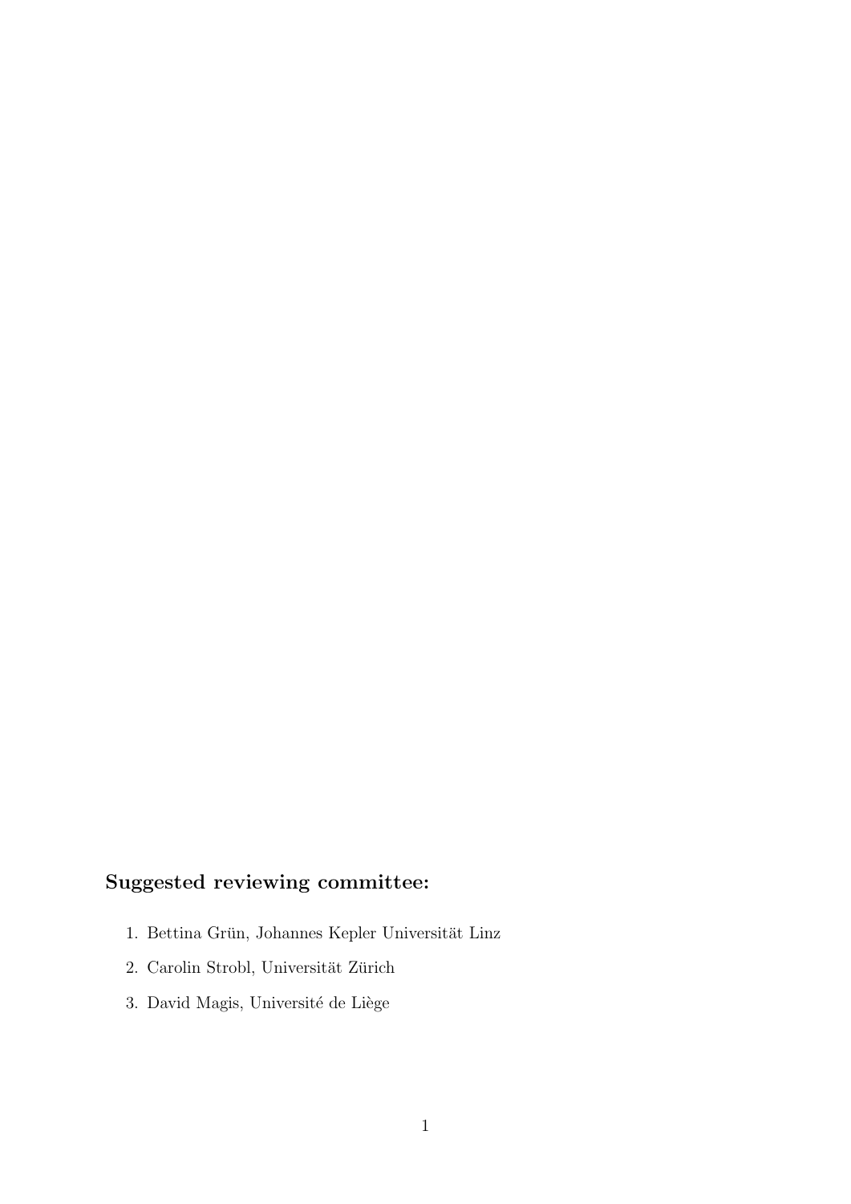**Suggested reviewing committee:**

1. Bettina Grün, Johannes Kepler Universität Linz
2. Carolin Strobl, Universität Zürich
3. David Magis, Université de Liège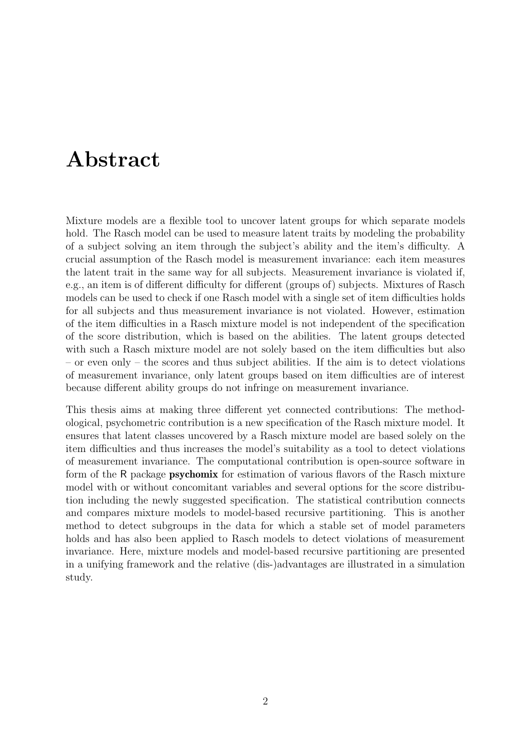# Abstract

Mixture models are a flexible tool to uncover latent groups for which separate models hold. The Rasch model can be used to measure latent traits by modeling the probability of a subject solving an item through the subject's ability and the item's difficulty. A crucial assumption of the Rasch model is measurement invariance: each item measures the latent trait in the same way for all subjects. Measurement invariance is violated if, e.g., an item is of different difficulty for different (groups of) subjects. Mixtures of Rasch models can be used to check if one Rasch model with a single set of item difficulties holds for all subjects and thus measurement invariance is not violated. However, estimation of the item difficulties in a Rasch mixture model is not independent of the specification of the score distribution, which is based on the abilities. The latent groups detected with such a Rasch mixture model are not solely based on the item difficulties but also – or even only – the scores and thus subject abilities. If the aim is to detect violations of measurement invariance, only latent groups based on item difficulties are of interest because different ability groups do not infringe on measurement invariance.

This thesis aims at making three different yet connected contributions: The methodological, psychometric contribution is a new specification of the Rasch mixture model. It ensures that latent classes uncovered by a Rasch mixture model are based solely on the item difficulties and thus increases the model's suitability as a tool to detect violations of measurement invariance. The computational contribution is open-source software in form of the R package **psychomix** for estimation of various flavors of the Rasch mixture model with or without concomitant variables and several options for the score distribution including the newly suggested specification. The statistical contribution connects and compares mixture models to model-based recursive partitioning. This is another method to detect subgroups in the data for which a stable set of model parameters holds and has also been applied to Rasch models to detect violations of measurement invariance. Here, mixture models and model-based recursive partitioning are presented in a unifying framework and the relative (dis-)advantages are illustrated in a simulation study.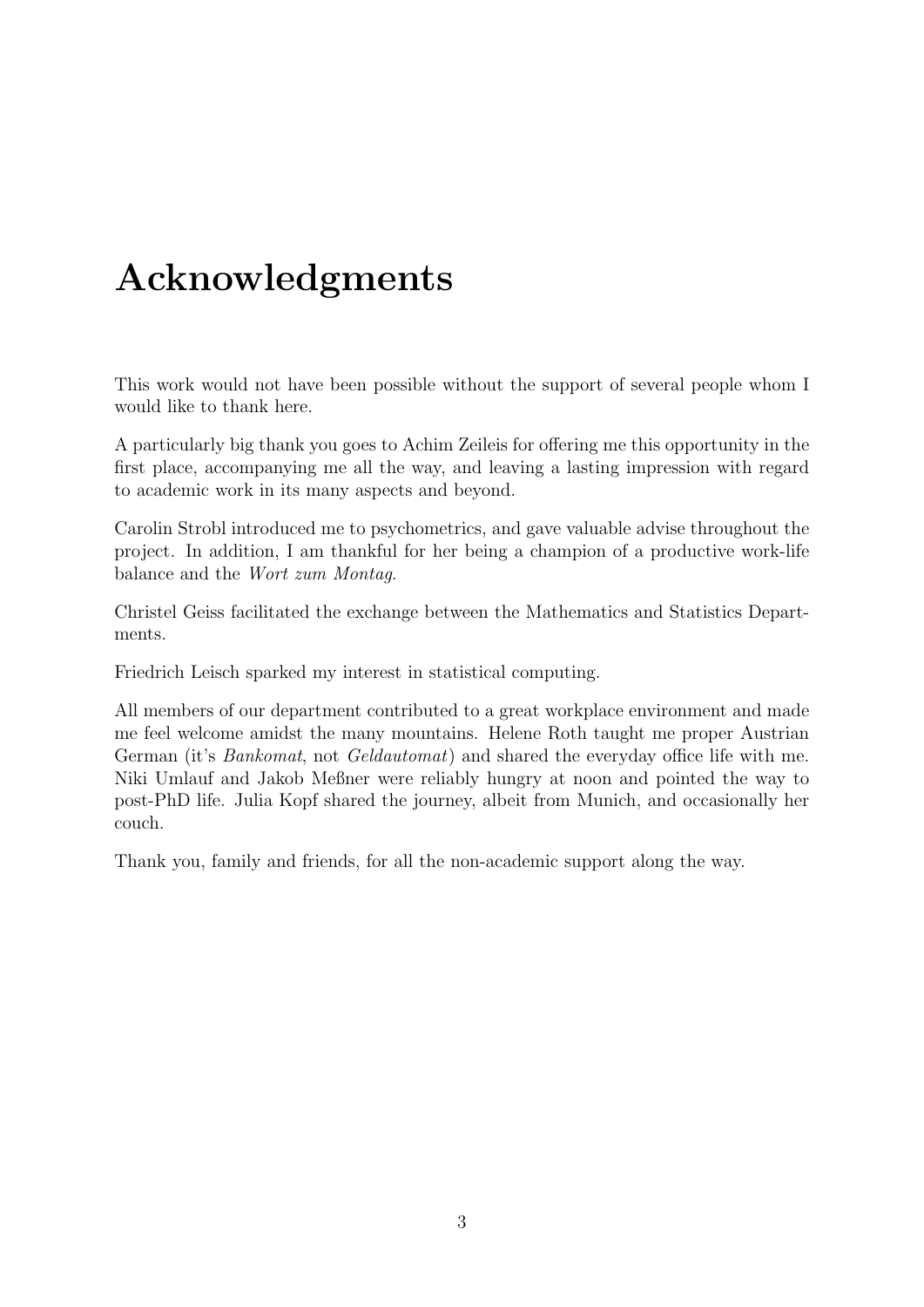# Acknowledgments

This work would not have been possible without the support of several people whom I would like to thank here.

A particularly big thank you goes to Achim Zeileis for offering me this opportunity in the first place, accompanying me all the way, and leaving a lasting impression with regard to academic work in its many aspects and beyond.

Carolin Strobl introduced me to psychometrics, and gave valuable advise throughout the project. In addition, I am thankful for her being a champion of a productive work-life balance and the *Wort zum Montag*.

Christel Geiss facilitated the exchange between the Mathematics and Statistics Departments.

Friedrich Leisch sparked my interest in statistical computing.

All members of our department contributed to a great workplace environment and made me feel welcome amidst the many mountains. Helene Roth taught me proper Austrian German (it's *Bankomat*, not *Geldautomat*) and shared the everyday office life with me. Niki Umlauf and Jakob Meßner were reliably hungry at noon and pointed the way to post-PhD life. Julia Kopf shared the journey, albeit from Munich, and occasionally her couch.

Thank you, family and friends, for all the non-academic support along the way.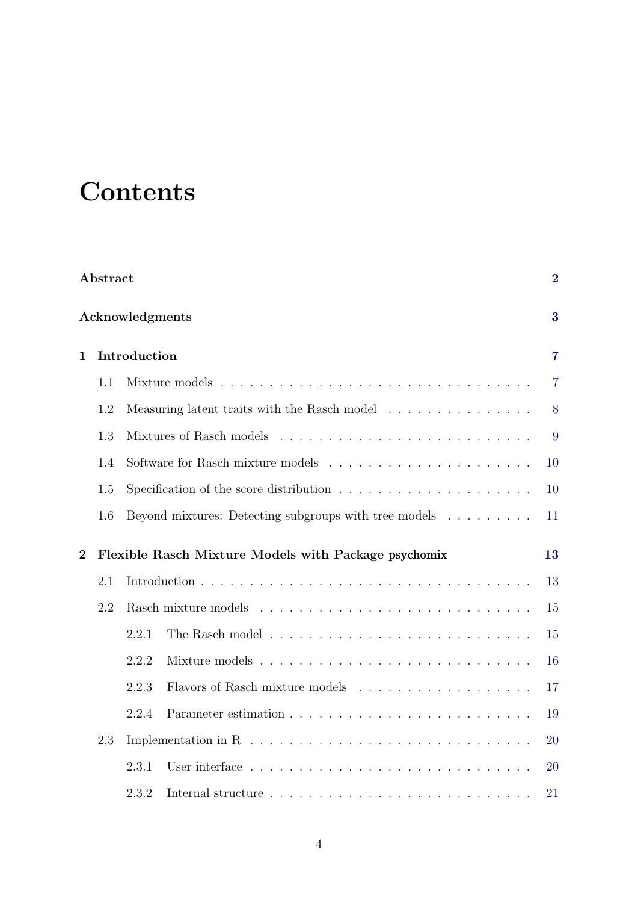# Contents

**Abstract** **2**

**Acknowledgments** **3**

**1 Introduction** **7**

- 1.1 Mixture models . . . . . . . . . . . . . . . . . . . . . . . . . . . . . . . . . 7
- 1.2 Measuring latent traits with the Rasch model . . . . . . . . . . . . . . . . 8
- 1.3 Mixtures of Rasch models . . . . . . . . . . . . . . . . . . . . . . . . . . . 9
- 1.4 Software for Rasch mixture models . . . . . . . . . . . . . . . . . . . . . . 10
- 1.5 Specification of the score distribution . . . . . . . . . . . . . . . . . . . . 10
- 1.6 Beyond mixtures: Detecting subgroups with tree models . . . . . . . . . . 11

**2 Flexible Rasch Mixture Models with Package psychomix** **13**

- 2.1 Introduction . . . . . . . . . . . . . . . . . . . . . . . . . . . . . . . . . . . 13
- 2.2 Rasch mixture models . . . . . . . . . . . . . . . . . . . . . . . . . . . . . 15
  - 2.2.1 The Rasch model . . . . . . . . . . . . . . . . . . . . . . . . . . . . 15
  - 2.2.2 Mixture models . . . . . . . . . . . . . . . . . . . . . . . . . . . . . 16
  - 2.2.3 Flavors of Rasch mixture models . . . . . . . . . . . . . . . . . . . 17
  - 2.2.4 Parameter estimation . . . . . . . . . . . . . . . . . . . . . . . . . . 19
- 2.3 Implementation in R . . . . . . . . . . . . . . . . . . . . . . . . . . . . . . 20
  - 2.3.1 User interface . . . . . . . . . . . . . . . . . . . . . . . . . . . . . . 20
  - 2.3.2 Internal structure . . . . . . . . . . . . . . . . . . . . . . . . . . . . 21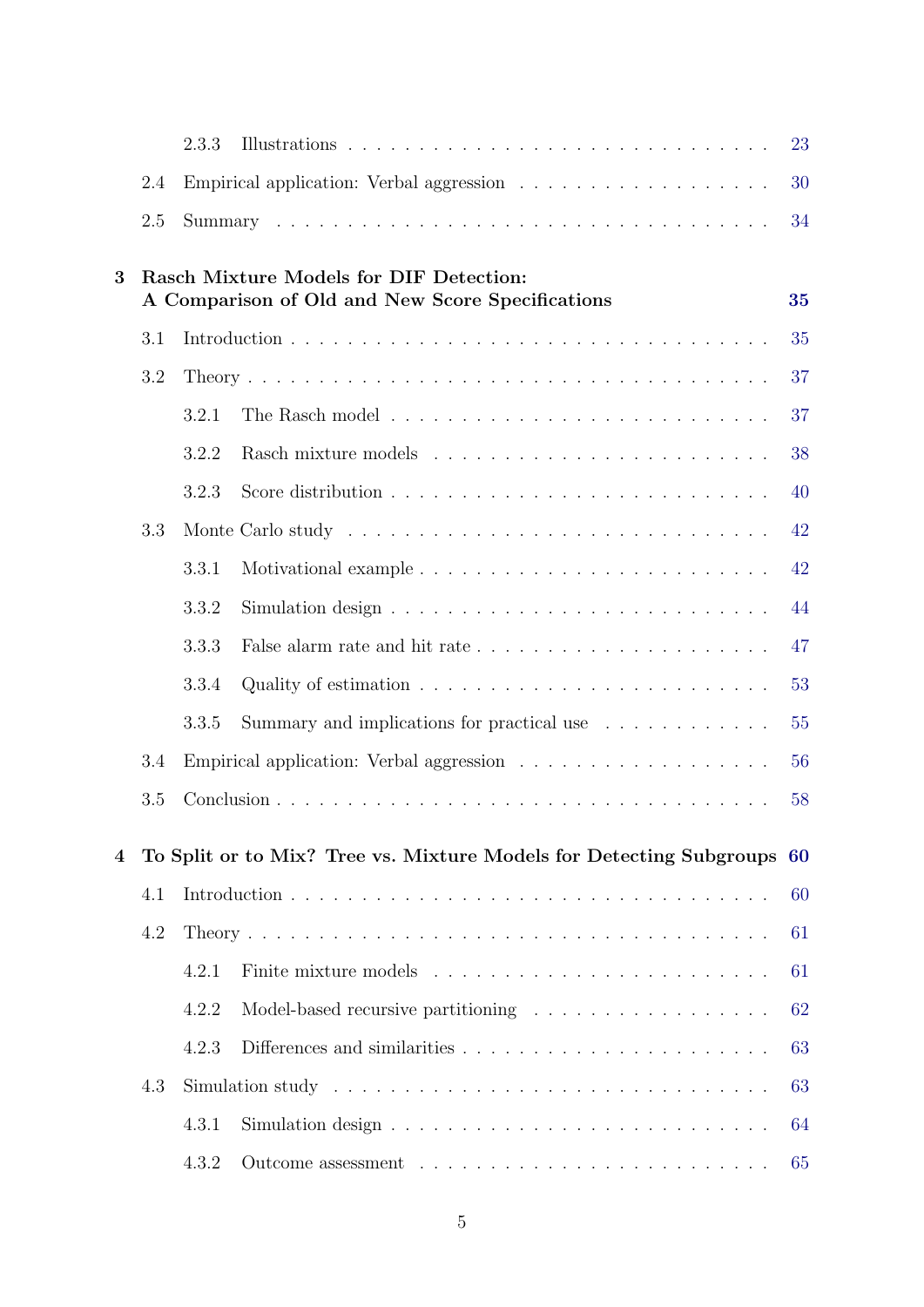2.3.3 Illustrations . . . . . . . . . . 23

2.4 Empirical application: Verbal aggression . . . . . . . . . . 30

2.5 Summary . . . . . . . . . . 34

**3 Rasch Mixture Models for DIF Detection: A Comparison of Old and New Score Specifications . . . . . . . . . . 35**

3.1 Introduction . . . . . . . . . . 35

3.2 Theory . . . . . . . . . . 37

3.2.1 The Rasch model . . . . . . . . . . 37

3.2.2 Rasch mixture models . . . . . . . . . . 38

3.2.3 Score distribution . . . . . . . . . . 40

3.3 Monte Carlo study . . . . . . . . . . 42

3.3.1 Motivational example . . . . . . . . . . 42

3.3.2 Simulation design . . . . . . . . . . 44

3.3.3 False alarm rate and hit rate . . . . . . . . . . 47

3.3.4 Quality of estimation . . . . . . . . . . 53

3.3.5 Summary and implications for practical use . . . . . . . . . . 55

3.4 Empirical application: Verbal aggression . . . . . . . . . . 56

3.5 Conclusion . . . . . . . . . . 58

**4 To Split or to Mix? Tree vs. Mixture Models for Detecting Subgroups . . . . . . . . . . 60**

4.1 Introduction . . . . . . . . . . 60

4.2 Theory . . . . . . . . . . 61

4.2.1 Finite mixture models . . . . . . . . . . 61

4.2.2 Model-based recursive partitioning . . . . . . . . . . 62

4.2.3 Differences and similarities . . . . . . . . . . 63

4.3 Simulation study . . . . . . . . . . 63

4.3.1 Simulation design . . . . . . . . . . 64

4.3.2 Outcome assessment . . . . . . . . . . 65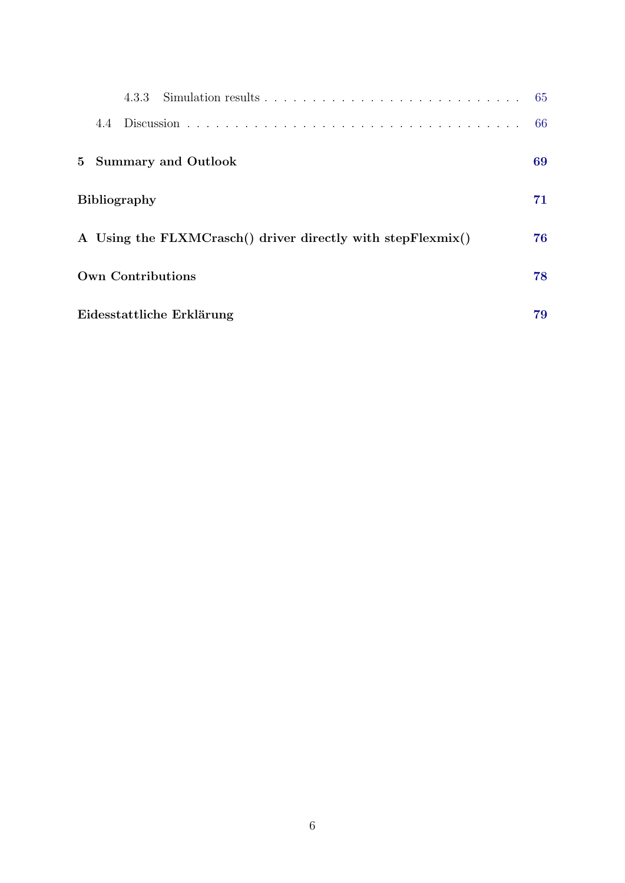4.3.3 Simulation results . . . . . . . . . . . . . . . . . . . . . . . . . . . 65

4.4 Discussion . . . . . . . . . . . . . . . . . . . . . . . . . . . . . . . . . . 66

**5 Summary and Outlook** **69**

**Bibliography** **71**

**A Using the FLXMCrasch() driver directly with stepFlexmix()** **76**

**Own Contributions** **78**

**Eidesstattliche Erklärung** **79**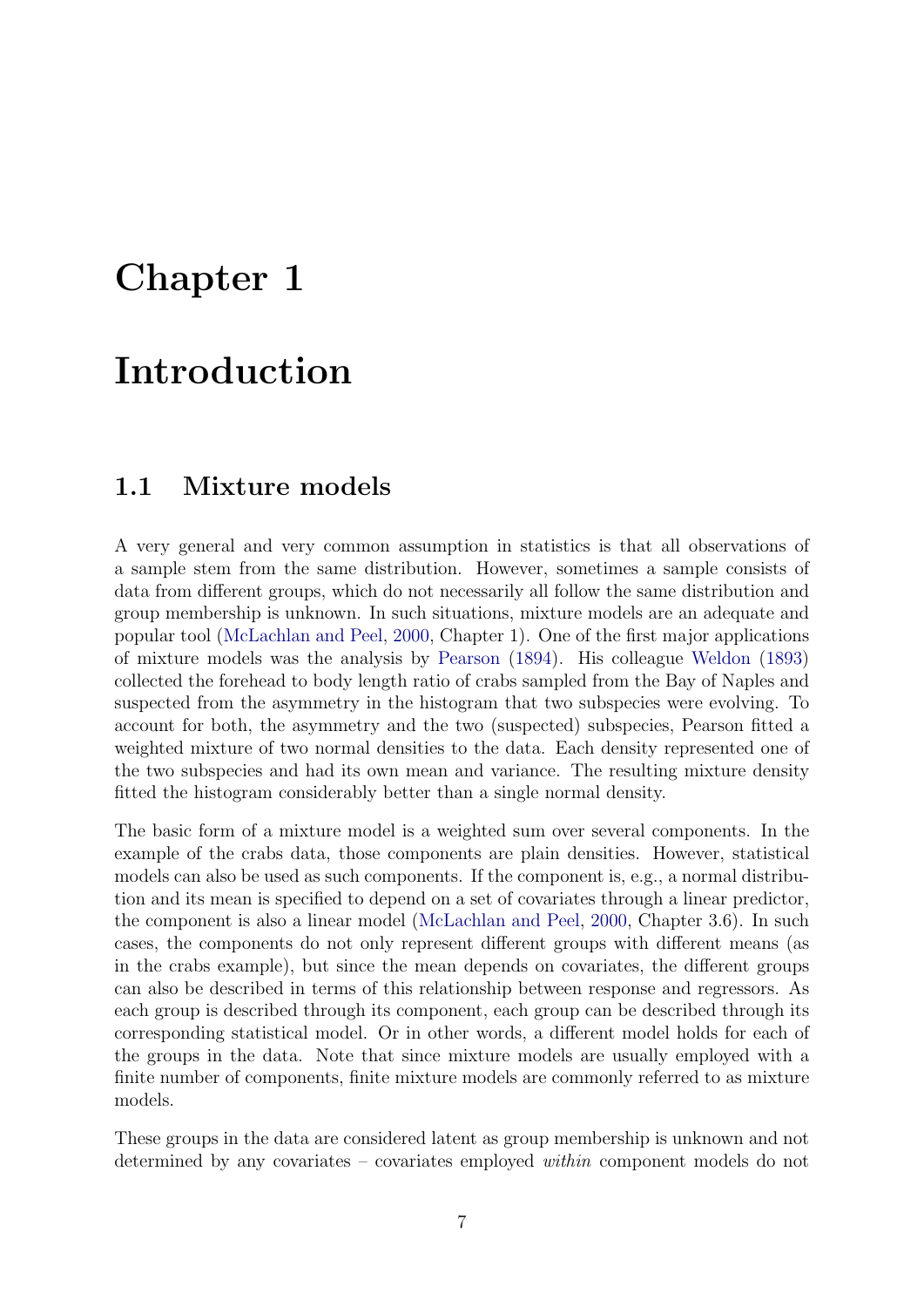# Chapter 1

# Introduction

## 1.1 Mixture models

A very general and very common assumption in statistics is that all observations of a sample stem from the same distribution. However, sometimes a sample consists of data from different groups, which do not necessarily all follow the same distribution and group membership is unknown. In such situations, mixture models are an adequate and popular tool (McLachlan and Peel, 2000, Chapter 1). One of the first major applications of mixture models was the analysis by Pearson (1894). His colleague Weldon (1893) collected the forehead to body length ratio of crabs sampled from the Bay of Naples and suspected from the asymmetry in the histogram that two subspecies were evolving. To account for both, the asymmetry and the two (suspected) subspecies, Pearson fitted a weighted mixture of two normal densities to the data. Each density represented one of the two subspecies and had its own mean and variance. The resulting mixture density fitted the histogram considerably better than a single normal density.

The basic form of a mixture model is a weighted sum over several components. In the example of the crabs data, those components are plain densities. However, statistical models can also be used as such components. If the component is, e.g., a normal distribution and its mean is specified to depend on a set of covariates through a linear predictor, the component is also a linear model (McLachlan and Peel, 2000, Chapter 3.6). In such cases, the components do not only represent different groups with different means (as in the crabs example), but since the mean depends on covariates, the different groups can also be described in terms of this relationship between response and regressors. As each group is described through its component, each group can be described through its corresponding statistical model. Or in other words, a different model holds for each of the groups in the data. Note that since mixture models are usually employed with a finite number of components, finite mixture models are commonly referred to as mixture models.

These groups in the data are considered latent as group membership is unknown and not determined by any covariates – covariates employed *within* component models do not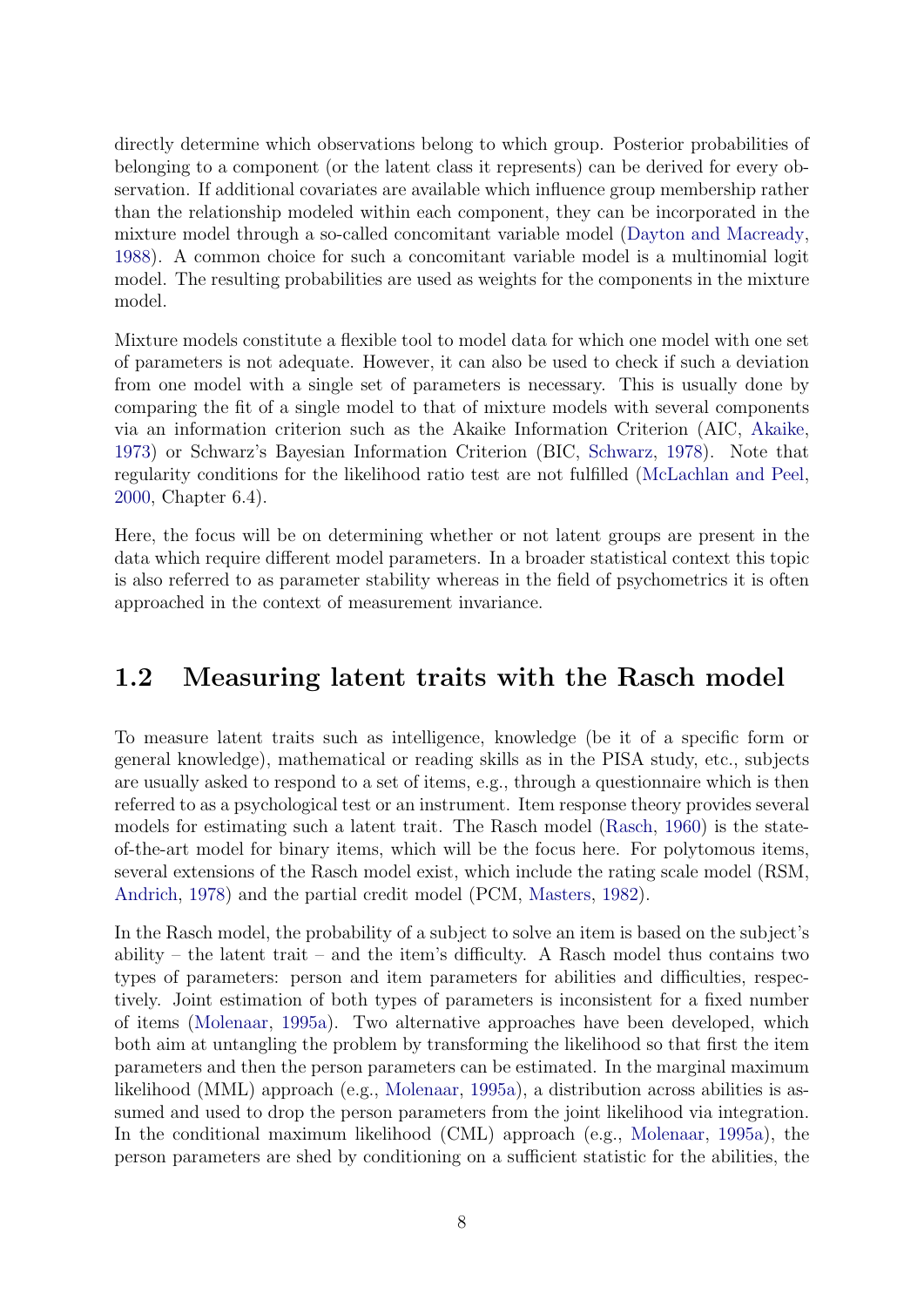directly determine which observations belong to which group. Posterior probabilities of belonging to a component (or the latent class it represents) can be derived for every observation. If additional covariates are available which influence group membership rather than the relationship modeled within each component, they can be incorporated in the mixture model through a so-called concomitant variable model (Dayton and Macready, 1988). A common choice for such a concomitant variable model is a multinomial logit model. The resulting probabilities are used as weights for the components in the mixture model.

Mixture models constitute a flexible tool to model data for which one model with one set of parameters is not adequate. However, it can also be used to check if such a deviation from one model with a single set of parameters is necessary. This is usually done by comparing the fit of a single model to that of mixture models with several components via an information criterion such as the Akaike Information Criterion (AIC, Akaike, 1973) or Schwarz's Bayesian Information Criterion (BIC, Schwarz, 1978). Note that regularity conditions for the likelihood ratio test are not fulfilled (McLachlan and Peel, 2000, Chapter 6.4).

Here, the focus will be on determining whether or not latent groups are present in the data which require different model parameters. In a broader statistical context this topic is also referred to as parameter stability whereas in the field of psychometrics it is often approached in the context of measurement invariance.

## 1.2 Measuring latent traits with the Rasch model

To measure latent traits such as intelligence, knowledge (be it of a specific form or general knowledge), mathematical or reading skills as in the PISA study, etc., subjects are usually asked to respond to a set of items, e.g., through a questionnaire which is then referred to as a psychological test or an instrument. Item response theory provides several models for estimating such a latent trait. The Rasch model (Rasch, 1960) is the state-of-the-art model for binary items, which will be the focus here. For polytomous items, several extensions of the Rasch model exist, which include the rating scale model (RSM, Andrich, 1978) and the partial credit model (PCM, Masters, 1982).

In the Rasch model, the probability of a subject to solve an item is based on the subject's ability – the latent trait – and the item's difficulty. A Rasch model thus contains two types of parameters: person and item parameters for abilities and difficulties, respectively. Joint estimation of both types of parameters is inconsistent for a fixed number of items (Molenaar, 1995a). Two alternative approaches have been developed, which both aim at untangling the problem by transforming the likelihood so that first the item parameters and then the person parameters can be estimated. In the marginal maximum likelihood (MML) approach (e.g., Molenaar, 1995a), a distribution across abilities is assumed and used to drop the person parameters from the joint likelihood via integration. In the conditional maximum likelihood (CML) approach (e.g., Molenaar, 1995a), the person parameters are shed by conditioning on a sufficient statistic for the abilities, the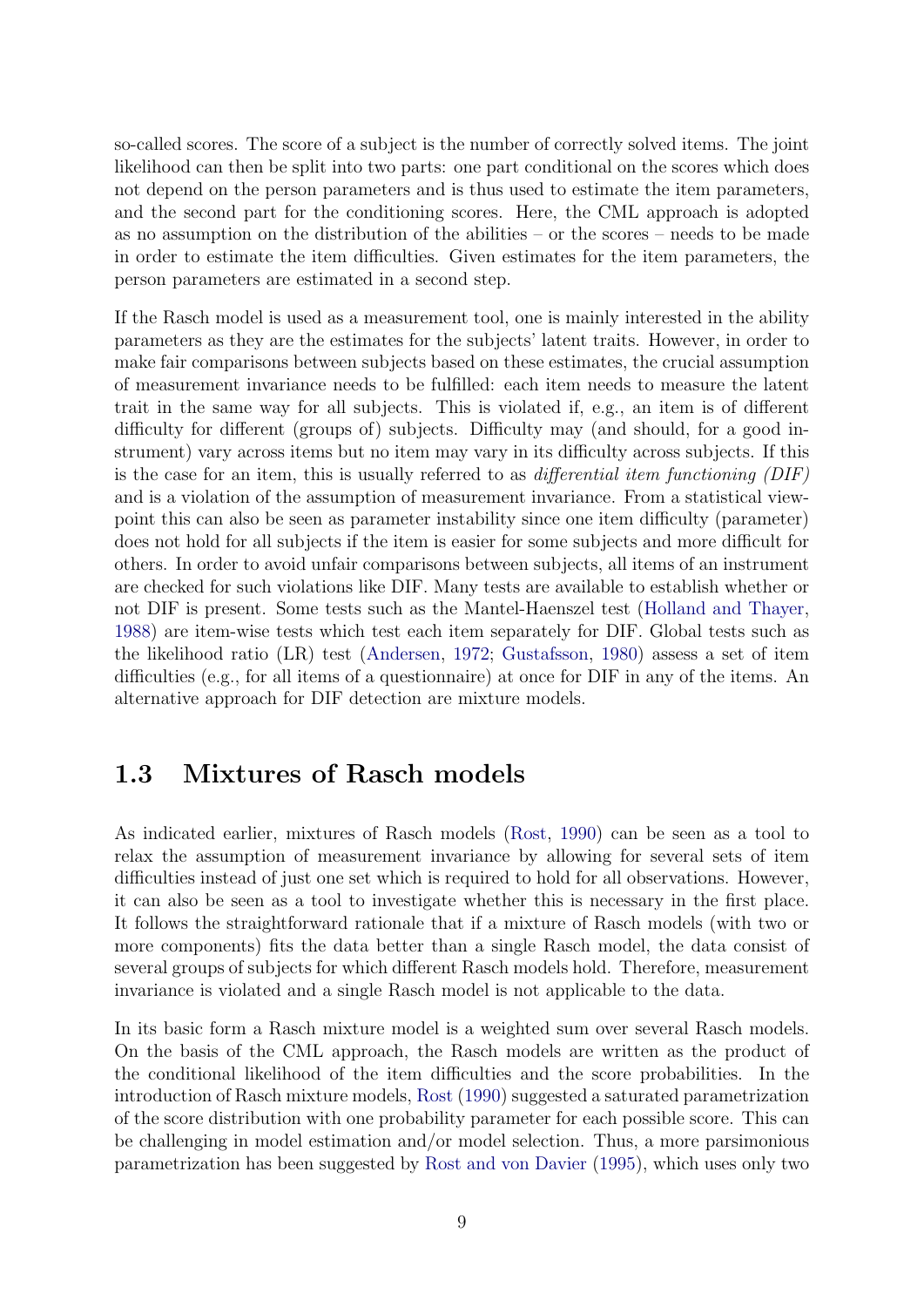so-called scores. The score of a subject is the number of correctly solved items. The joint likelihood can then be split into two parts: one part conditional on the scores which does not depend on the person parameters and is thus used to estimate the item parameters, and the second part for the conditioning scores. Here, the CML approach is adopted as no assumption on the distribution of the abilities – or the scores – needs to be made in order to estimate the item difficulties. Given estimates for the item parameters, the person parameters are estimated in a second step.

If the Rasch model is used as a measurement tool, one is mainly interested in the ability parameters as they are the estimates for the subjects' latent traits. However, in order to make fair comparisons between subjects based on these estimates, the crucial assumption of measurement invariance needs to be fulfilled: each item needs to measure the latent trait in the same way for all subjects. This is violated if, e.g., an item is of different difficulty for different (groups of) subjects. Difficulty may (and should, for a good instrument) vary across items but no item may vary in its difficulty across subjects. If this is the case for an item, this is usually referred to as *differential item functioning (DIF)* and is a violation of the assumption of measurement invariance. From a statistical viewpoint this can also be seen as parameter instability since one item difficulty (parameter) does not hold for all subjects if the item is easier for some subjects and more difficult for others. In order to avoid unfair comparisons between subjects, all items of an instrument are checked for such violations like DIF. Many tests are available to establish whether or not DIF is present. Some tests such as the Mantel-Haenszel test (Holland and Thayer, 1988) are item-wise tests which test each item separately for DIF. Global tests such as the likelihood ratio (LR) test (Andersen, 1972; Gustafsson, 1980) assess a set of item difficulties (e.g., for all items of a questionnaire) at once for DIF in any of the items. An alternative approach for DIF detection are mixture models.

## 1.3 Mixtures of Rasch models

As indicated earlier, mixtures of Rasch models (Rost, 1990) can be seen as a tool to relax the assumption of measurement invariance by allowing for several sets of item difficulties instead of just one set which is required to hold for all observations. However, it can also be seen as a tool to investigate whether this is necessary in the first place. It follows the straightforward rationale that if a mixture of Rasch models (with two or more components) fits the data better than a single Rasch model, the data consist of several groups of subjects for which different Rasch models hold. Therefore, measurement invariance is violated and a single Rasch model is not applicable to the data.

In its basic form a Rasch mixture model is a weighted sum over several Rasch models. On the basis of the CML approach, the Rasch models are written as the product of the conditional likelihood of the item difficulties and the score probabilities. In the introduction of Rasch mixture models, Rost (1990) suggested a saturated parametrization of the score distribution with one probability parameter for each possible score. This can be challenging in model estimation and/or model selection. Thus, a more parsimonious parametrization has been suggested by Rost and von Davier (1995), which uses only two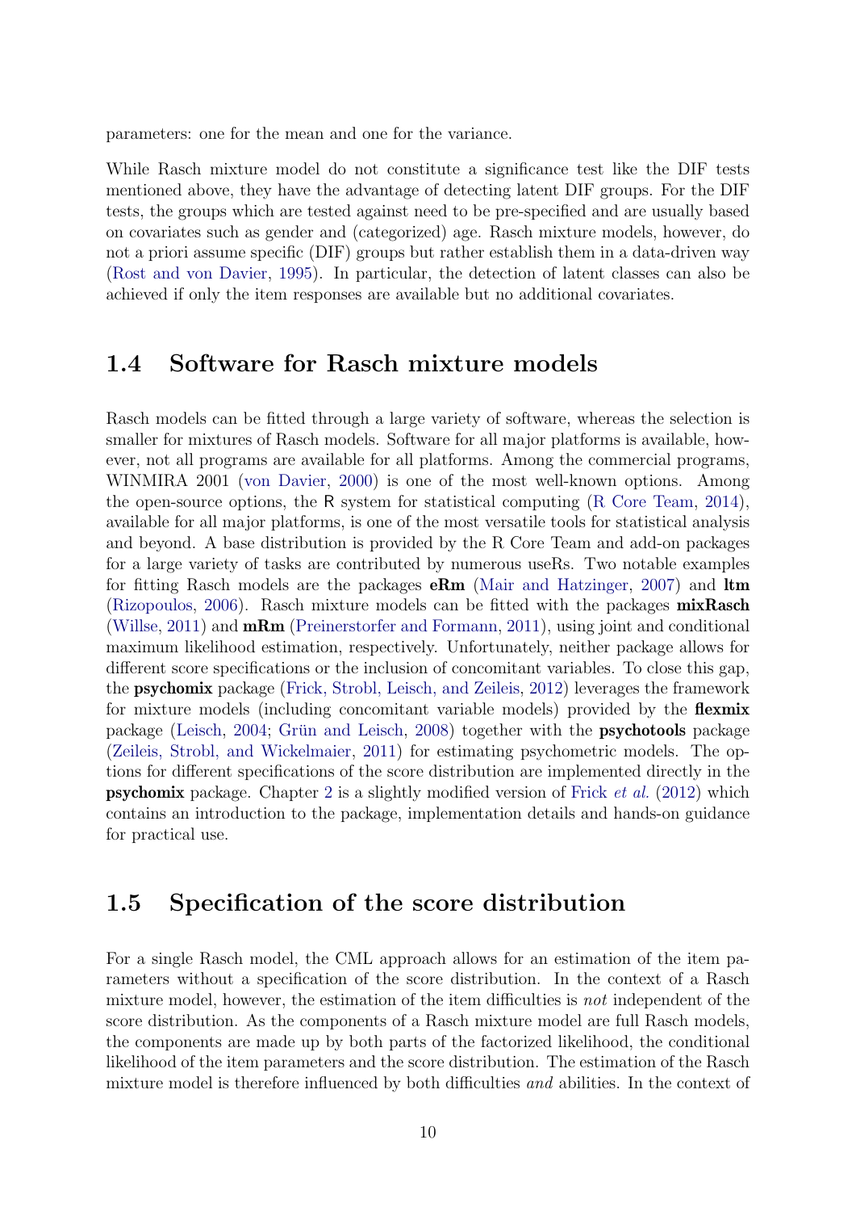parameters: one for the mean and one for the variance.

While Rasch mixture model do not constitute a significance test like the DIF tests mentioned above, they have the advantage of detecting latent DIF groups. For the DIF tests, the groups which are tested against need to be pre-specified and are usually based on covariates such as gender and (categorized) age. Rasch mixture models, however, do not a priori assume specific (DIF) groups but rather establish them in a data-driven way (Rost and von Davier, 1995). In particular, the detection of latent classes can also be achieved if only the item responses are available but no additional covariates.

## 1.4 Software for Rasch mixture models

Rasch models can be fitted through a large variety of software, whereas the selection is smaller for mixtures of Rasch models. Software for all major platforms is available, however, not all programs are available for all platforms. Among the commercial programs, WINMIRA 2001 (von Davier, 2000) is one of the most well-known options. Among the open-source options, the R system for statistical computing (R Core Team, 2014), available for all major platforms, is one of the most versatile tools for statistical analysis and beyond. A base distribution is provided by the R Core Team and add-on packages for a large variety of tasks are contributed by numerous useRs. Two notable examples for fitting Rasch models are the packages **eRm** (Mair and Hatzinger, 2007) and **ltm** (Rizopoulos, 2006). Rasch mixture models can be fitted with the packages **mixRasch** (Willse, 2011) and **mRm** (Preinerstorfer and Formann, 2011), using joint and conditional maximum likelihood estimation, respectively. Unfortunately, neither package allows for different score specifications or the inclusion of concomitant variables. To close this gap, the **psychomix** package (Frick, Strobl, Leisch, and Zeileis, 2012) leverages the framework for mixture models (including concomitant variable models) provided by the **flexmix** package (Leisch, 2004; Grün and Leisch, 2008) together with the **psychotools** package (Zeileis, Strobl, and Wickelmaier, 2011) for estimating psychometric models. The options for different specifications of the score distribution are implemented directly in the **psychomix** package. Chapter 2 is a slightly modified version of Frick *et al.* (2012) which contains an introduction to the package, implementation details and hands-on guidance for practical use.

## 1.5 Specification of the score distribution

For a single Rasch model, the CML approach allows for an estimation of the item parameters without a specification of the score distribution. In the context of a Rasch mixture model, however, the estimation of the item difficulties is *not* independent of the score distribution. As the components of a Rasch mixture model are full Rasch models, the components are made up by both parts of the factorized likelihood, the conditional likelihood of the item parameters and the score distribution. The estimation of the Rasch mixture model is therefore influenced by both difficulties *and* abilities. In the context of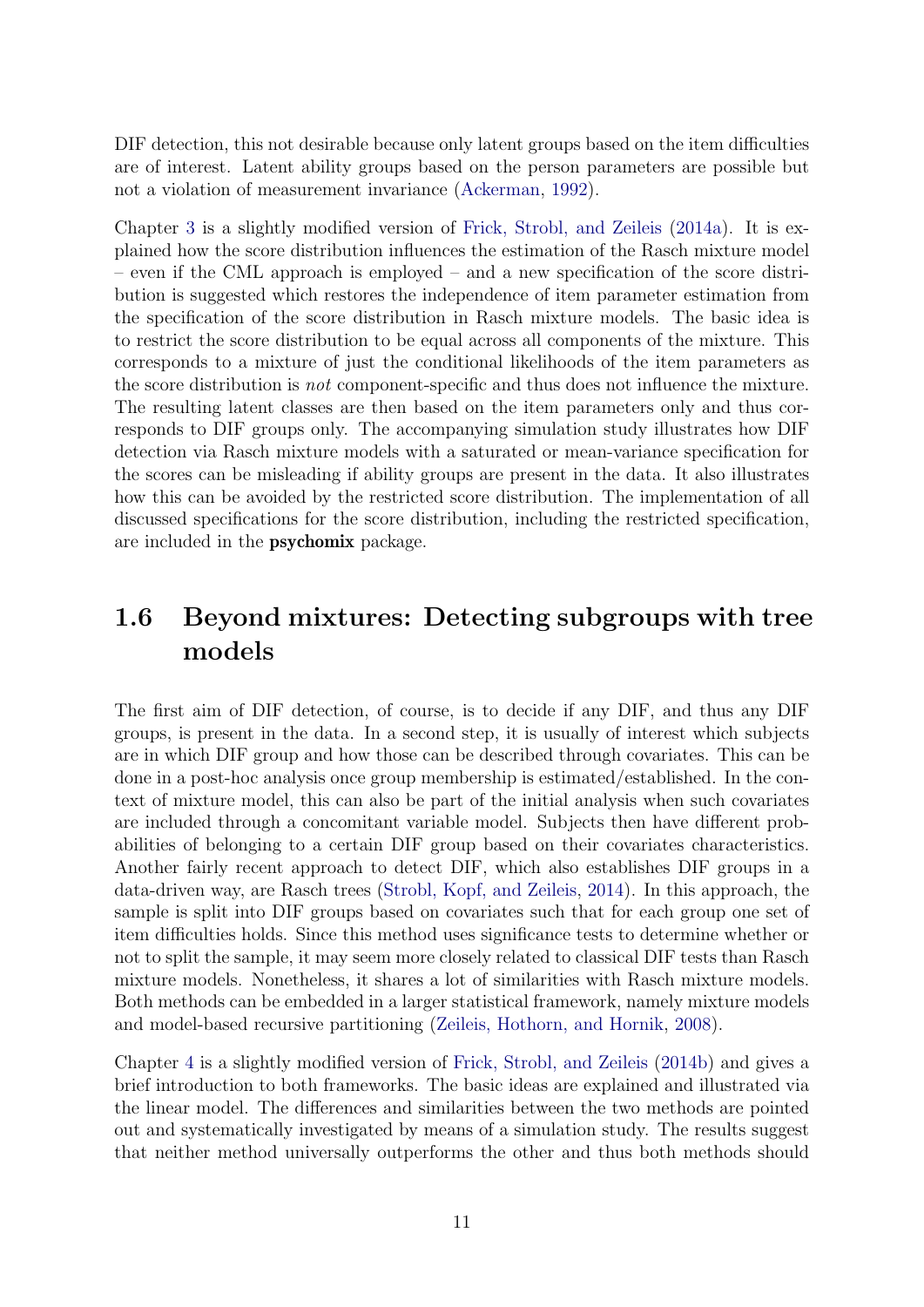DIF detection, this not desirable because only latent groups based on the item difficulties are of interest. Latent ability groups based on the person parameters are possible but not a violation of measurement invariance (Ackerman, 1992).

Chapter 3 is a slightly modified version of Frick, Strobl, and Zeileis (2014a). It is explained how the score distribution influences the estimation of the Rasch mixture model – even if the CML approach is employed – and a new specification of the score distribution is suggested which restores the independence of item parameter estimation from the specification of the score distribution in Rasch mixture models. The basic idea is to restrict the score distribution to be equal across all components of the mixture. This corresponds to a mixture of just the conditional likelihoods of the item parameters as the score distribution is *not* component-specific and thus does not influence the mixture. The resulting latent classes are then based on the item parameters only and thus corresponds to DIF groups only. The accompanying simulation study illustrates how DIF detection via Rasch mixture models with a saturated or mean-variance specification for the scores can be misleading if ability groups are present in the data. It also illustrates how this can be avoided by the restricted score distribution. The implementation of all discussed specifications for the score distribution, including the restricted specification, are included in the **psychomix** package.

## 1.6 Beyond mixtures: Detecting subgroups with tree models

The first aim of DIF detection, of course, is to decide if any DIF, and thus any DIF groups, is present in the data. In a second step, it is usually of interest which subjects are in which DIF group and how those can be described through covariates. This can be done in a post-hoc analysis once group membership is estimated/established. In the context of mixture model, this can also be part of the initial analysis when such covariates are included through a concomitant variable model. Subjects then have different probabilities of belonging to a certain DIF group based on their covariates characteristics. Another fairly recent approach to detect DIF, which also establishes DIF groups in a data-driven way, are Rasch trees (Strobl, Kopf, and Zeileis, 2014). In this approach, the sample is split into DIF groups based on covariates such that for each group one set of item difficulties holds. Since this method uses significance tests to determine whether or not to split the sample, it may seem more closely related to classical DIF tests than Rasch mixture models. Nonetheless, it shares a lot of similarities with Rasch mixture models. Both methods can be embedded in a larger statistical framework, namely mixture models and model-based recursive partitioning (Zeileis, Hothorn, and Hornik, 2008).

Chapter 4 is a slightly modified version of Frick, Strobl, and Zeileis (2014b) and gives a brief introduction to both frameworks. The basic ideas are explained and illustrated via the linear model. The differences and similarities between the two methods are pointed out and systematically investigated by means of a simulation study. The results suggest that neither method universally outperforms the other and thus both methods should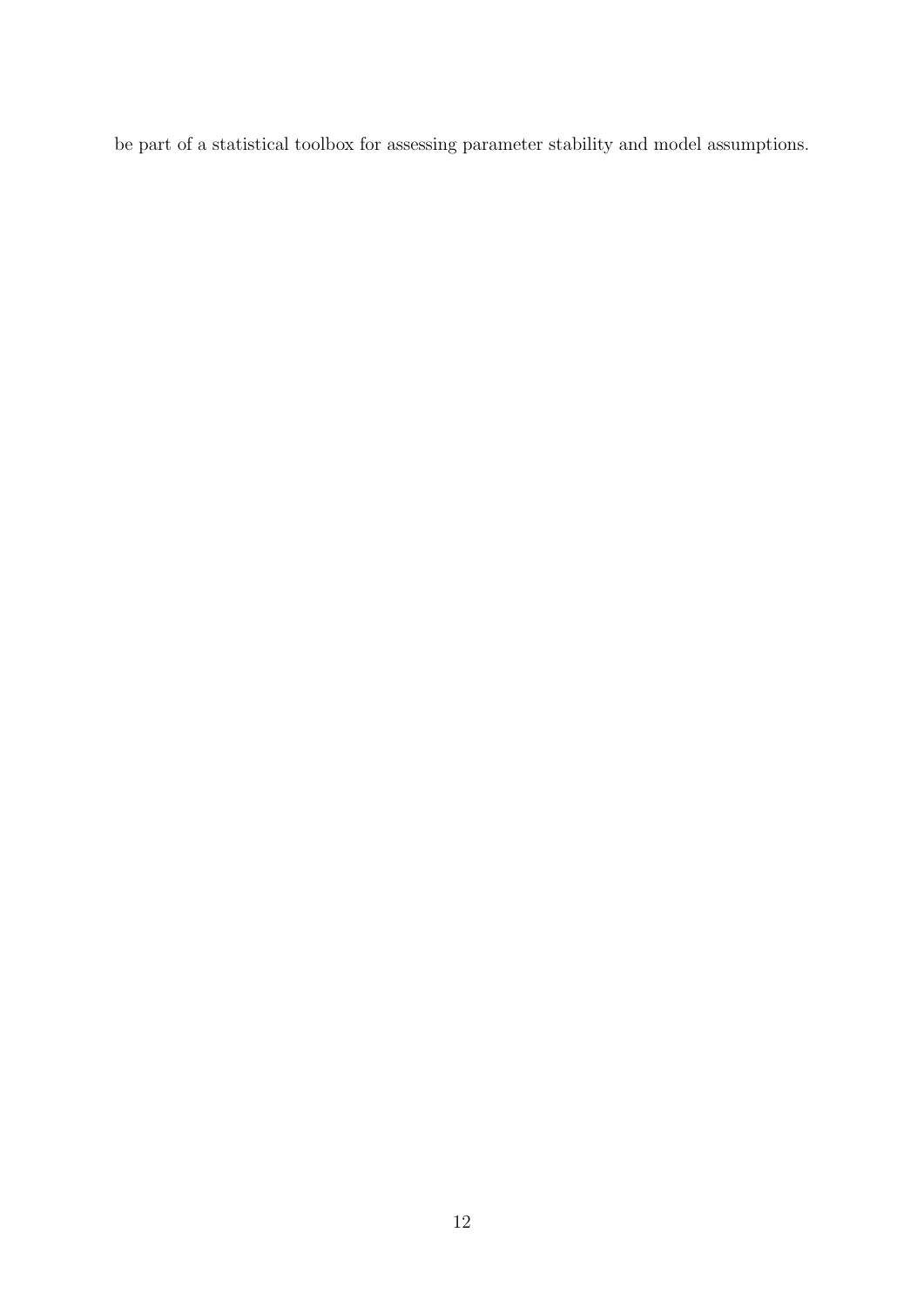be part of a statistical toolbox for assessing parameter stability and model assumptions.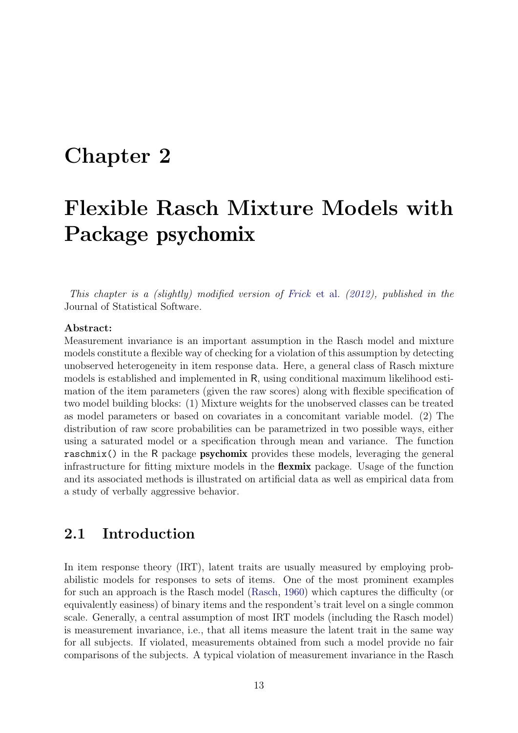# Chapter 2

# Flexible Rasch Mixture Models with Package psychomix

*This chapter is a (slightly) modified version of Frick et al. (2012), published in the* Journal of Statistical Software.

**Abstract:**
Measurement invariance is an important assumption in the Rasch model and mixture models constitute a flexible way of checking for a violation of this assumption by detecting unobserved heterogeneity in item response data. Here, a general class of Rasch mixture models is established and implemented in R, using conditional maximum likelihood estimation of the item parameters (given the raw scores) along with flexible specification of two model building blocks: (1) Mixture weights for the unobserved classes can be treated as model parameters or based on covariates in a concomitant variable model. (2) The distribution of raw score probabilities can be parametrized in two possible ways, either using a saturated model or a specification through mean and variance. The function `raschmix()` in the R package **psychomix** provides these models, leveraging the general infrastructure for fitting mixture models in the **flexmix** package. Usage of the function and its associated methods is illustrated on artificial data as well as empirical data from a study of verbally aggressive behavior.

## 2.1 Introduction

In item response theory (IRT), latent traits are usually measured by employing probabilistic models for responses to sets of items. One of the most prominent examples for such an approach is the Rasch model (Rasch, 1960) which captures the difficulty (or equivalently easiness) of binary items and the respondent's trait level on a single common scale. Generally, a central assumption of most IRT models (including the Rasch model) is measurement invariance, i.e., that all items measure the latent trait in the same way for all subjects. If violated, measurements obtained from such a model provide no fair comparisons of the subjects. A typical violation of measurement invariance in the Rasch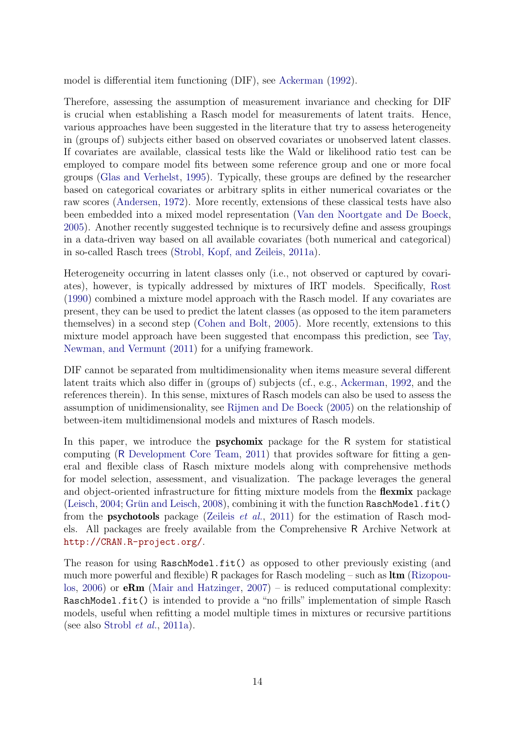model is differential item functioning (DIF), see Ackerman (1992).

Therefore, assessing the assumption of measurement invariance and checking for DIF is crucial when establishing a Rasch model for measurements of latent traits. Hence, various approaches have been suggested in the literature that try to assess heterogeneity in (groups of) subjects either based on observed covariates or unobserved latent classes. If covariates are available, classical tests like the Wald or likelihood ratio test can be employed to compare model fits between some reference group and one or more focal groups (Glas and Verhelst, 1995). Typically, these groups are defined by the researcher based on categorical covariates or arbitrary splits in either numerical covariates or the raw scores (Andersen, 1972). More recently, extensions of these classical tests have also been embedded into a mixed model representation (Van den Noortgate and De Boeck, 2005). Another recently suggested technique is to recursively define and assess groupings in a data-driven way based on all available covariates (both numerical and categorical) in so-called Rasch trees (Strobl, Kopf, and Zeileis, 2011a).

Heterogeneity occurring in latent classes only (i.e., not observed or captured by covariates), however, is typically addressed by mixtures of IRT models. Specifically, Rost (1990) combined a mixture model approach with the Rasch model. If any covariates are present, they can be used to predict the latent classes (as opposed to the item parameters themselves) in a second step (Cohen and Bolt, 2005). More recently, extensions to this mixture model approach have been suggested that encompass this prediction, see Tay, Newman, and Vermunt (2011) for a unifying framework.

DIF cannot be separated from multidimensionality when items measure several different latent traits which also differ in (groups of) subjects (cf., e.g., Ackerman, 1992, and the references therein). In this sense, mixtures of Rasch models can also be used to assess the assumption of unidimensionality, see Rijmen and De Boeck (2005) on the relationship of between-item multidimensional models and mixtures of Rasch models.

In this paper, we introduce the **psychomix** package for the R system for statistical computing (R Development Core Team, 2011) that provides software for fitting a general and flexible class of Rasch mixture models along with comprehensive methods for model selection, assessment, and visualization. The package leverages the general and object-oriented infrastructure for fitting mixture models from the **flexmix** package (Leisch, 2004; Grün and Leisch, 2008), combining it with the function `RaschModel.fit()` from the **psychotools** package (Zeileis *et al.*, 2011) for the estimation of Rasch models. All packages are freely available from the Comprehensive R Archive Network at `http://CRAN.R-project.org/`.

The reason for using `RaschModel.fit()` as opposed to other previously existing (and much more powerful and flexible) R packages for Rasch modeling – such as **ltm** (Rizopoulos, 2006) or **eRm** (Mair and Hatzinger, 2007) – is reduced computational complexity: `RaschModel.fit()` is intended to provide a "no frills" implementation of simple Rasch models, useful when refitting a model multiple times in mixtures or recursive partitions (see also Strobl *et al.*, 2011a).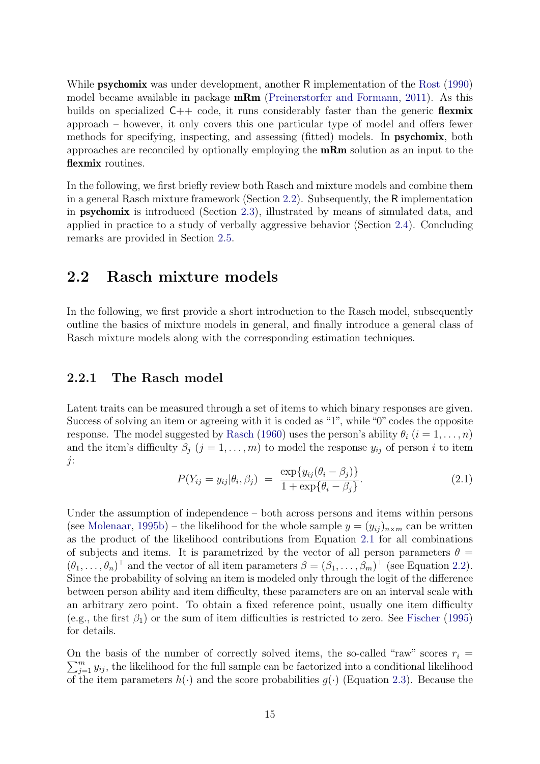While **psychomix** was under development, another R implementation of the Rost (1990) model became available in package **mRm** (Preinerstorfer and Formann, 2011). As this builds on specialized C++ code, it runs considerably faster than the generic **flexmix** approach – however, it only covers this one particular type of model and offers fewer methods for specifying, inspecting, and assessing (fitted) models. In **psychomix**, both approaches are reconciled by optionally employing the **mRm** solution as an input to the **flexmix** routines.

In the following, we first briefly review both Rasch and mixture models and combine them in a general Rasch mixture framework (Section 2.2). Subsequently, the R implementation in **psychomix** is introduced (Section 2.3), illustrated by means of simulated data, and applied in practice to a study of verbally aggressive behavior (Section 2.4). Concluding remarks are provided in Section 2.5.

## 2.2 Rasch mixture models

In the following, we first provide a short introduction to the Rasch model, subsequently outline the basics of mixture models in general, and finally introduce a general class of Rasch mixture models along with the corresponding estimation techniques.

### 2.2.1 The Rasch model

Latent traits can be measured through a set of items to which binary responses are given. Success of solving an item or agreeing with it is coded as "1", while "0" codes the opposite response. The model suggested by Rasch (1960) uses the person's ability $\theta_i$ ($i = 1, \dots, n$) and the item's difficulty $\beta_j$ ($j = 1, \dots, m$) to model the response $y_{ij}$ of person $i$ to item $j$:

$$P(Y_{ij} = y_{ij} | \theta_i, \beta_j) \; = \; \frac{\exp\{y_{ij}(\theta_i - \beta_j)\}}{1 + \exp\{\theta_i - \beta_j\}}. \tag{2.1}$$

Under the assumption of independence – both across persons and items within persons (see Molenaar, 1995b) – the likelihood for the whole sample $y = (y_{ij})_{n \times m}$ can be written as the product of the likelihood contributions from Equation 2.1 for all combinations of subjects and items. It is parametrized by the vector of all person parameters $\theta = (\theta_1, \dots, \theta_n)^\top$ and the vector of all item parameters $\beta = (\beta_1, \dots, \beta_m)^\top$ (see Equation 2.2). Since the probability of solving an item is modeled only through the logit of the difference between person ability and item difficulty, these parameters are on an interval scale with an arbitrary zero point. To obtain a fixed reference point, usually one item difficulty (e.g., the first $\beta_1$) or the sum of item difficulties is restricted to zero. See Fischer (1995) for details.

On the basis of the number of correctly solved items, the so-called "raw" scores $r_i = \sum_{j=1}^{m} y_{ij}$, the likelihood for the full sample can be factorized into a conditional likelihood of the item parameters $h(\cdot)$ and the score probabilities $g(\cdot)$ (Equation 2.3). Because the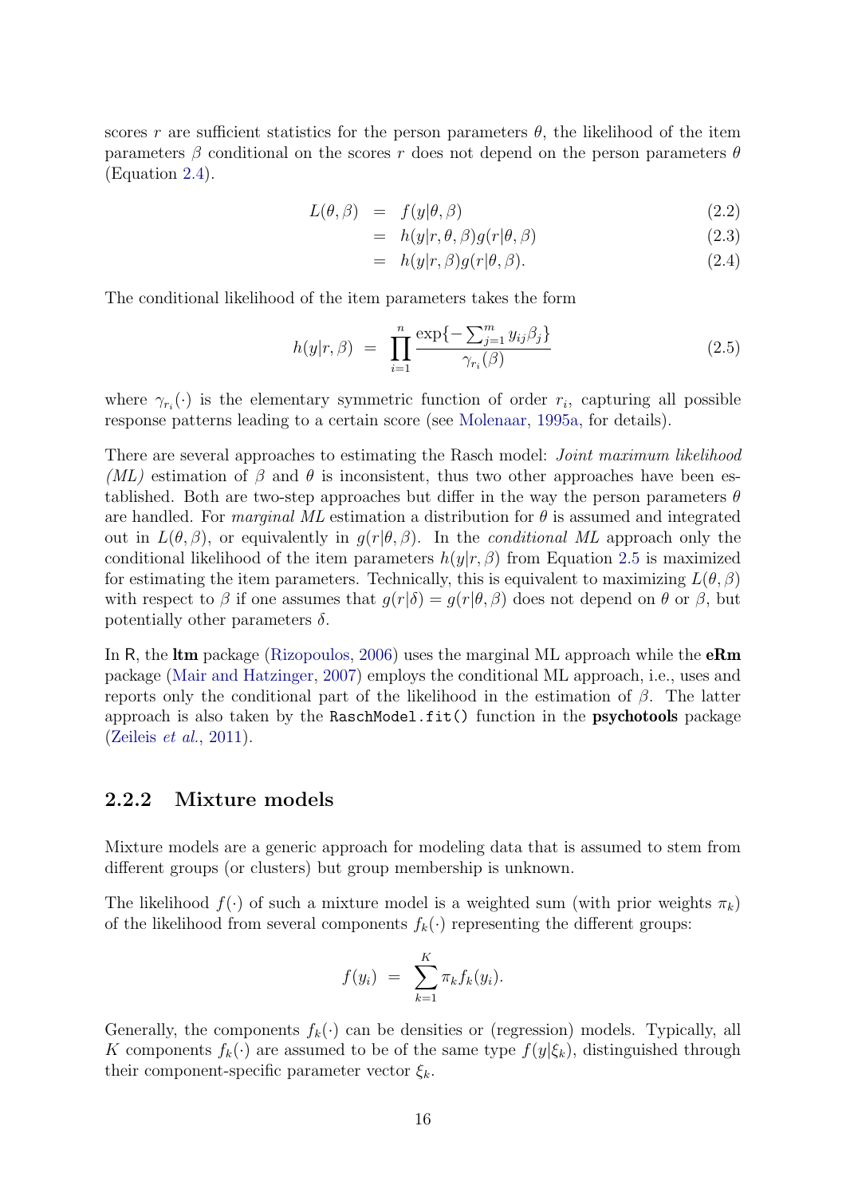scores $r$ are sufficient statistics for the person parameters $\theta$, the likelihood of the item parameters $\beta$ conditional on the scores $r$ does not depend on the person parameters $\theta$ (Equation 2.4).

$$
\begin{aligned}
L(\theta, \beta) &= f(y|\theta, \beta) && (2.2)\\
&= h(y|r, \theta, \beta) g(r|\theta, \beta) && (2.3)\\
&= h(y|r, \beta) g(r|\theta, \beta). && (2.4)
\end{aligned}
$$

The conditional likelihood of the item parameters takes the form

$$
h(y|r, \beta) = \prod_{i=1}^{n} \frac{\exp\{-\sum_{j=1}^{m} y_{ij}\beta_j\}}{\gamma_{r_i}(\beta)} \qquad (2.5)
$$

where $\gamma_{r_i}(\cdot)$ is the elementary symmetric function of order $r_i$, capturing all possible response patterns leading to a certain score (see Molenaar, 1995a, for details).

There are several approaches to estimating the Rasch model: *Joint maximum likelihood (ML)* estimation of $\beta$ and $\theta$ is inconsistent, thus two other approaches have been established. Both are two-step approaches but differ in the way the person parameters $\theta$ are handled. For *marginal ML* estimation a distribution for $\theta$ is assumed and integrated out in $L(\theta, \beta)$, or equivalently in $g(r|\theta, \beta)$. In the *conditional ML* approach only the conditional likelihood of the item parameters $h(y|r, \beta)$ from Equation 2.5 is maximized for estimating the item parameters. Technically, this is equivalent to maximizing $L(\theta, \beta)$ with respect to $\beta$ if one assumes that $g(r|\delta) = g(r|\theta, \beta)$ does not depend on $\theta$ or $\beta$, but potentially other parameters $\delta$.

In R, the **ltm** package (Rizopoulos, 2006) uses the marginal ML approach while the **eRm** package (Mair and Hatzinger, 2007) employs the conditional ML approach, i.e., uses and reports only the conditional part of the likelihood in the estimation of $\beta$. The latter approach is also taken by the `RaschModel.fit()` function in the **psychotools** package (Zeileis *et al.*, 2011).

### 2.2.2 Mixture models

Mixture models are a generic approach for modeling data that is assumed to stem from different groups (or clusters) but group membership is unknown.

The likelihood $f(\cdot)$ of such a mixture model is a weighted sum (with prior weights $\pi_k$) of the likelihood from several components $f_k(\cdot)$ representing the different groups:

$$
f(y_i) = \sum_{k=1}^{K} \pi_k f_k(y_i).
$$

Generally, the components $f_k(\cdot)$ can be densities or (regression) models. Typically, all $K$ components $f_k(\cdot)$ are assumed to be of the same type $f(y|\xi_k)$, distinguished through their component-specific parameter vector $\xi_k$.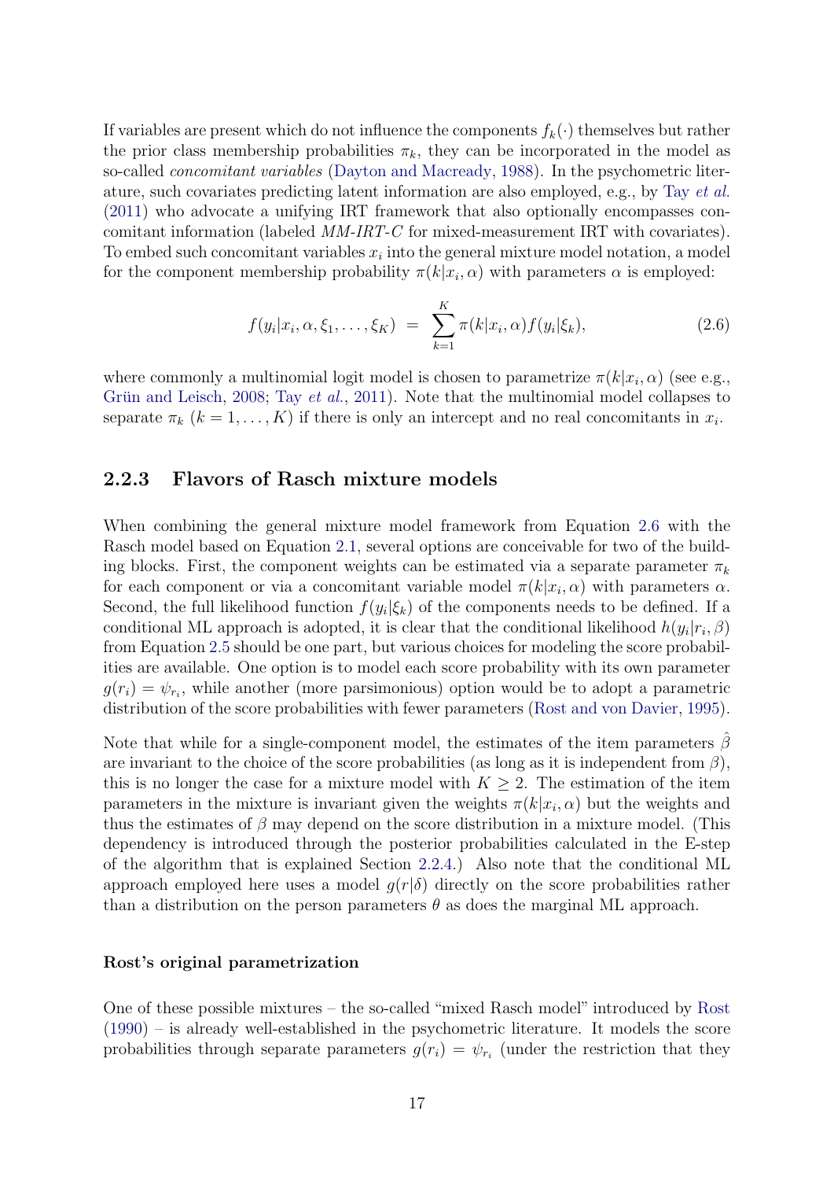If variables are present which do not influence the components $f_k(\cdot)$ themselves but rather the prior class membership probabilities $\pi_k$, they can be incorporated in the model as so-called *concomitant variables* (Dayton and Macready, 1988). In the psychometric literature, such covariates predicting latent information are also employed, e.g., by Tay *et al.* (2011) who advocate a unifying IRT framework that also optionally encompasses concomitant information (labeled *MM-IRT-C* for mixed-measurement IRT with covariates). To embed such concomitant variables $x_i$ into the general mixture model notation, a model for the component membership probability $\pi(k|x_i, \alpha)$ with parameters $\alpha$ is employed:

$$f(y_i|x_i, \alpha, \xi_1, \ldots, \xi_K) \;=\; \sum_{k=1}^{K} \pi(k|x_i, \alpha) f(y_i|\xi_k), \tag{2.6}$$

where commonly a multinomial logit model is chosen to parametrize $\pi(k|x_i, \alpha)$ (see e.g., Grün and Leisch, 2008; Tay *et al.*, 2011). Note that the multinomial model collapses to separate $\pi_k$ ($k = 1, \ldots, K$) if there is only an intercept and no real concomitants in $x_i$.

### 2.2.3 Flavors of Rasch mixture models

When combining the general mixture model framework from Equation 2.6 with the Rasch model based on Equation 2.1, several options are conceivable for two of the building blocks. First, the component weights can be estimated via a separate parameter $\pi_k$ for each component or via a concomitant variable model $\pi(k|x_i, \alpha)$ with parameters $\alpha$. Second, the full likelihood function $f(y_i|\xi_k)$ of the components needs to be defined. If a conditional ML approach is adopted, it is clear that the conditional likelihood $h(y_i|r_i, \beta)$ from Equation 2.5 should be one part, but various choices for modeling the score probabilities are available. One option is to model each score probability with its own parameter $g(r_i) = \psi_{r_i}$, while another (more parsimonious) option would be to adopt a parametric distribution of the score probabilities with fewer parameters (Rost and von Davier, 1995).

Note that while for a single-component model, the estimates of the item parameters $\hat{\beta}$ are invariant to the choice of the score probabilities (as long as it is independent from $\beta$), this is no longer the case for a mixture model with $K \geq 2$. The estimation of the item parameters in the mixture is invariant given the weights $\pi(k|x_i, \alpha)$ but the weights and thus the estimates of $\beta$ may depend on the score distribution in a mixture model. (This dependency is introduced through the posterior probabilities calculated in the E-step of the algorithm that is explained Section 2.2.4.) Also note that the conditional ML approach employed here uses a model $g(r|\delta)$ directly on the score probabilities rather than a distribution on the person parameters $\theta$ as does the marginal ML approach.

#### Rost's original parametrization

One of these possible mixtures – the so-called "mixed Rasch model" introduced by Rost (1990) – is already well-established in the psychometric literature. It models the score probabilities through separate parameters $g(r_i) = \psi_{r_i}$ (under the restriction that they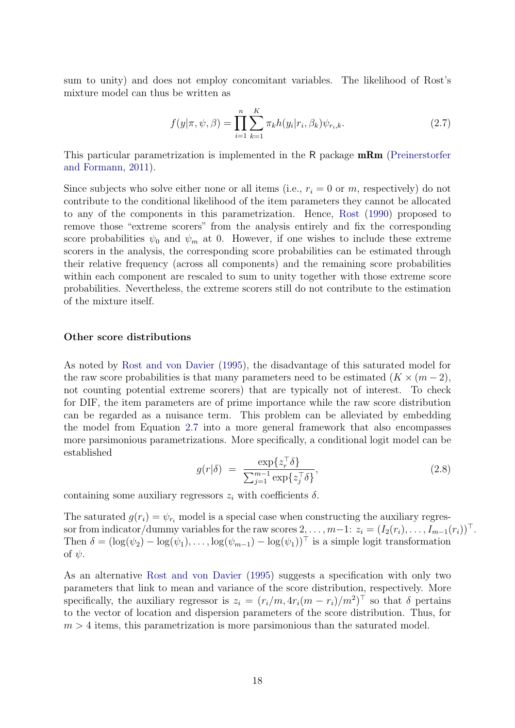sum to unity) and does not employ concomitant variables. The likelihood of Rost's mixture model can thus be written as

$$f(y|\pi, \psi, \beta) = \prod_{i=1}^{n} \sum_{k=1}^{K} \pi_k h(y_i|r_i, \beta_k) \psi_{r_i,k}. \tag{2.7}$$

This particular parametrization is implemented in the R package **mRm** (Preinerstorfer and Formann, 2011).

Since subjects who solve either none or all items (i.e., $r_i = 0$ or $m$, respectively) do not contribute to the conditional likelihood of the item parameters they cannot be allocated to any of the components in this parametrization. Hence, Rost (1990) proposed to remove those "extreme scorers" from the analysis entirely and fix the corresponding score probabilities $\psi_0$ and $\psi_m$ at 0. However, if one wishes to include these extreme scorers in the analysis, the corresponding score probabilities can be estimated through their relative frequency (across all components) and the remaining score probabilities within each component are rescaled to sum to unity together with those extreme score probabilities. Nevertheless, the extreme scorers still do not contribute to the estimation of the mixture itself.

#### Other score distributions

As noted by Rost and von Davier (1995), the disadvantage of this saturated model for the raw score probabilities is that many parameters need to be estimated ($K \times (m - 2)$, not counting potential extreme scorers) that are typically not of interest. To check for DIF, the item parameters are of prime importance while the raw score distribution can be regarded as a nuisance term. This problem can be alleviated by embedding the model from Equation 2.7 into a more general framework that also encompasses more parsimonious parametrizations. More specifically, a conditional logit model can be established

$$g(r|\delta) = \frac{\exp\{z_r^\top \delta\}}{\sum_{j=1}^{m-1} \exp\{z_j^\top \delta\}}, \tag{2.8}$$

containing some auxiliary regressors $z_i$ with coefficients $\delta$.

The saturated $g(r_i) = \psi_{r_i}$ model is a special case when constructing the auxiliary regressor from indicator/dummy variables for the raw scores $2, \dots, m-1$: $z_i = (I_2(r_i), \dots, I_{m-1}(r_i))^\top$. Then $\delta = (\log(\psi_2) - \log(\psi_1), \dots, \log(\psi_{m-1}) - \log(\psi_1))^\top$ is a simple logit transformation of $\psi$.

As an alternative Rost and von Davier (1995) suggests a specification with only two parameters that link to mean and variance of the score distribution, respectively. More specifically, the auxiliary regressor is $z_i = (r_i/m, 4r_i(m - r_i)/m^2)^\top$ so that $\delta$ pertains to the vector of location and dispersion parameters of the score distribution. Thus, for $m > 4$ items, this parametrization is more parsimonious than the saturated model.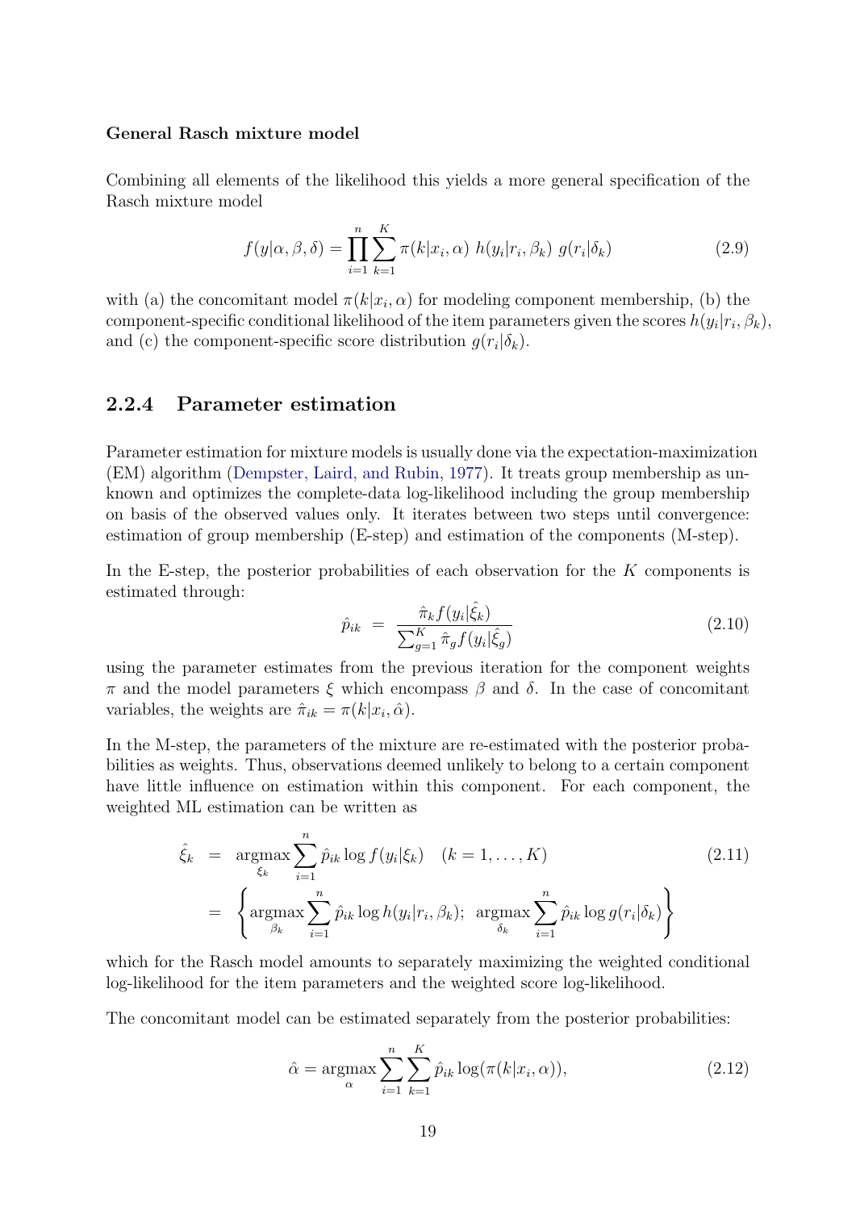**General Rasch mixture model**

Combining all elements of the likelihood this yields a more general specification of the Rasch mixture model

$$f(y|\alpha, \beta, \delta) = \prod_{i=1}^{n} \sum_{k=1}^{K} \pi(k|x_i, \alpha) \; h(y_i|r_i, \beta_k) \; g(r_i|\delta_k) \tag{2.9}$$

with (a) the concomitant model $\pi(k|x_i, \alpha)$ for modeling component membership, (b) the component-specific conditional likelihood of the item parameters given the scores $h(y_i|r_i, \beta_k)$, and (c) the component-specific score distribution $g(r_i|\delta_k)$.

### 2.2.4 Parameter estimation

Parameter estimation for mixture models is usually done via the expectation-maximization (EM) algorithm (Dempster, Laird, and Rubin, 1977). It treats group membership as unknown and optimizes the complete-data log-likelihood including the group membership on basis of the observed values only. It iterates between two steps until convergence: estimation of group membership (E-step) and estimation of the components (M-step).

In the E-step, the posterior probabilities of each observation for the $K$ components is estimated through:

$$\hat{p}_{ik} \;=\; \frac{\hat{\pi}_k f(y_i|\hat{\xi}_k)}{\sum_{g=1}^{K} \hat{\pi}_g f(y_i|\hat{\xi}_g)} \tag{2.10}$$

using the parameter estimates from the previous iteration for the component weights $\pi$ and the model parameters $\xi$ which encompass $\beta$ and $\delta$. In the case of concomitant variables, the weights are $\hat{\pi}_{ik} = \pi(k|x_i, \hat{\alpha})$.

In the M-step, the parameters of the mixture are re-estimated with the posterior probabilities as weights. Thus, observations deemed unlikely to belong to a certain component have little influence on estimation within this component. For each component, the weighted ML estimation can be written as

$$\begin{aligned}
\hat{\xi}_k &= \underset{\xi_k}{\operatorname{argmax}} \sum_{i=1}^{n} \hat{p}_{ik} \log f(y_i|\xi_k) \quad (k = 1, \dots, K) \\
&= \left\{ \underset{\beta_k}{\operatorname{argmax}} \sum_{i=1}^{n} \hat{p}_{ik} \log h(y_i|r_i, \beta_k); \;\; \underset{\delta_k}{\operatorname{argmax}} \sum_{i=1}^{n} \hat{p}_{ik} \log g(r_i|\delta_k) \right\}
\end{aligned} \tag{2.11}$$

which for the Rasch model amounts to separately maximizing the weighted conditional log-likelihood for the item parameters and the weighted score log-likelihood.

The concomitant model can be estimated separately from the posterior probabilities:

$$\hat{\alpha} = \underset{\alpha}{\operatorname{argmax}} \sum_{i=1}^{n} \sum_{k=1}^{K} \hat{p}_{ik} \log(\pi(k|x_i, \alpha)), \tag{2.12}$$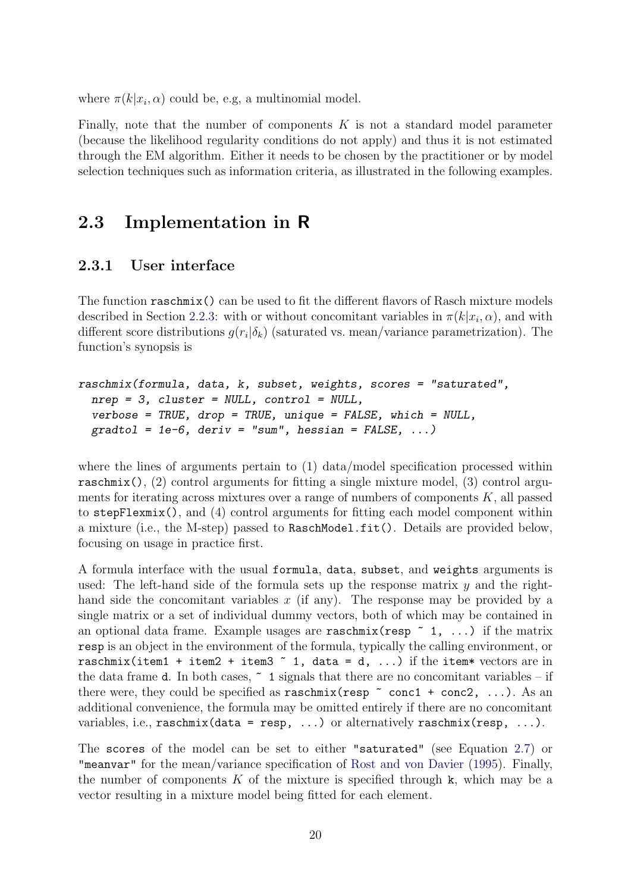where $\pi(k|x_i, \alpha)$ could be, e.g, a multinomial model.

Finally, note that the number of components $K$ is not a standard model parameter (because the likelihood regularity conditions do not apply) and thus it is not estimated through the EM algorithm. Either it needs to be chosen by the practitioner or by model selection techniques such as information criteria, as illustrated in the following examples.

## 2.3 Implementation in R

### 2.3.1 User interface

The function `raschmix()` can be used to fit the different flavors of Rasch mixture models described in Section 2.2.3: with or without concomitant variables in $\pi(k|x_i, \alpha)$, and with different score distributions $g(r_i|\delta_k)$ (saturated vs. mean/variance parametrization). The function's synopsis is

```
raschmix(formula, data, k, subset, weights, scores = "saturated",
  nrep = 3, cluster = NULL, control = NULL,
  verbose = TRUE, drop = TRUE, unique = FALSE, which = NULL,
  gradtol = 1e-6, deriv = "sum", hessian = FALSE, ...)
```

where the lines of arguments pertain to (1) data/model specification processed within `raschmix()`, (2) control arguments for fitting a single mixture model, (3) control arguments for iterating across mixtures over a range of numbers of components $K$, all passed to `stepFlexmix()`, and (4) control arguments for fitting each model component within a mixture (i.e., the M-step) passed to `RaschModel.fit()`. Details are provided below, focusing on usage in practice first.

A formula interface with the usual `formula`, `data`, `subset`, and `weights` arguments is used: The left-hand side of the formula sets up the response matrix $y$ and the right-hand side the concomitant variables $x$ (if any). The response may be provided by a single matrix or a set of individual dummy vectors, both of which may be contained in an optional data frame. Example usages are `raschmix(resp ~ 1, ...)` if the matrix `resp` is an object in the environment of the formula, typically the calling environment, or `raschmix(item1 + item2 + item3 ~ 1, data = d, ...)` if the `item*` vectors are in the data frame `d`. In both cases, `~ 1` signals that there are no concomitant variables – if there were, they could be specified as `raschmix(resp ~ conc1 + conc2, ...)`. As an additional convenience, the formula may be omitted entirely if there are no concomitant variables, i.e., `raschmix(data = resp, ...)` or alternatively `raschmix(resp, ...)`.

The `scores` of the model can be set to either `"saturated"` (see Equation 2.7) or `"meanvar"` for the mean/variance specification of Rost and von Davier (1995). Finally, the number of components $K$ of the mixture is specified through `k`, which may be a vector resulting in a mixture model being fitted for each element.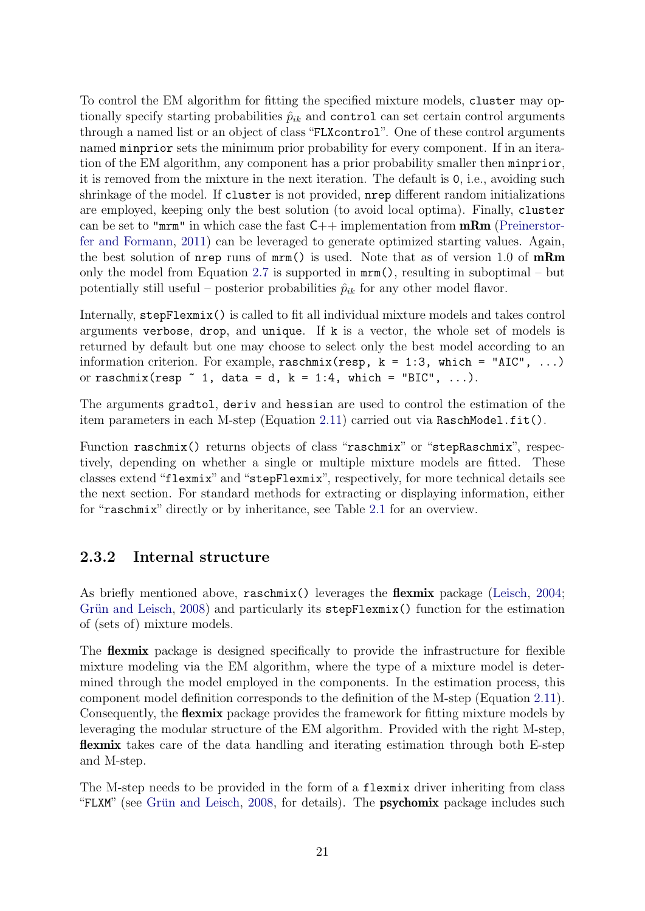To control the EM algorithm for fitting the specified mixture models, `cluster` may optionally specify starting probabilities $\hat{p}_{ik}$ and `control` can set certain control arguments through a named list or an object of class "`FLXcontrol`". One of these control arguments named `minprior` sets the minimum prior probability for every component. If in an iteration of the EM algorithm, any component has a prior probability smaller then `minprior`, it is removed from the mixture in the next iteration. The default is `0`, i.e., avoiding such shrinkage of the model. If `cluster` is not provided, `nrep` different random initializations are employed, keeping only the best solution (to avoid local optima). Finally, `cluster` can be set to `"mrm"` in which case the fast C++ implementation from **mRm** (Preinerstorfer and Formann, 2011) can be leveraged to generate optimized starting values. Again, the best solution of `nrep` runs of `mrm()` is used. Note that as of version 1.0 of **mRm** only the model from Equation 2.7 is supported in `mrm()`, resulting in suboptimal – but potentially still useful – posterior probabilities $\hat{p}_{ik}$ for any other model flavor.

Internally, `stepFlexmix()` is called to fit all individual mixture models and takes control arguments `verbose`, `drop`, and `unique`. If `k` is a vector, the whole set of models is returned by default but one may choose to select only the best model according to an information criterion. For example, `raschmix(resp, k = 1:3, which = "AIC", ...)` or `raschmix(resp ~ 1, data = d, k = 1:4, which = "BIC", ...)`.

The arguments `gradtol`, `deriv` and `hessian` are used to control the estimation of the item parameters in each M-step (Equation 2.11) carried out via `RaschModel.fit()`.

Function `raschmix()` returns objects of class "`raschmix`" or "`stepRaschmix`", respectively, depending on whether a single or multiple mixture models are fitted. These classes extend "`flexmix`" and "`stepFlexmix`", respectively, for more technical details see the next section. For standard methods for extracting or displaying information, either for "`raschmix`" directly or by inheritance, see Table 2.1 for an overview.

### 2.3.2 Internal structure

As briefly mentioned above, `raschmix()` leverages the **flexmix** package (Leisch, 2004; Grün and Leisch, 2008) and particularly its `stepFlexmix()` function for the estimation of (sets of) mixture models.

The **flexmix** package is designed specifically to provide the infrastructure for flexible mixture modeling via the EM algorithm, where the type of a mixture model is determined through the model employed in the components. In the estimation process, this component model definition corresponds to the definition of the M-step (Equation 2.11). Consequently, the **flexmix** package provides the framework for fitting mixture models by leveraging the modular structure of the EM algorithm. Provided with the right M-step, **flexmix** takes care of the data handling and iterating estimation through both E-step and M-step.

The M-step needs to be provided in the form of a `flexmix` driver inheriting from class "`FLXM`" (see Grün and Leisch, 2008, for details). The **psychomix** package includes such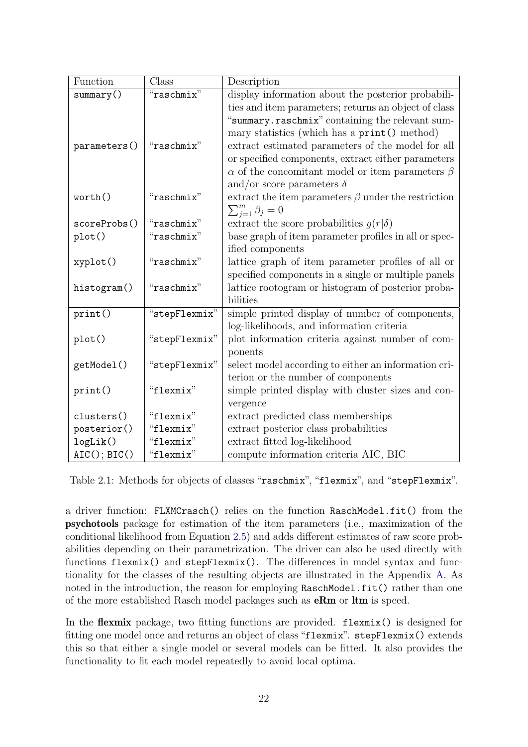| Function | Class | Description |
|---|---|---|
| `summary()` | "`raschmix`" | display information about the posterior probabilities and item parameters; returns an object of class "`summary.raschmix`" containing the relevant summary statistics (which has a `print()` method) |
| `parameters()` | "`raschmix`" | extract estimated parameters of the model for all or specified components, extract either parameters $\alpha$ of the concomitant model or item parameters $\beta$ and/or score parameters $\delta$ |
| `worth()` | "`raschmix`" | extract the item parameters $\beta$ under the restriction $\sum_{j=1}^{m} \beta_j = 0$ |
| `scoreProbs()` | "`raschmix`" | extract the score probabilities $g(r\|\delta)$ |
| `plot()` | "`raschmix`" | base graph of item parameter profiles in all or specified components |
| `xyplot()` | "`raschmix`" | lattice graph of item parameter profiles of all or specified components in a single or multiple panels |
| `histogram()` | "`raschmix`" | lattice rootogram or histogram of posterior probabilities |
| `print()` | "`stepFlexmix`" | simple printed display of number of components, log-likelihoods, and information criteria |
| `plot()` | "`stepFlexmix`" | plot information criteria against number of components |
| `getModel()` | "`stepFlexmix`" | select model according to either an information criterion or the number of components |
| `print()` | "`flexmix`" | simple printed display with cluster sizes and convergence |
| `clusters()` | "`flexmix`" | extract predicted class memberships |
| `posterior()` | "`flexmix`" | extract posterior class probabilities |
| `logLik()` | "`flexmix`" | extract fitted log-likelihood |
| `AIC()`; `BIC()` | "`flexmix`" | compute information criteria AIC, BIC |

Table 2.1: Methods for objects of classes "`raschmix`", "`flexmix`", and "`stepFlexmix`".

a driver function: `FLXMCrasch()` relies on the function `RaschModel.fit()` from the **psychotools** package for estimation of the item parameters (i.e., maximization of the conditional likelihood from Equation 2.5) and adds different estimates of raw score probabilities depending on their parametrization. The driver can also be used directly with functions `flexmix()` and `stepFlexmix()`. The differences in model syntax and functionality for the classes of the resulting objects are illustrated in the Appendix A. As noted in the introduction, the reason for employing `RaschModel.fit()` rather than one of the more established Rasch model packages such as **eRm** or **ltm** is speed.

In the **flexmix** package, two fitting functions are provided. `flexmix()` is designed for fitting one model once and returns an object of class "`flexmix`". `stepFlexmix()` extends this so that either a single model or several models can be fitted. It also provides the functionality to fit each model repeatedly to avoid local optima.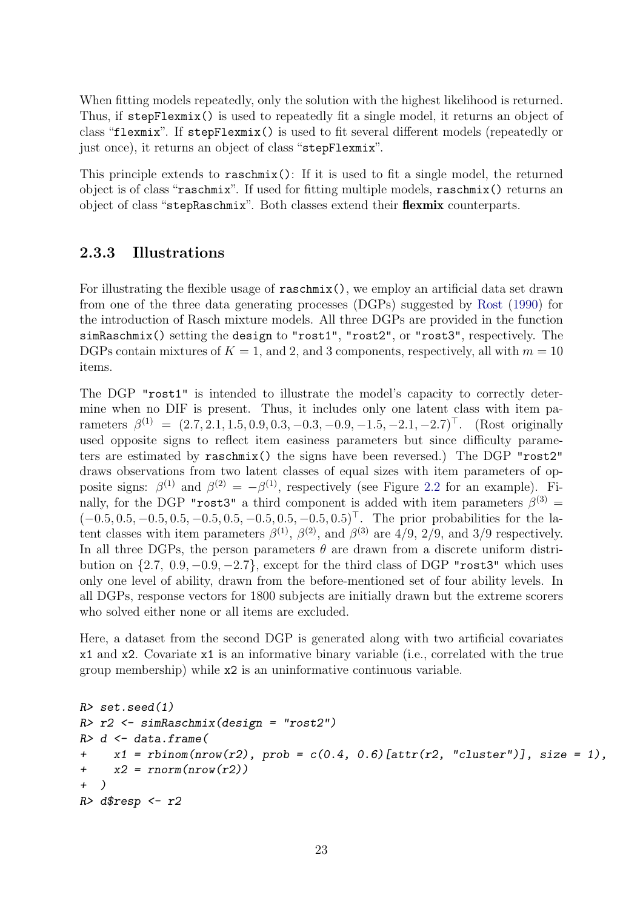When fitting models repeatedly, only the solution with the highest likelihood is returned. Thus, if `stepFlexmix()` is used to repeatedly fit a single model, it returns an object of class "`flexmix`". If `stepFlexmix()` is used to fit several different models (repeatedly or just once), it returns an object of class "`stepFlexmix`".

This principle extends to `raschmix()`: If it is used to fit a single model, the returned object is of class "`raschmix`". If used for fitting multiple models, `raschmix()` returns an object of class "`stepRaschmix`". Both classes extend their **flexmix** counterparts.

### 2.3.3 Illustrations

For illustrating the flexible usage of `raschmix()`, we employ an artificial data set drawn from one of the three data generating processes (DGPs) suggested by Rost (1990) for the introduction of Rasch mixture models. All three DGPs are provided in the function `simRaschmix()` setting the `design` to `"rost1"`, `"rost2"`, or `"rost3"`, respectively. The DGPs contain mixtures of $K = 1$, and 2, and 3 components, respectively, all with $m = 10$ items.

The DGP `"rost1"` is intended to illustrate the model's capacity to correctly determine when no DIF is present. Thus, it includes only one latent class with item parameters $\beta^{(1)} = (2.7, 2.1, 1.5, 0.9, 0.3, -0.3, -0.9, -1.5, -2.1, -2.7)^\top$. (Rost originally used opposite signs to reflect item easiness parameters but since difficulty parameters are estimated by `raschmix()` the signs have been reversed.) The DGP `"rost2"` draws observations from two latent classes of equal sizes with item parameters of opposite signs: $\beta^{(1)}$ and $\beta^{(2)} = -\beta^{(1)}$, respectively (see Figure 2.2 for an example). Finally, for the DGP `"rost3"` a third component is added with item parameters $\beta^{(3)} = (-0.5, 0.5, -0.5, 0.5, -0.5, 0.5, -0.5, 0.5, -0.5, 0.5)^\top$. The prior probabilities for the latent classes with item parameters $\beta^{(1)}$, $\beta^{(2)}$, and $\beta^{(3)}$ are 4/9, 2/9, and 3/9 respectively. In all three DGPs, the person parameters $\theta$ are drawn from a discrete uniform distribution on $\{2.7,\ 0.9, -0.9, -2.7\}$, except for the third class of DGP `"rost3"` which uses only one level of ability, drawn from the before-mentioned set of four ability levels. In all DGPs, response vectors for 1800 subjects are initially drawn but the extreme scorers who solved either none or all items are excluded.

Here, a dataset from the second DGP is generated along with two artificial covariates `x1` and `x2`. Covariate `x1` is an informative binary variable (i.e., correlated with the true group membership) while `x2` is an uninformative continuous variable.

```
R> set.seed(1)
R> r2 <- simRaschmix(design = "rost2")
R> d <- data.frame(
+    x1 = rbinom(nrow(r2), prob = c(0.4, 0.6)[attr(r2, "cluster")], size = 1),
+    x2 = rnorm(nrow(r2))
+ )
R> d$resp <- r2
```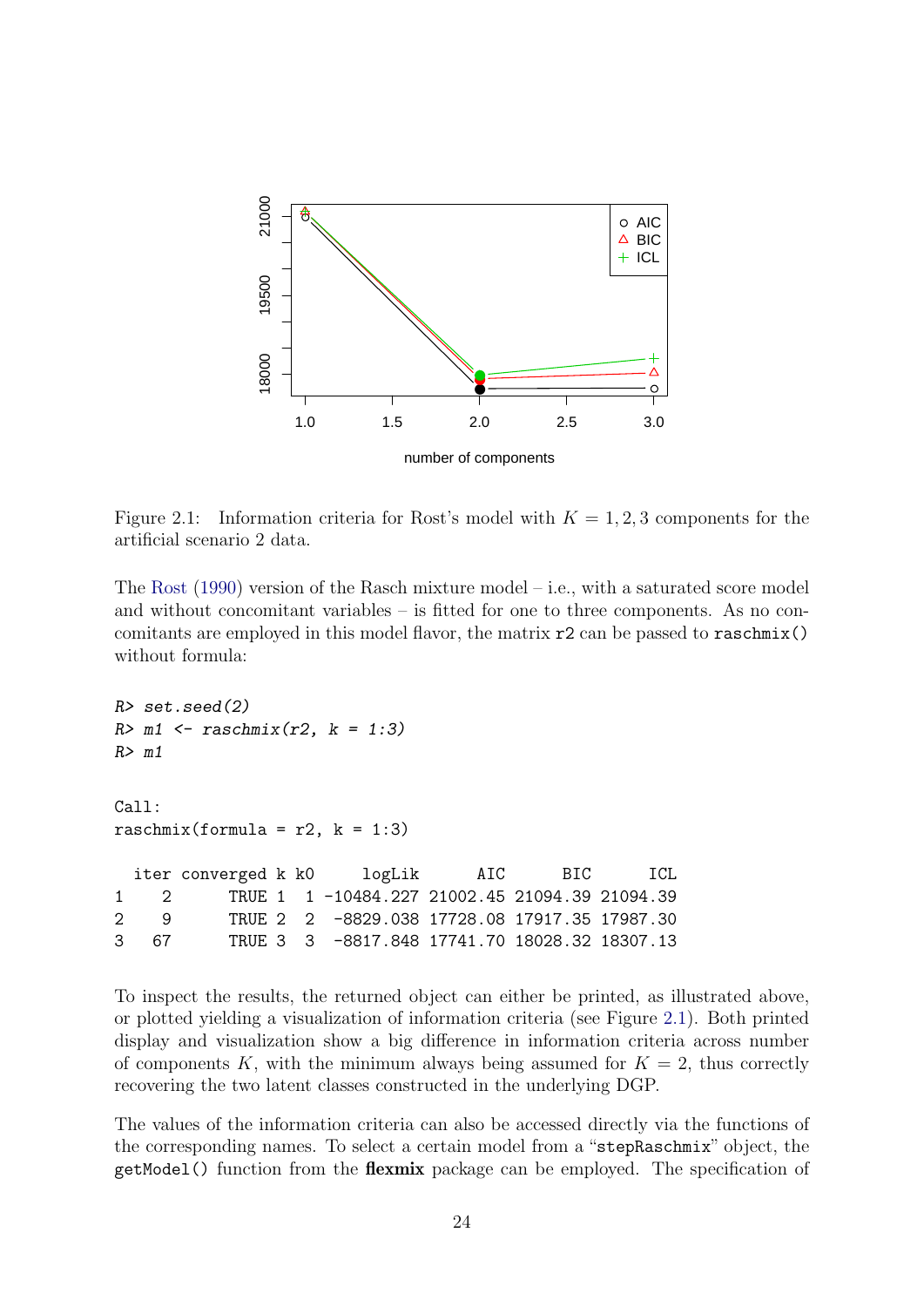Figure 2.1: Information criteria for Rost's model with $K = 1, 2, 3$ components for the artificial scenario 2 data.

The Rost (1990) version of the Rasch mixture model – i.e., with a saturated score model and without concomitant variables – is fitted for one to three components. As no concomitants are employed in this model flavor, the matrix r2 can be passed to raschmix() without formula:

```
R> set.seed(2)
R> m1 <- raschmix(r2, k = 1:3)
R> m1

Call:
raschmix(formula = r2, k = 1:3)

  iter converged k k0     logLik      AIC      BIC      ICL
1    2      TRUE 1  1 -10484.227 21002.45 21094.39 21094.39
2    9      TRUE 2  2  -8829.038 17728.08 17917.35 17987.30
3   67      TRUE 3  3  -8817.848 17741.70 18028.32 18307.13
```

To inspect the results, the returned object can either be printed, as illustrated above, or plotted yielding a visualization of information criteria (see Figure 2.1). Both printed display and visualization show a big difference in information criteria across number of components $K$, with the minimum always being assumed for $K = 2$, thus correctly recovering the two latent classes constructed in the underlying DGP.

The values of the information criteria can also be accessed directly via the functions of the corresponding names. To select a certain model from a "stepRaschmix" object, the getModel() function from the **flexmix** package can be employed. The specification of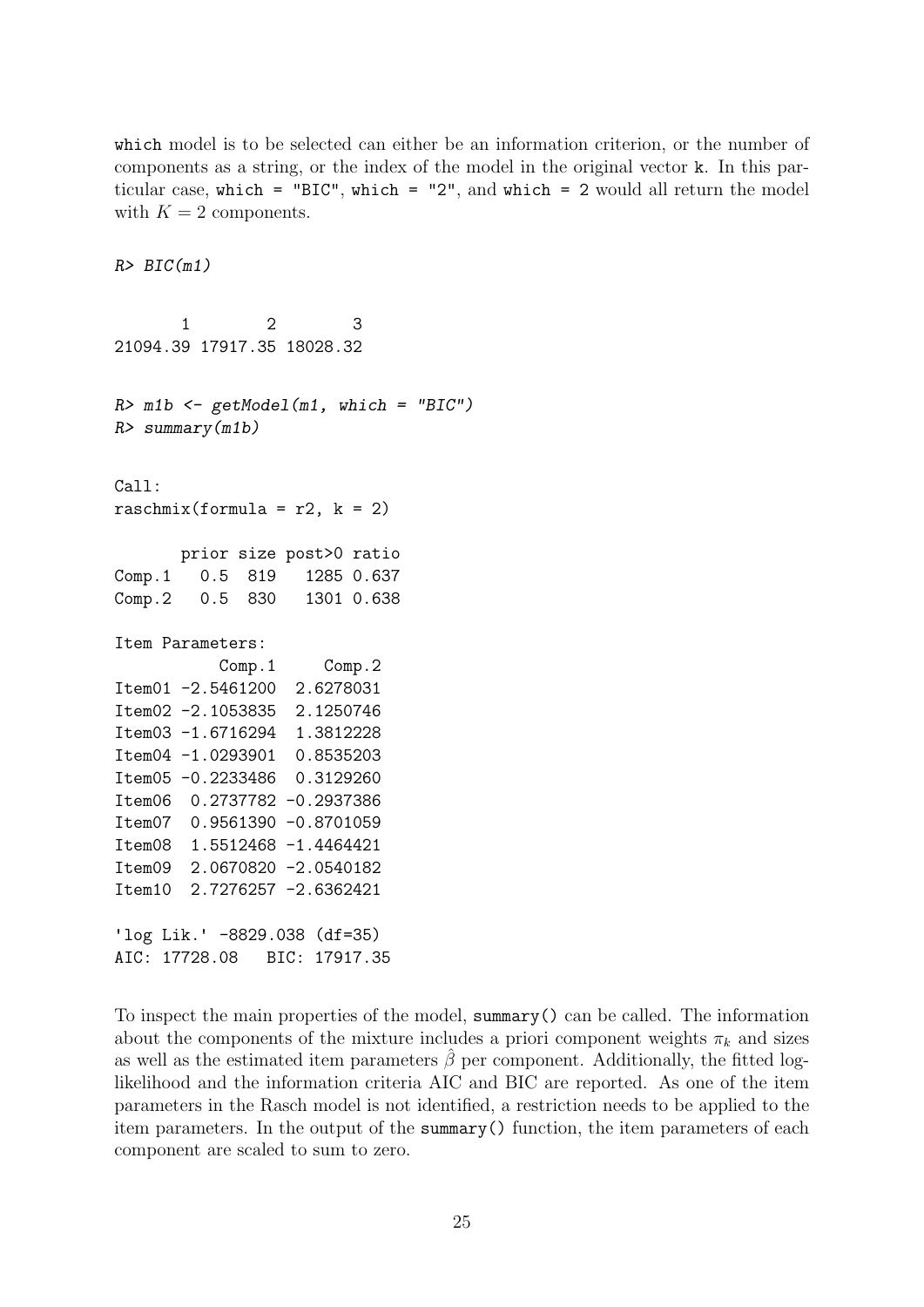which model is to be selected can either be an information criterion, or the number of components as a string, or the index of the model in the original vector k. In this particular case, which = "BIC", which = "2", and which = 2 would all return the model with $K = 2$ components.

```
R> BIC(m1)

       1        2        3
21094.39 17917.35 18028.32

R> m1b <- getModel(m1, which = "BIC")
R> summary(m1b)

Call:
raschmix(formula = r2, k = 2)

       prior size post>0 ratio
Comp.1   0.5  819   1285 0.637
Comp.2   0.5  830   1301 0.638

Item Parameters:
           Comp.1     Comp.2
Item01 -2.5461200  2.6278031
Item02 -2.1053835  2.1250746
Item03 -1.6716294  1.3812228
Item04 -1.0293901  0.8535203
Item05 -0.2233486  0.3129260
Item06  0.2737782 -0.2937386
Item07  0.9561390 -0.8701059
Item08  1.5512468 -1.4464421
Item09  2.0670820 -2.0540182
Item10  2.7276257 -2.6362421

'log Lik.' -8829.038 (df=35)
AIC: 17728.08   BIC: 17917.35
```

To inspect the main properties of the model, summary() can be called. The information about the components of the mixture includes a priori component weights $\pi_k$ and sizes as well as the estimated item parameters $\hat{\beta}$ per component. Additionally, the fitted log-likelihood and the information criteria AIC and BIC are reported. As one of the item parameters in the Rasch model is not identified, a restriction needs to be applied to the item parameters. In the output of the summary() function, the item parameters of each component are scaled to sum to zero.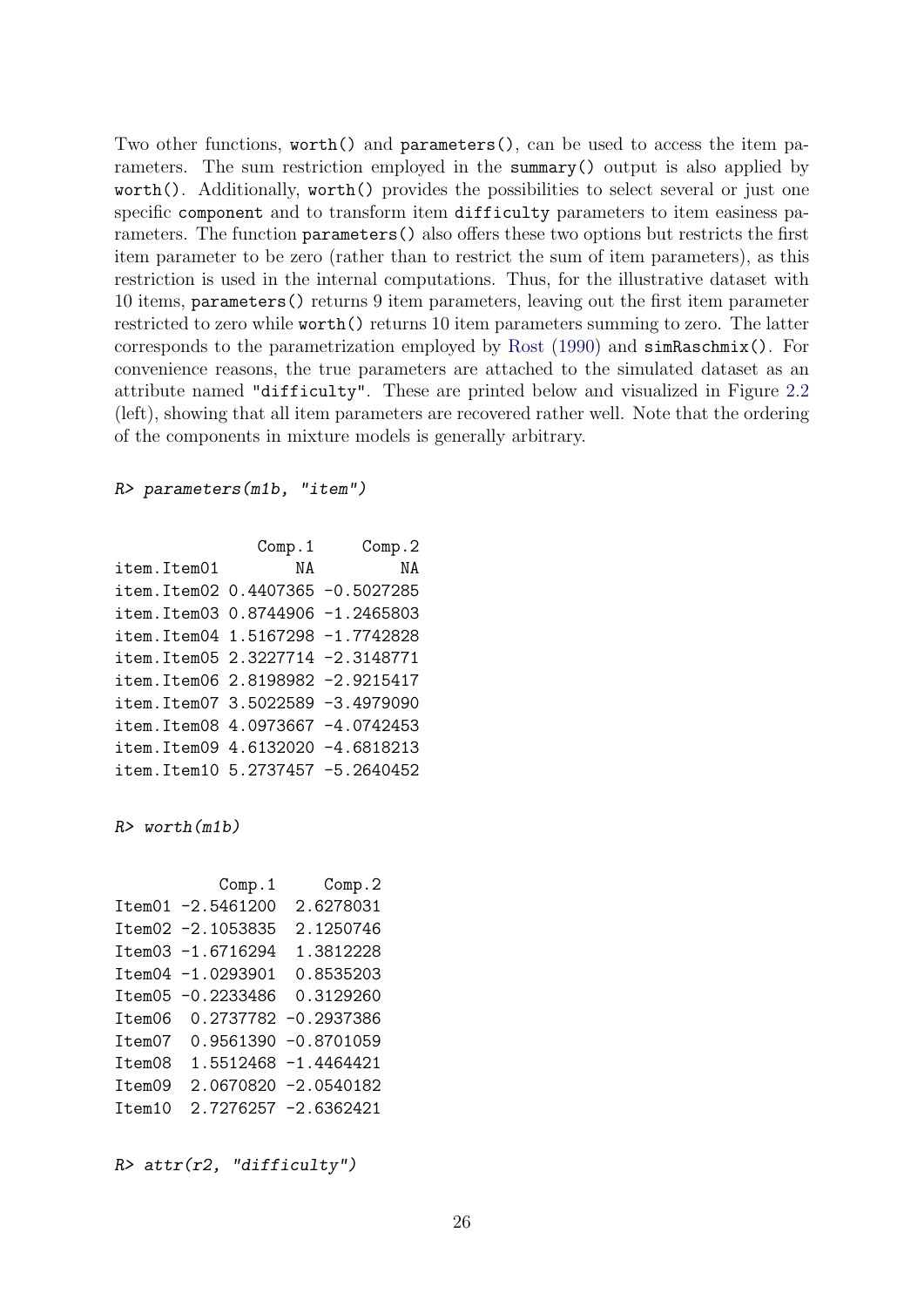Two other functions, `worth()` and `parameters()`, can be used to access the item parameters. The sum restriction employed in the `summary()` output is also applied by `worth()`. Additionally, `worth()` provides the possibilities to select several or just one specific `component` and to transform item `difficulty` parameters to item easiness parameters. The function `parameters()` also offers these two options but restricts the first item parameter to be zero (rather than to restrict the sum of item parameters), as this restriction is used in the internal computations. Thus, for the illustrative dataset with 10 items, `parameters()` returns 9 item parameters, leaving out the first item parameter restricted to zero while `worth()` returns 10 item parameters summing to zero. The latter corresponds to the parametrization employed by Rost (1990) and `simRaschmix()`. For convenience reasons, the true parameters are attached to the simulated dataset as an attribute named `"difficulty"`. These are printed below and visualized in Figure 2.2 (left), showing that all item parameters are recovered rather well. Note that the ordering of the components in mixture models is generally arbitrary.

```
R> parameters(m1b, "item")
```

```
               Comp.1     Comp.2
item.Item01        NA         NA
item.Item02 0.4407365 -0.5027285
item.Item03 0.8744906 -1.2465803
item.Item04 1.5167298 -1.7742828
item.Item05 2.3227714 -2.3148771
item.Item06 2.8198982 -2.9215417
item.Item07 3.5022589 -3.4979090
item.Item08 4.0973667 -4.0742453
item.Item09 4.6132020 -4.6818213
item.Item10 5.2737457 -5.2640452
```

```
R> worth(m1b)
```

```
           Comp.1     Comp.2
Item01 -2.5461200  2.6278031
Item02 -2.1053835  2.1250746
Item03 -1.6716294  1.3812228
Item04 -1.0293901  0.8535203
Item05 -0.2233486  0.3129260
Item06  0.2737782 -0.2937386
Item07  0.9561390 -0.8701059
Item08  1.5512468 -1.4464421
Item09  2.0670820 -2.0540182
Item10  2.7276257 -2.6362421
```

```
R> attr(r2, "difficulty")
```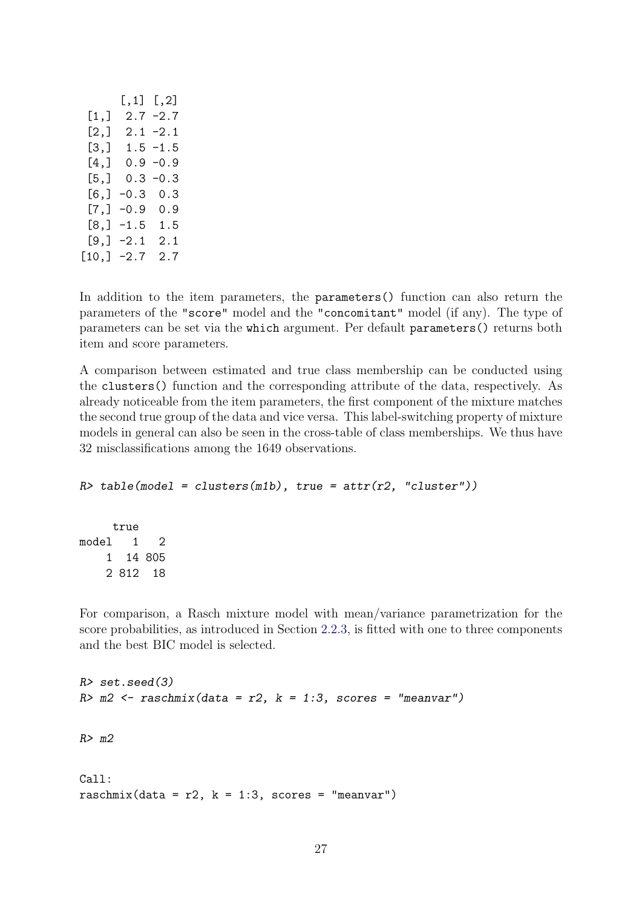```
      [,1] [,2]
 [1,]  2.7 -2.7
 [2,]  2.1 -2.1
 [3,]  1.5 -1.5
 [4,]  0.9 -0.9
 [5,]  0.3 -0.3
 [6,] -0.3  0.3
 [7,] -0.9  0.9
 [8,] -1.5  1.5
 [9,] -2.1  2.1
[10,] -2.7  2.7
```

In addition to the item parameters, the `parameters()` function can also return the parameters of the `"score"` model and the `"concomitant"` model (if any). The type of parameters can be set via the `which` argument. Per default `parameters()` returns both item and score parameters.

A comparison between estimated and true class membership can be conducted using the `clusters()` function and the corresponding attribute of the data, respectively. As already noticeable from the item parameters, the first component of the mixture matches the second true group of the data and vice versa. This label-switching property of mixture models in general can also be seen in the cross-table of class memberships. We thus have 32 misclassifications among the 1649 observations.

```
R> table(model = clusters(m1b), true = attr(r2, "cluster"))
```

```
     true
model   1   2
    1  14 805
    2 812  18
```

For comparison, a Rasch mixture model with mean/variance parametrization for the score probabilities, as introduced in Section 2.2.3, is fitted with one to three components and the best BIC model is selected.

```
R> set.seed(3)
R> m2 <- raschmix(data = r2, k = 1:3, scores = "meanvar")
```

```
R> m2
```

```
Call:
raschmix(data = r2, k = 1:3, scores = "meanvar")
```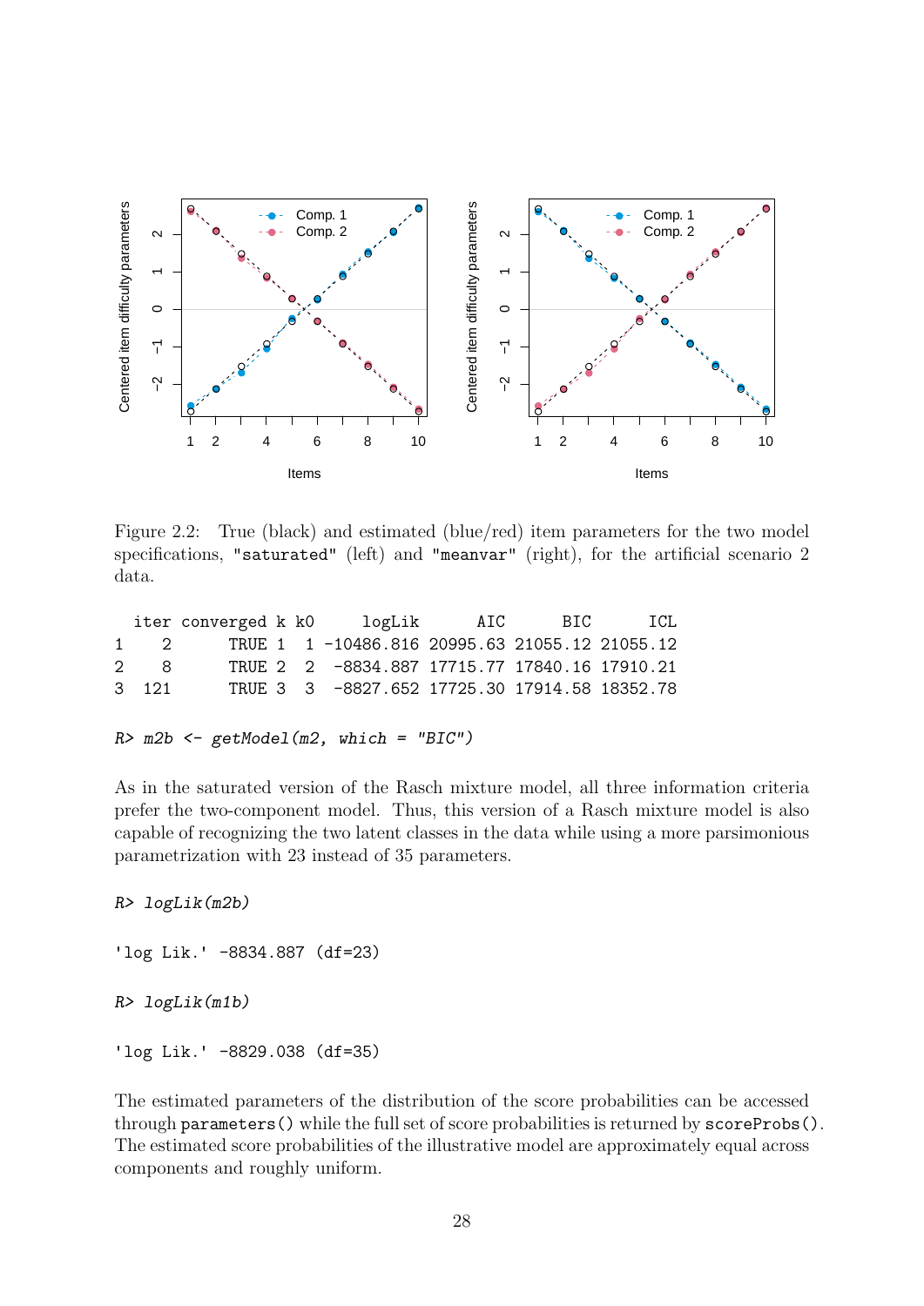Figure 2.2: True (black) and estimated (blue/red) item parameters for the two model specifications, "saturated" (left) and "meanvar" (right), for the artificial scenario 2 data.

```
  iter converged k k0     logLik      AIC      BIC      ICL
1    2      TRUE 1  1 -10486.816 20995.63 21055.12 21055.12
2    8      TRUE 2  2  -8834.887 17715.77 17840.16 17910.21
3  121      TRUE 3  3  -8827.652 17725.30 17914.58 18352.78
```

```
R> m2b <- getModel(m2, which = "BIC")
```

As in the saturated version of the Rasch mixture model, all three information criteria prefer the two-component model. Thus, this version of a Rasch mixture model is also capable of recognizing the two latent classes in the data while using a more parsimonious parametrization with 23 instead of 35 parameters.

```
R> logLik(m2b)
```

```
'log Lik.' -8834.887 (df=23)
```

```
R> logLik(m1b)
```

```
'log Lik.' -8829.038 (df=35)
```

The estimated parameters of the distribution of the score probabilities can be accessed through `parameters()` while the full set of score probabilities is returned by `scoreProbs()`. The estimated score probabilities of the illustrative model are approximately equal across components and roughly uniform.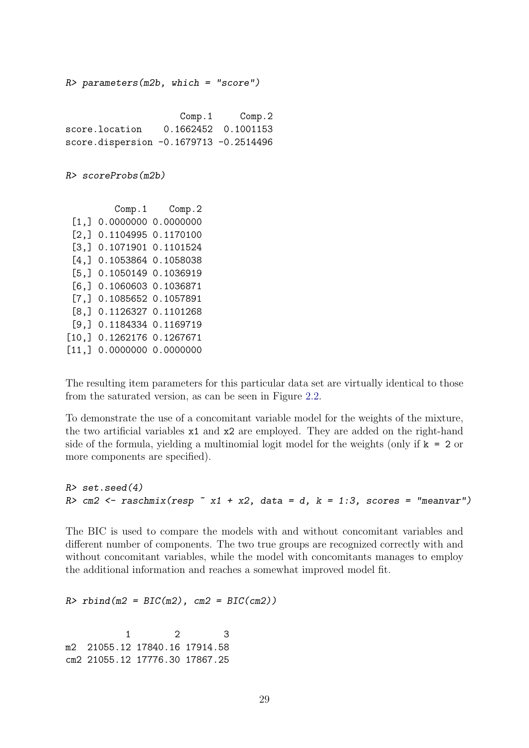```
R> parameters(m2b, which = "score")
```

```
                    Comp.1     Comp.2
score.location    0.1662452  0.1001153
score.dispersion -0.1679713 -0.2514496
```

```
R> scoreProbs(m2b)
```

```
         Comp.1    Comp.2
 [1,] 0.0000000 0.0000000
 [2,] 0.1104995 0.1170100
 [3,] 0.1071901 0.1101524
 [4,] 0.1053864 0.1058038
 [5,] 0.1050149 0.1036919
 [6,] 0.1060603 0.1036871
 [7,] 0.1085652 0.1057891
 [8,] 0.1126327 0.1101268
 [9,] 0.1184334 0.1169719
[10,] 0.1262176 0.1267671
[11,] 0.0000000 0.0000000
```

The resulting item parameters for this particular data set are virtually identical to those from the saturated version, as can be seen in Figure 2.2.

To demonstrate the use of a concomitant variable model for the weights of the mixture, the two artificial variables `x1` and `x2` are employed. They are added on the right-hand side of the formula, yielding a multinomial logit model for the weights (only if `k = 2` or more components are specified).

```
R> set.seed(4)
R> cm2 <- raschmix(resp ~ x1 + x2, data = d, k = 1:3, scores = "meanvar")
```

The BIC is used to compare the models with and without concomitant variables and different number of components. The two true groups are recognized correctly with and without concomitant variables, while the model with concomitants manages to employ the additional information and reaches a somewhat improved model fit.

```
R> rbind(m2 = BIC(m2), cm2 = BIC(cm2))
```

```
           1        2        3
m2  21055.12 17840.16 17914.58
cm2 21055.12 17776.30 17867.25
```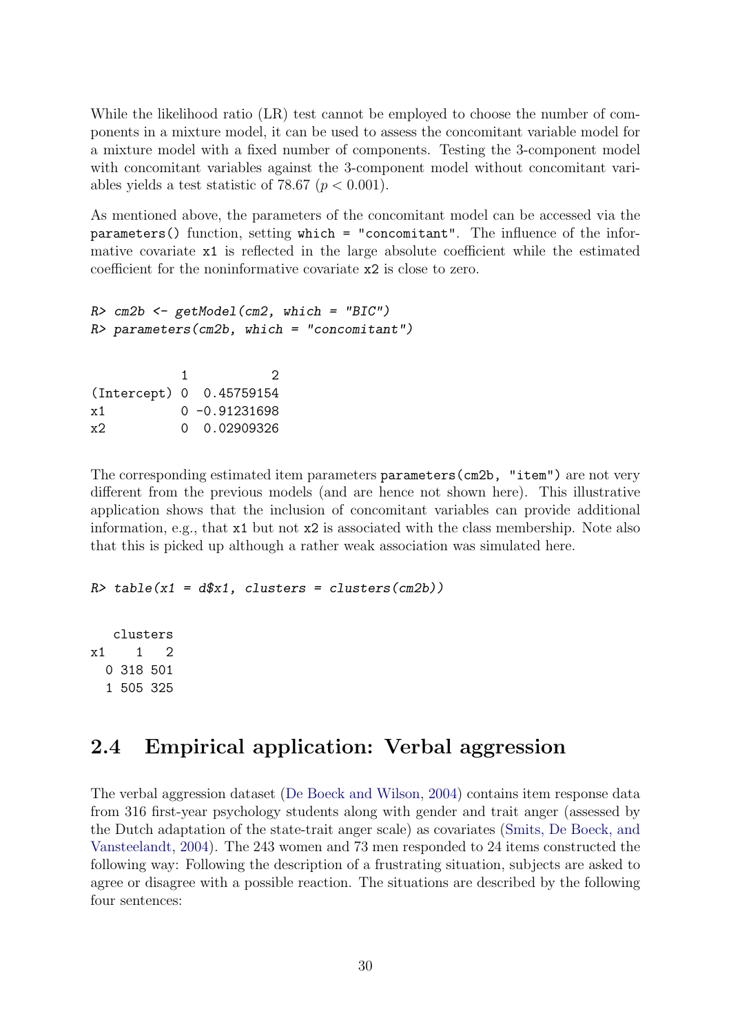While the likelihood ratio (LR) test cannot be employed to choose the number of components in a mixture model, it can be used to assess the concomitant variable model for a mixture model with a fixed number of components. Testing the 3-component model with concomitant variables against the 3-component model without concomitant variables yields a test statistic of 78.67 ($p < 0.001$).

As mentioned above, the parameters of the concomitant model can be accessed via the `parameters()` function, setting `which = "concomitant"`. The influence of the informative covariate `x1` is reflected in the large absolute coefficient while the estimated coefficient for the noninformative covariate `x2` is close to zero.

```
R> cm2b <- getModel(cm2, which = "BIC")
R> parameters(cm2b, which = "concomitant")
```

```
            1           2
(Intercept) 0  0.45759154
x1          0 -0.91231698
x2          0  0.02909326
```

The corresponding estimated item parameters `parameters(cm2b, "item")` are not very different from the previous models (and are hence not shown here). This illustrative application shows that the inclusion of concomitant variables can provide additional information, e.g., that `x1` but not `x2` is associated with the class membership. Note also that this is picked up although a rather weak association was simulated here.

```
R> table(x1 = d$x1, clusters = clusters(cm2b))
```

```
   clusters
x1    1   2
  0 318 501
  1 505 325
```

## 2.4 Empirical application: Verbal aggression

The verbal aggression dataset (De Boeck and Wilson, 2004) contains item response data from 316 first-year psychology students along with gender and trait anger (assessed by the Dutch adaptation of the state-trait anger scale) as covariates (Smits, De Boeck, and Vansteelandt, 2004). The 243 women and 73 men responded to 24 items constructed the following way: Following the description of a frustrating situation, subjects are asked to agree or disagree with a possible reaction. The situations are described by the following four sentences: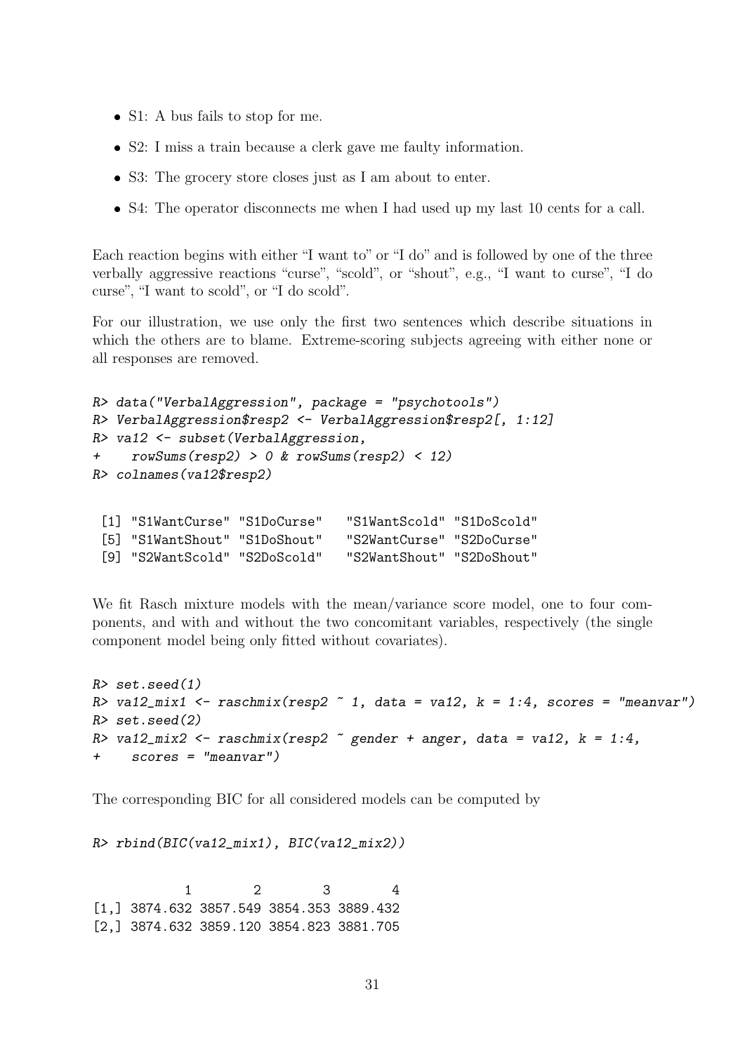- S1: A bus fails to stop for me.
- S2: I miss a train because a clerk gave me faulty information.
- S3: The grocery store closes just as I am about to enter.
- S4: The operator disconnects me when I had used up my last 10 cents for a call.

Each reaction begins with either "I want to" or "I do" and is followed by one of the three verbally aggressive reactions "curse", "scold", or "shout", e.g., "I want to curse", "I do curse", "I want to scold", or "I do scold".

For our illustration, we use only the first two sentences which describe situations in which the others are to blame. Extreme-scoring subjects agreeing with either none or all responses are removed.

```
R> data("VerbalAggression", package = "psychotools")
R> VerbalAggression$resp2 <- VerbalAggression$resp2[, 1:12]
R> va12 <- subset(VerbalAggression,
+    rowSums(resp2) > 0 & rowSums(resp2) < 12)
R> colnames(va12$resp2)
```

```
 [1] "S1WantCurse" "S1DoCurse"   "S1WantScold" "S1DoScold"
 [5] "S1WantShout" "S1DoShout"   "S2WantCurse" "S2DoCurse"
 [9] "S2WantScold" "S2DoScold"   "S2WantShout" "S2DoShout"
```

We fit Rasch mixture models with the mean/variance score model, one to four components, and with and without the two concomitant variables, respectively (the single component model being only fitted without covariates).

```
R> set.seed(1)
R> va12_mix1 <- raschmix(resp2 ~ 1, data = va12, k = 1:4, scores = "meanvar")
R> set.seed(2)
R> va12_mix2 <- raschmix(resp2 ~ gender + anger, data = va12, k = 1:4,
+    scores = "meanvar")
```

The corresponding BIC for all considered models can be computed by

```
R> rbind(BIC(va12_mix1), BIC(va12_mix2))
```

```
            1        2        3        4
[1,] 3874.632 3857.549 3854.353 3889.432
[2,] 3874.632 3859.120 3854.823 3881.705
```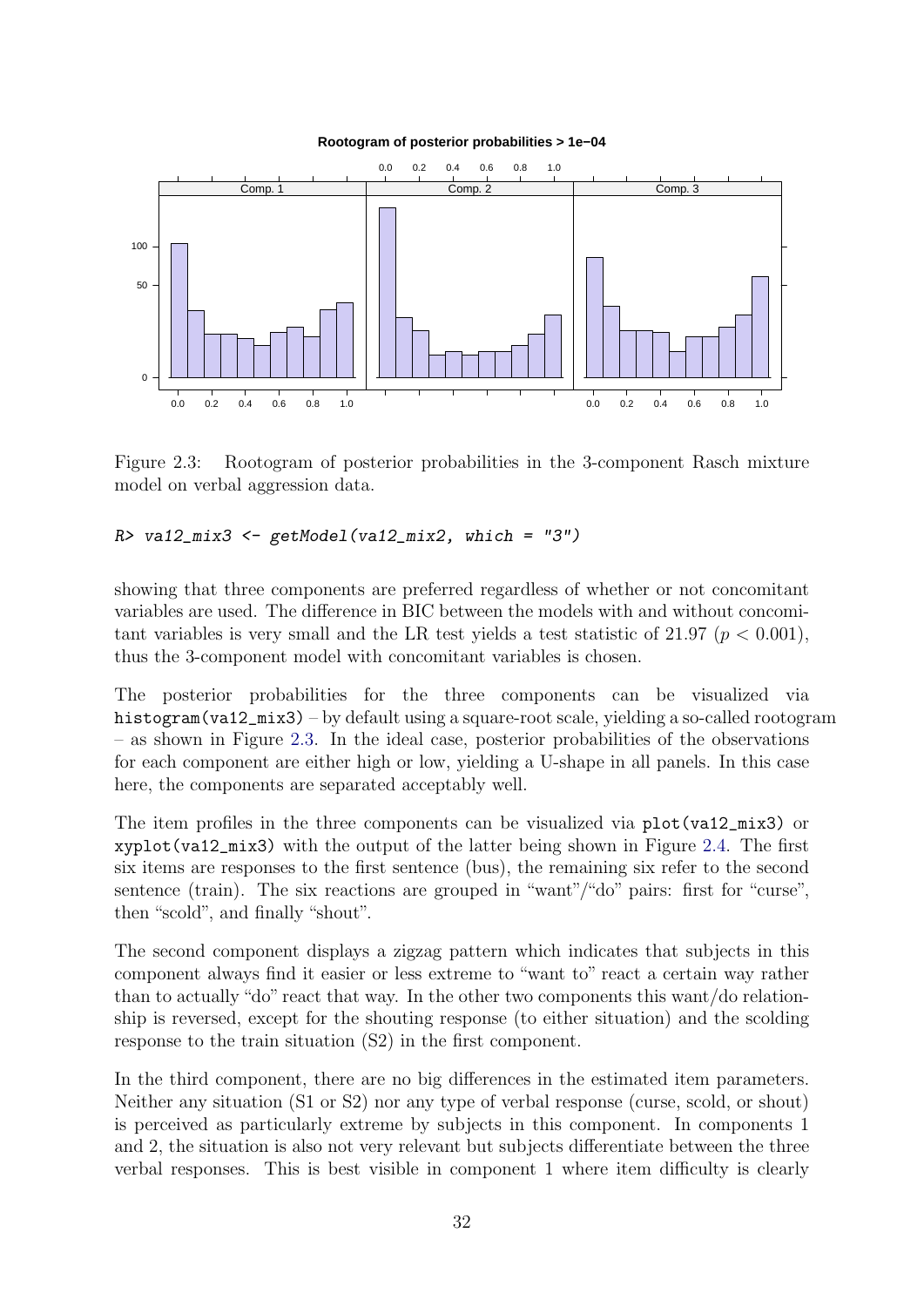Figure 2.3: Rootogram of posterior probabilities in the 3-component Rasch mixture model on verbal aggression data.

```
R> va12_mix3 <- getModel(va12_mix2, which = "3")
```

showing that three components are preferred regardless of whether or not concomitant variables are used. The difference in BIC between the models with and without concomitant variables is very small and the LR test yields a test statistic of 21.97 ($p < 0.001$), thus the 3-component model with concomitant variables is chosen.

The posterior probabilities for the three components can be visualized via `histogram(va12_mix3)` – by default using a square-root scale, yielding a so-called rootogram – as shown in Figure 2.3. In the ideal case, posterior probabilities of the observations for each component are either high or low, yielding a U-shape in all panels. In this case here, the components are separated acceptably well.

The item profiles in the three components can be visualized via `plot(va12_mix3)` or `xyplot(va12_mix3)` with the output of the latter being shown in Figure 2.4. The first six items are responses to the first sentence (bus), the remaining six refer to the second sentence (train). The six reactions are grouped in "want"/"do" pairs: first for "curse", then "scold", and finally "shout".

The second component displays a zigzag pattern which indicates that subjects in this component always find it easier or less extreme to "want to" react a certain way rather than to actually "do" react that way. In the other two components this want/do relationship is reversed, except for the shouting response (to either situation) and the scolding response to the train situation (S2) in the first component.

In the third component, there are no big differences in the estimated item parameters. Neither any situation (S1 or S2) nor any type of verbal response (curse, scold, or shout) is perceived as particularly extreme by subjects in this component. In components 1 and 2, the situation is also not very relevant but subjects differentiate between the three verbal responses. This is best visible in component 1 where item difficulty is clearly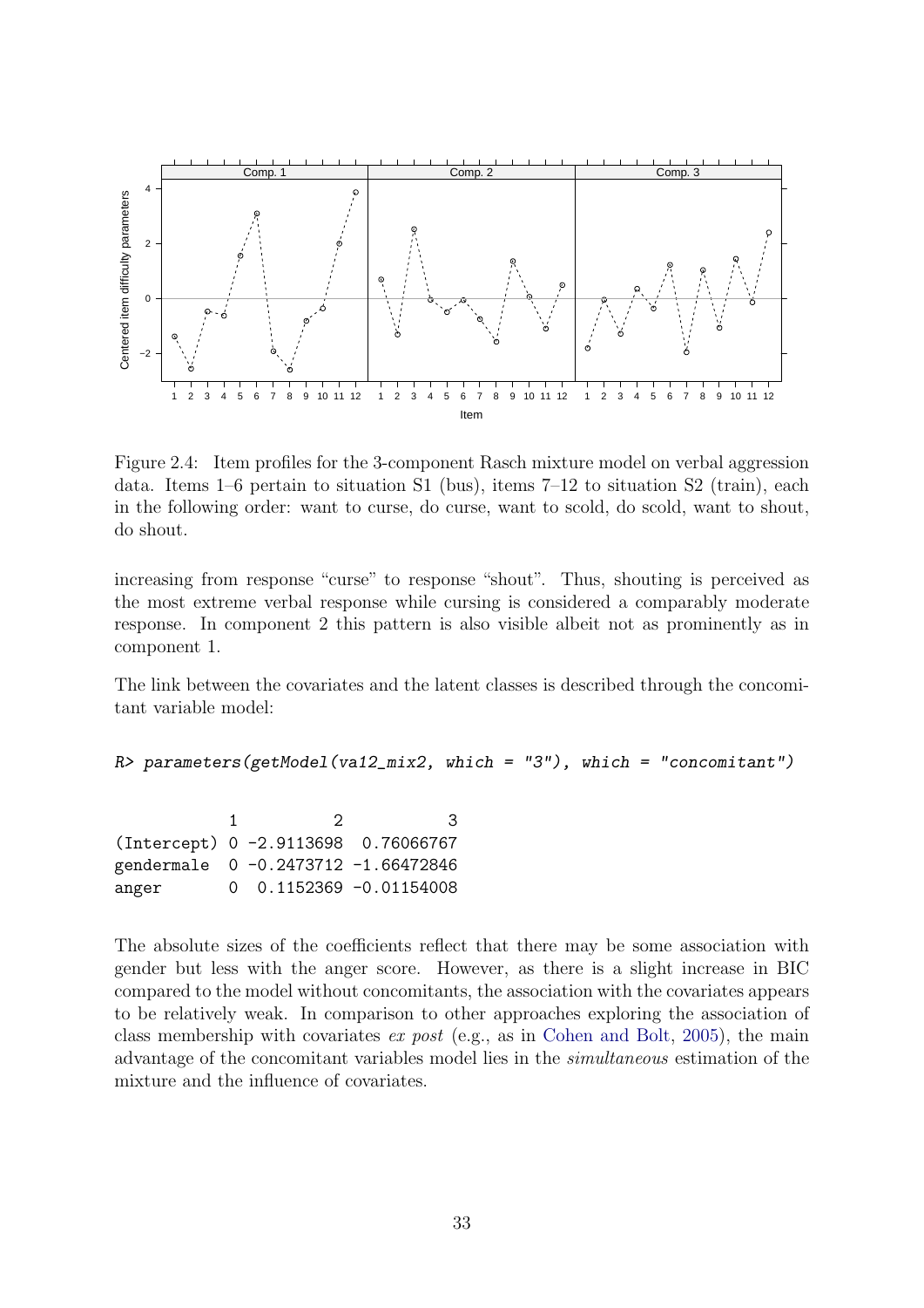Figure 2.4: Item profiles for the 3-component Rasch mixture model on verbal aggression data. Items 1–6 pertain to situation S1 (bus), items 7–12 to situation S2 (train), each in the following order: want to curse, do curse, want to scold, do scold, want to shout, do shout.

increasing from response "curse" to response "shout". Thus, shouting is perceived as the most extreme verbal response while cursing is considered a comparably moderate response. In component 2 this pattern is also visible albeit not as prominently as in component 1.

The link between the covariates and the latent classes is described through the concomitant variable model:

```
R> parameters(getModel(va12_mix2, which = "3"), which = "concomitant")
```

```
            1          2           3
(Intercept) 0 -2.9113698  0.76066767
gendermale  0 -0.2473712 -1.66472846
anger       0  0.1152369 -0.01154008
```

The absolute sizes of the coefficients reflect that there may be some association with gender but less with the anger score. However, as there is a slight increase in BIC compared to the model without concomitants, the association with the covariates appears to be relatively weak. In comparison to other approaches exploring the association of class membership with covariates *ex post* (e.g., as in Cohen and Bolt, 2005), the main advantage of the concomitant variables model lies in the *simultaneous* estimation of the mixture and the influence of covariates.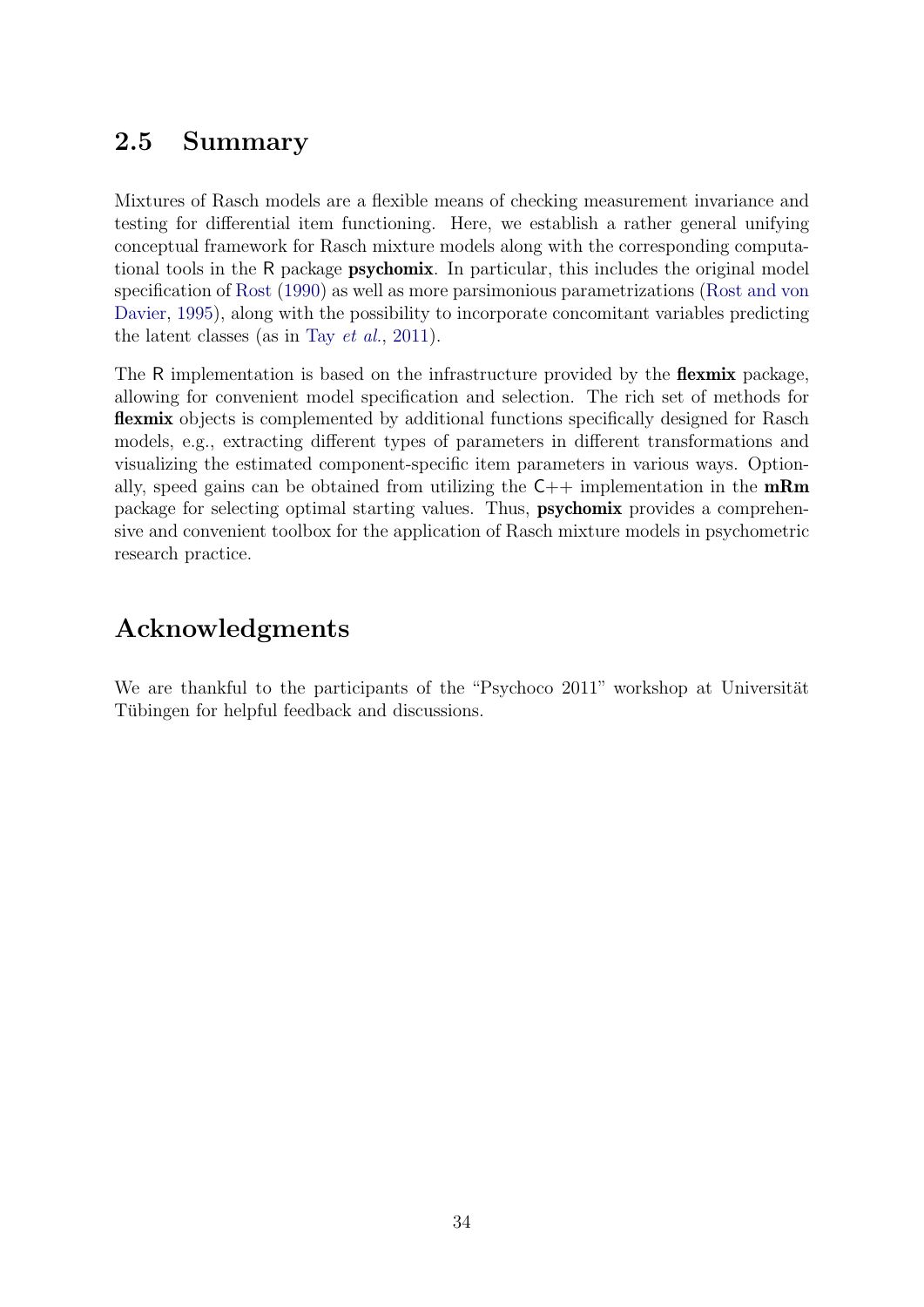## 2.5 Summary

Mixtures of Rasch models are a flexible means of checking measurement invariance and testing for differential item functioning. Here, we establish a rather general unifying conceptual framework for Rasch mixture models along with the corresponding computational tools in the R package **psychomix**. In particular, this includes the original model specification of Rost (1990) as well as more parsimonious parametrizations (Rost and von Davier, 1995), along with the possibility to incorporate concomitant variables predicting the latent classes (as in Tay *et al.*, 2011).

The R implementation is based on the infrastructure provided by the **flexmix** package, allowing for convenient model specification and selection. The rich set of methods for **flexmix** objects is complemented by additional functions specifically designed for Rasch models, e.g., extracting different types of parameters in different transformations and visualizing the estimated component-specific item parameters in various ways. Optionally, speed gains can be obtained from utilizing the C++ implementation in the **mRm** package for selecting optimal starting values. Thus, **psychomix** provides a comprehensive and convenient toolbox for the application of Rasch mixture models in psychometric research practice.

## Acknowledgments

We are thankful to the participants of the "Psychoco 2011" workshop at Universität Tübingen for helpful feedback and discussions.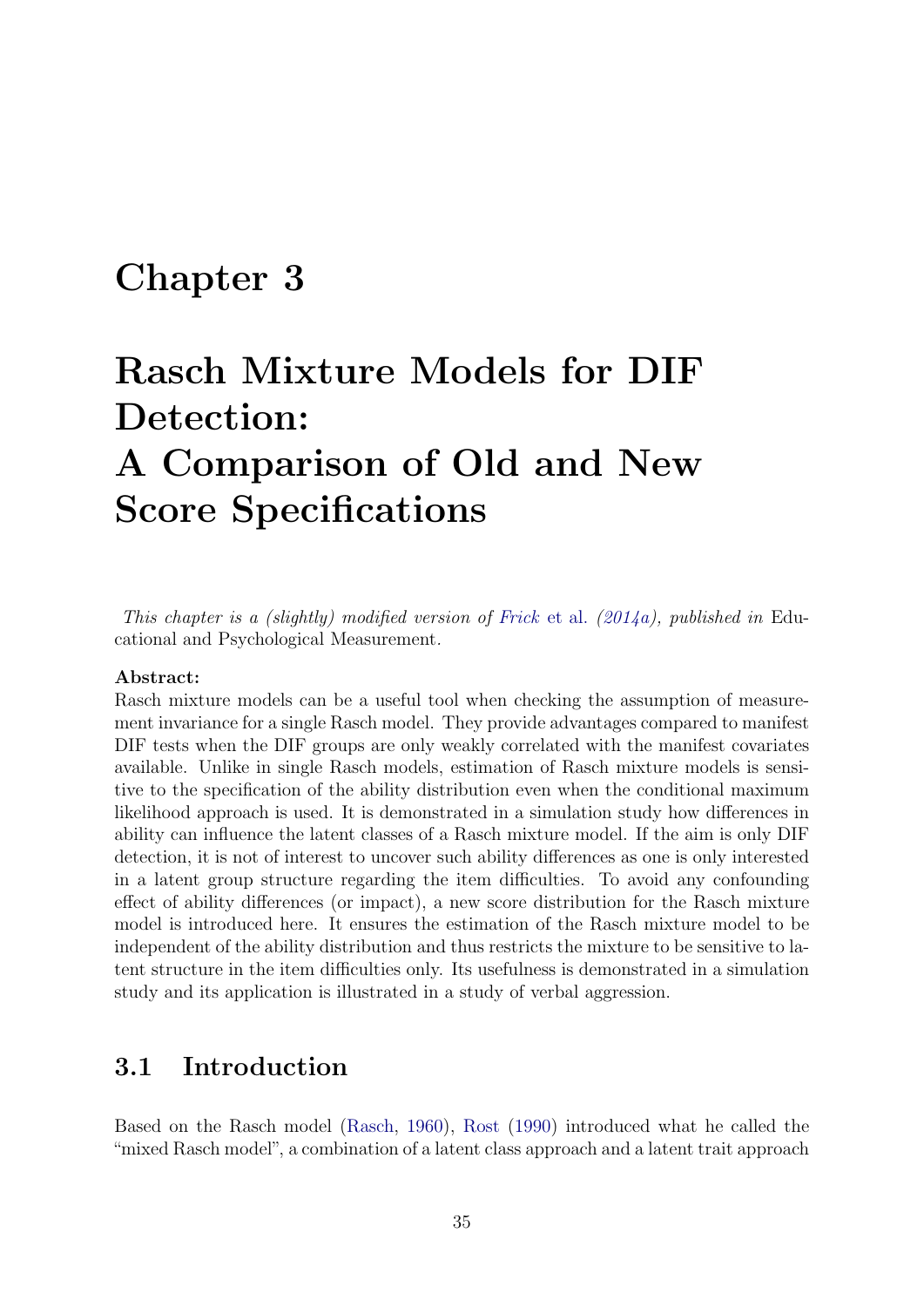# Chapter 3

# Rasch Mixture Models for DIF Detection: A Comparison of Old and New Score Specifications

*This chapter is a (slightly) modified version of Frick et al. (2014a), published in* Educational and Psychological Measurement.

**Abstract:**
Rasch mixture models can be a useful tool when checking the assumption of measurement invariance for a single Rasch model. They provide advantages compared to manifest DIF tests when the DIF groups are only weakly correlated with the manifest covariates available. Unlike in single Rasch models, estimation of Rasch mixture models is sensitive to the specification of the ability distribution even when the conditional maximum likelihood approach is used. It is demonstrated in a simulation study how differences in ability can influence the latent classes of a Rasch mixture model. If the aim is only DIF detection, it is not of interest to uncover such ability differences as one is only interested in a latent group structure regarding the item difficulties. To avoid any confounding effect of ability differences (or impact), a new score distribution for the Rasch mixture model is introduced here. It ensures the estimation of the Rasch mixture model to be independent of the ability distribution and thus restricts the mixture to be sensitive to latent structure in the item difficulties only. Its usefulness is demonstrated in a simulation study and its application is illustrated in a study of verbal aggression.

## 3.1 Introduction

Based on the Rasch model (Rasch, 1960), Rost (1990) introduced what he called the "mixed Rasch model", a combination of a latent class approach and a latent trait approach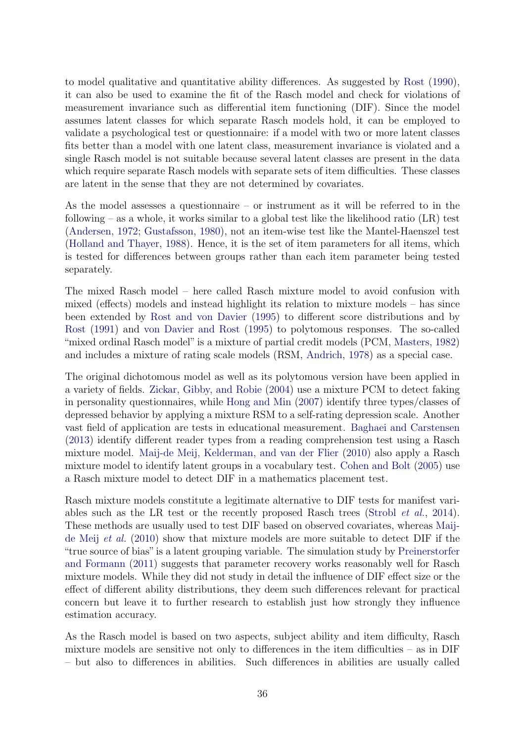to model qualitative and quantitative ability differences. As suggested by Rost (1990), it can also be used to examine the fit of the Rasch model and check for violations of measurement invariance such as differential item functioning (DIF). Since the model assumes latent classes for which separate Rasch models hold, it can be employed to validate a psychological test or questionnaire: if a model with two or more latent classes fits better than a model with one latent class, measurement invariance is violated and a single Rasch model is not suitable because several latent classes are present in the data which require separate Rasch models with separate sets of item difficulties. These classes are latent in the sense that they are not determined by covariates.

As the model assesses a questionnaire – or instrument as it will be referred to in the following – as a whole, it works similar to a global test like the likelihood ratio (LR) test (Andersen, 1972; Gustafsson, 1980), not an item-wise test like the Mantel-Haenszel test (Holland and Thayer, 1988). Hence, it is the set of item parameters for all items, which is tested for differences between groups rather than each item parameter being tested separately.

The mixed Rasch model – here called Rasch mixture model to avoid confusion with mixed (effects) models and instead highlight its relation to mixture models – has since been extended by Rost and von Davier (1995) to different score distributions and by Rost (1991) and von Davier and Rost (1995) to polytomous responses. The so-called "mixed ordinal Rasch model" is a mixture of partial credit models (PCM, Masters, 1982) and includes a mixture of rating scale models (RSM, Andrich, 1978) as a special case.

The original dichotomous model as well as its polytomous version have been applied in a variety of fields. Zickar, Gibby, and Robie (2004) use a mixture PCM to detect faking in personality questionnaires, while Hong and Min (2007) identify three types/classes of depressed behavior by applying a mixture RSM to a self-rating depression scale. Another vast field of application are tests in educational measurement. Baghaei and Carstensen (2013) identify different reader types from a reading comprehension test using a Rasch mixture model. Maij-de Meij, Kelderman, and van der Flier (2010) also apply a Rasch mixture model to identify latent groups in a vocabulary test. Cohen and Bolt (2005) use a Rasch mixture model to detect DIF in a mathematics placement test.

Rasch mixture models constitute a legitimate alternative to DIF tests for manifest variables such as the LR test or the recently proposed Rasch trees (Strobl *et al.*, 2014). These methods are usually used to test DIF based on observed covariates, whereas Maij-de Meij *et al.* (2010) show that mixture models are more suitable to detect DIF if the "true source of bias" is a latent grouping variable. The simulation study by Preinerstorfer and Formann (2011) suggests that parameter recovery works reasonably well for Rasch mixture models. While they did not study in detail the influence of DIF effect size or the effect of different ability distributions, they deem such differences relevant for practical concern but leave it to further research to establish just how strongly they influence estimation accuracy.

As the Rasch model is based on two aspects, subject ability and item difficulty, Rasch mixture models are sensitive not only to differences in the item difficulties – as in DIF – but also to differences in abilities. Such differences in abilities are usually called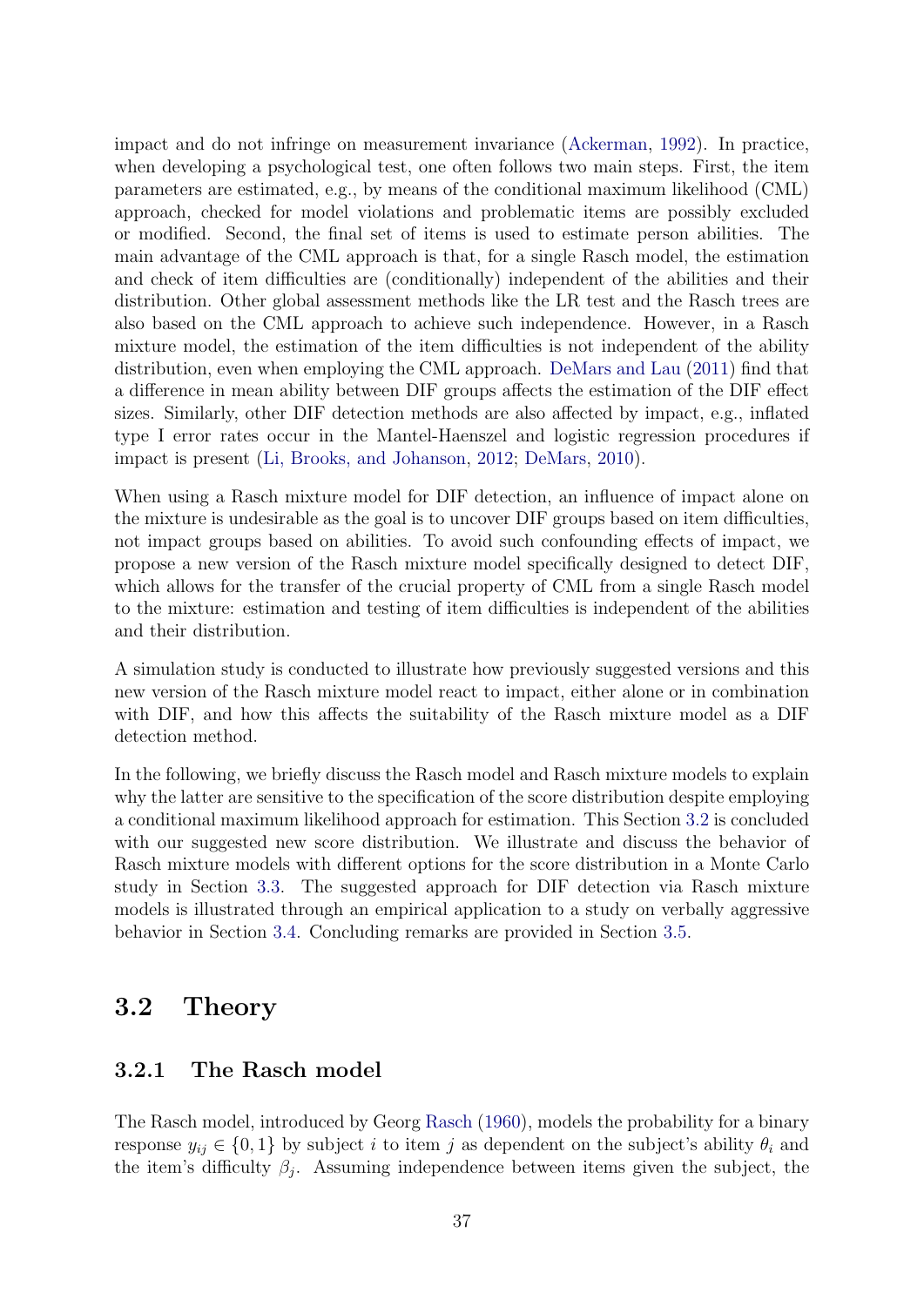impact and do not infringe on measurement invariance (Ackerman, 1992). In practice, when developing a psychological test, one often follows two main steps. First, the item parameters are estimated, e.g., by means of the conditional maximum likelihood (CML) approach, checked for model violations and problematic items are possibly excluded or modified. Second, the final set of items is used to estimate person abilities. The main advantage of the CML approach is that, for a single Rasch model, the estimation and check of item difficulties are (conditionally) independent of the abilities and their distribution. Other global assessment methods like the LR test and the Rasch trees are also based on the CML approach to achieve such independence. However, in a Rasch mixture model, the estimation of the item difficulties is not independent of the ability distribution, even when employing the CML approach. DeMars and Lau (2011) find that a difference in mean ability between DIF groups affects the estimation of the DIF effect sizes. Similarly, other DIF detection methods are also affected by impact, e.g., inflated type I error rates occur in the Mantel-Haenszel and logistic regression procedures if impact is present (Li, Brooks, and Johanson, 2012; DeMars, 2010).

When using a Rasch mixture model for DIF detection, an influence of impact alone on the mixture is undesirable as the goal is to uncover DIF groups based on item difficulties, not impact groups based on abilities. To avoid such confounding effects of impact, we propose a new version of the Rasch mixture model specifically designed to detect DIF, which allows for the transfer of the crucial property of CML from a single Rasch model to the mixture: estimation and testing of item difficulties is independent of the abilities and their distribution.

A simulation study is conducted to illustrate how previously suggested versions and this new version of the Rasch mixture model react to impact, either alone or in combination with DIF, and how this affects the suitability of the Rasch mixture model as a DIF detection method.

In the following, we briefly discuss the Rasch model and Rasch mixture models to explain why the latter are sensitive to the specification of the score distribution despite employing a conditional maximum likelihood approach for estimation. This Section 3.2 is concluded with our suggested new score distribution. We illustrate and discuss the behavior of Rasch mixture models with different options for the score distribution in a Monte Carlo study in Section 3.3. The suggested approach for DIF detection via Rasch mixture models is illustrated through an empirical application to a study on verbally aggressive behavior in Section 3.4. Concluding remarks are provided in Section 3.5.

## 3.2 Theory

### 3.2.1 The Rasch model

The Rasch model, introduced by Georg Rasch (1960), models the probability for a binary response $y_{ij} \in \{0, 1\}$ by subject $i$ to item $j$ as dependent on the subject's ability $\theta_i$ and the item's difficulty $\beta_j$. Assuming independence between items given the subject, the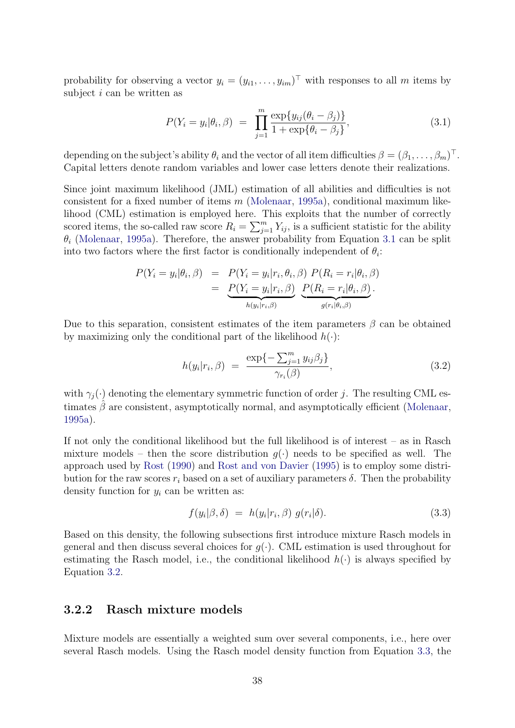probability for observing a vector $y_i = (y_{i1}, \dots, y_{im})^\top$ with responses to all $m$ items by subject $i$ can be written as

$$P(Y_i = y_i|\theta_i, \beta) \;=\; \prod_{j=1}^{m} \frac{\exp\{y_{ij}(\theta_i - \beta_j)\}}{1 + \exp\{\theta_i - \beta_j\}}, \tag{3.1}$$

depending on the subject's ability $\theta_i$ and the vector of all item difficulties $\beta = (\beta_1, \dots, \beta_m)^\top$. Capital letters denote random variables and lower case letters denote their realizations.

Since joint maximum likelihood (JML) estimation of all abilities and difficulties is not consistent for a fixed number of items $m$ (Molenaar, 1995a), conditional maximum likelihood (CML) estimation is employed here. This exploits that the number of correctly scored items, the so-called raw score $R_i = \sum_{j=1}^{m} Y_{ij}$, is a sufficient statistic for the ability $\theta_i$ (Molenaar, 1995a). Therefore, the answer probability from Equation 3.1 can be split into two factors where the first factor is conditionally independent of $\theta_i$:

$$\begin{aligned} P(Y_i = y_i|\theta_i, \beta) &= P(Y_i = y_i|r_i, \theta_i, \beta)\; P(R_i = r_i|\theta_i, \beta) \\ &= \underbrace{P(Y_i = y_i|r_i, \beta)}_{h(y_i|r_i,\beta)}\; \underbrace{P(R_i = r_i|\theta_i, \beta)}_{g(r_i|\theta_i,\beta)}. \end{aligned}$$

Due to this separation, consistent estimates of the item parameters $\beta$ can be obtained by maximizing only the conditional part of the likelihood $h(\cdot)$:

$$h(y_i|r_i, \beta) \;=\; \frac{\exp\{-\sum_{j=1}^{m} y_{ij}\beta_j\}}{\gamma_{r_i}(\beta)}, \tag{3.2}$$

with $\gamma_j(\cdot)$ denoting the elementary symmetric function of order $j$. The resulting CML estimates $\hat{\beta}$ are consistent, asymptotically normal, and asymptotically efficient (Molenaar, 1995a).

If not only the conditional likelihood but the full likelihood is of interest – as in Rasch mixture models – then the score distribution $g(\cdot)$ needs to be specified as well. The approach used by Rost (1990) and Rost and von Davier (1995) is to employ some distribution for the raw scores $r_i$ based on a set of auxiliary parameters $\delta$. Then the probability density function for $y_i$ can be written as:

$$f(y_i|\beta, \delta) \;=\; h(y_i|r_i, \beta)\; g(r_i|\delta). \tag{3.3}$$

Based on this density, the following subsections first introduce mixture Rasch models in general and then discuss several choices for $g(\cdot)$. CML estimation is used throughout for estimating the Rasch model, i.e., the conditional likelihood $h(\cdot)$ is always specified by Equation 3.2.

### 3.2.2 Rasch mixture models

Mixture models are essentially a weighted sum over several components, i.e., here over several Rasch models. Using the Rasch model density function from Equation 3.3, the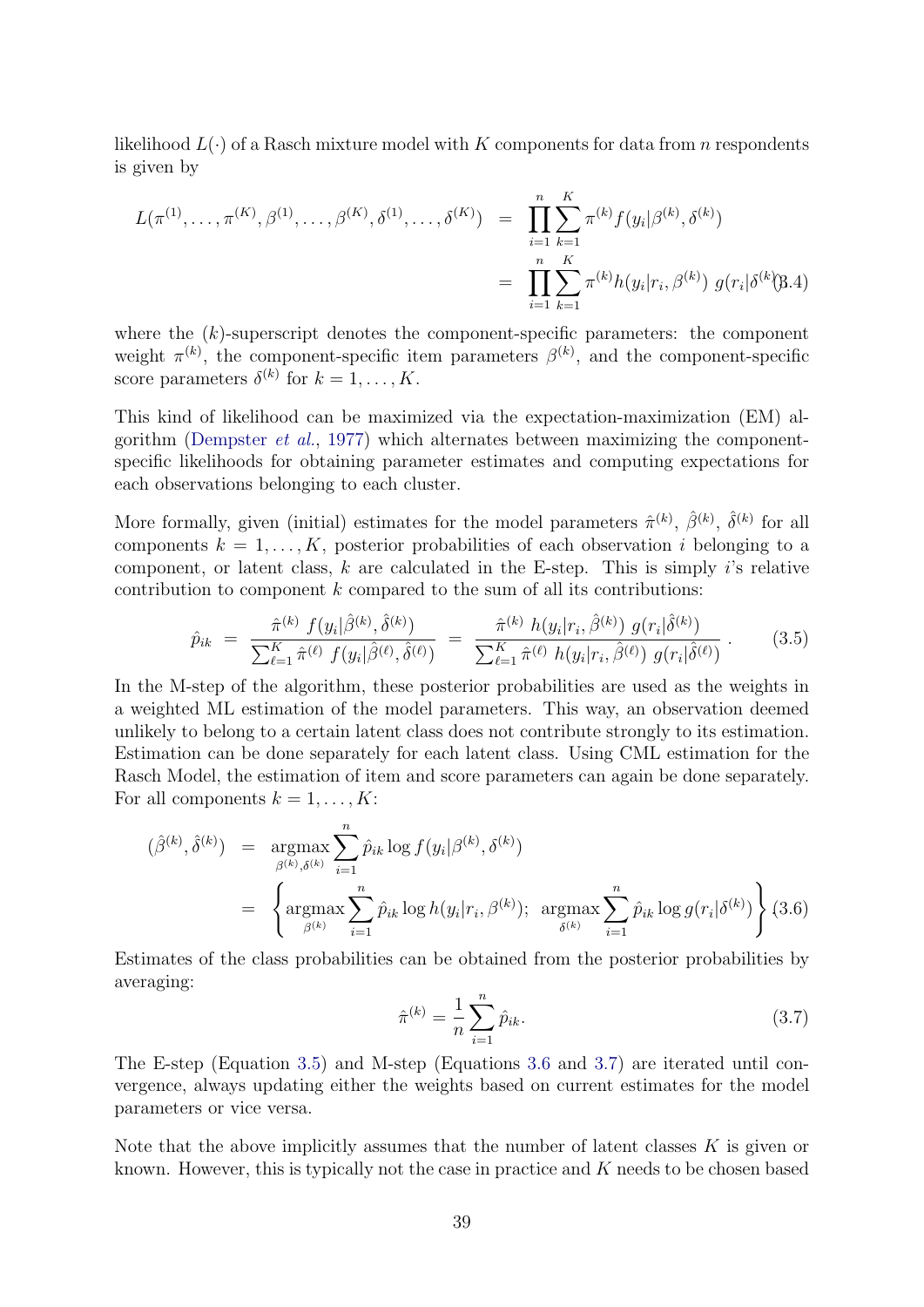likelihood $L(\cdot)$ of a Rasch mixture model with $K$ components for data from $n$ respondents is given by

$$
\begin{aligned}
L(\pi^{(1)}, \dots, \pi^{(K)}, \beta^{(1)}, \dots, \beta^{(K)}, \delta^{(1)}, \dots, \delta^{(K)}) &= \prod_{i=1}^{n} \sum_{k=1}^{K} \pi^{(k)} f(y_i | \beta^{(k)}, \delta^{(k)}) \\
&= \prod_{i=1}^{n} \sum_{k=1}^{K} \pi^{(k)} h(y_i | r_i, \beta^{(k)}) \; g(r_i | \delta^{(k)}) \qquad (3.4)
\end{aligned}
$$

where the $(k)$-superscript denotes the component-specific parameters: the component weight $\pi^{(k)}$, the component-specific item parameters $\beta^{(k)}$, and the component-specific score parameters $\delta^{(k)}$ for $k = 1, \dots, K$.

This kind of likelihood can be maximized via the expectation-maximization (EM) algorithm (Dempster *et al.*, 1977) which alternates between maximizing the component-specific likelihoods for obtaining parameter estimates and computing expectations for each observations belonging to each cluster.

More formally, given (initial) estimates for the model parameters $\hat{\pi}^{(k)}$, $\hat{\beta}^{(k)}$, $\hat{\delta}^{(k)}$ for all components $k = 1, \dots, K$, posterior probabilities of each observation $i$ belonging to a component, or latent class, $k$ are calculated in the E-step. This is simply $i$'s relative contribution to component $k$ compared to the sum of all its contributions:

$$
\hat{p}_{ik} = \frac{\hat{\pi}^{(k)} \; f(y_i | \hat{\beta}^{(k)}, \hat{\delta}^{(k)})}{\sum_{\ell=1}^{K} \hat{\pi}^{(\ell)} \; f(y_i | \hat{\beta}^{(\ell)}, \hat{\delta}^{(\ell)})} = \frac{\hat{\pi}^{(k)} \; h(y_i | r_i, \hat{\beta}^{(k)}) \; g(r_i | \hat{\delta}^{(k)})}{\sum_{\ell=1}^{K} \hat{\pi}^{(\ell)} \; h(y_i | r_i, \hat{\beta}^{(\ell)}) \; g(r_i | \hat{\delta}^{(\ell)})} . \qquad (3.5)
$$

In the M-step of the algorithm, these posterior probabilities are used as the weights in a weighted ML estimation of the model parameters. This way, an observation deemed unlikely to belong to a certain latent class does not contribute strongly to its estimation. Estimation can be done separately for each latent class. Using CML estimation for the Rasch Model, the estimation of item and score parameters can again be done separately. For all components $k = 1, \dots, K$:

$$
\begin{aligned}
(\hat{\beta}^{(k)}, \hat{\delta}^{(k)}) &= \underset{\beta^{(k)}, \delta^{(k)}}{\operatorname{argmax}} \sum_{i=1}^{n} \hat{p}_{ik} \log f(y_i | \beta^{(k)}, \delta^{(k)}) \\
&= \left\{ \underset{\beta^{(k)}}{\operatorname{argmax}} \sum_{i=1}^{n} \hat{p}_{ik} \log h(y_i | r_i, \beta^{(k)}); \; \underset{\delta^{(k)}}{\operatorname{argmax}} \sum_{i=1}^{n} \hat{p}_{ik} \log g(r_i | \delta^{(k)}) \right\} \qquad (3.6)
\end{aligned}
$$

Estimates of the class probabilities can be obtained from the posterior probabilities by averaging:

$$
\hat{\pi}^{(k)} = \frac{1}{n} \sum_{i=1}^{n} \hat{p}_{ik}. \qquad (3.7)
$$

The E-step (Equation 3.5) and M-step (Equations 3.6 and 3.7) are iterated until convergence, always updating either the weights based on current estimates for the model parameters or vice versa.

Note that the above implicitly assumes that the number of latent classes $K$ is given or known. However, this is typically not the case in practice and $K$ needs to be chosen based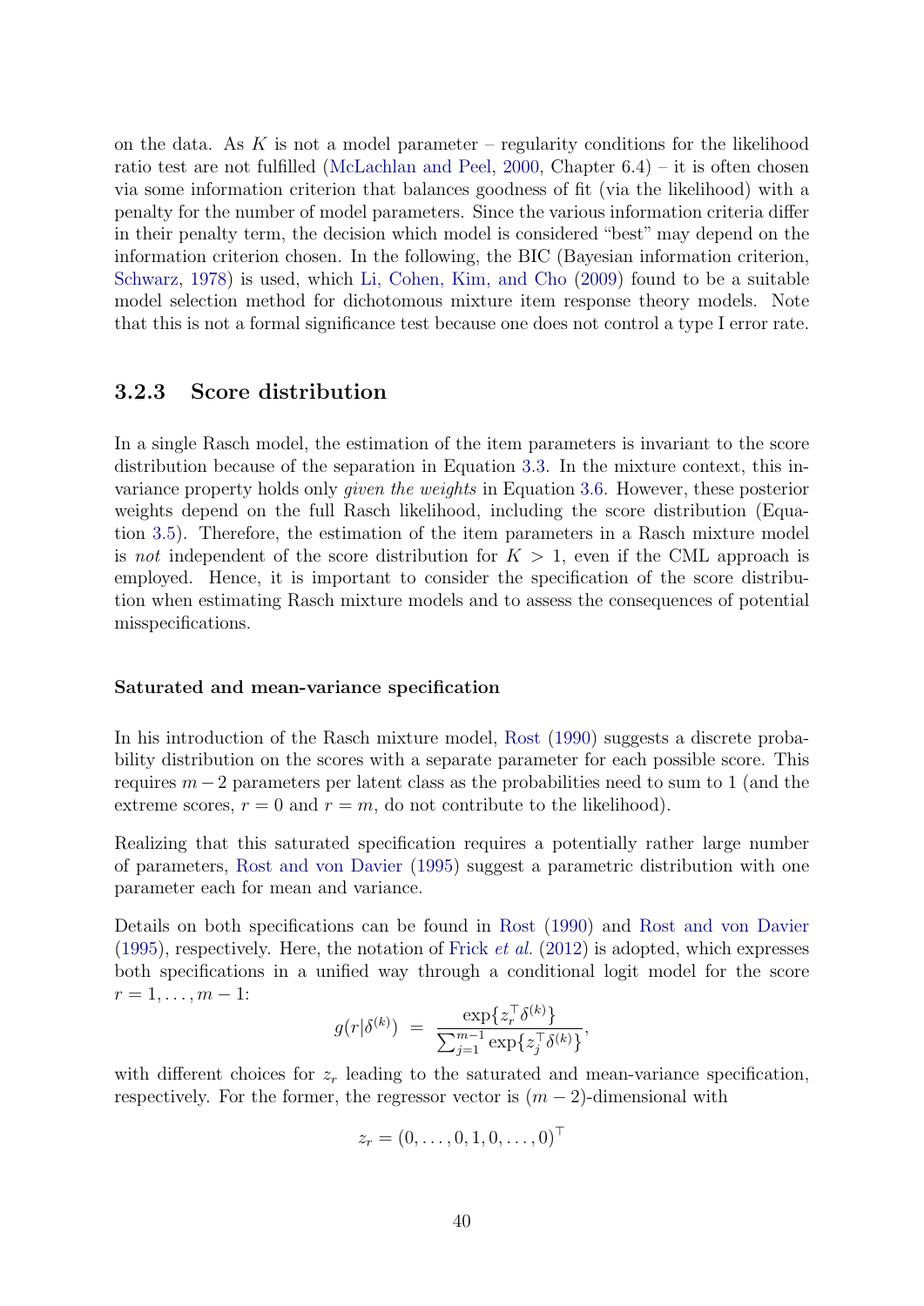on the data. As $K$ is not a model parameter – regularity conditions for the likelihood ratio test are not fulfilled (McLachlan and Peel, 2000, Chapter 6.4) – it is often chosen via some information criterion that balances goodness of fit (via the likelihood) with a penalty for the number of model parameters. Since the various information criteria differ in their penalty term, the decision which model is considered "best" may depend on the information criterion chosen. In the following, the BIC (Bayesian information criterion, Schwarz, 1978) is used, which Li, Cohen, Kim, and Cho (2009) found to be a suitable model selection method for dichotomous mixture item response theory models. Note that this is not a formal significance test because one does not control a type I error rate.

### 3.2.3 Score distribution

In a single Rasch model, the estimation of the item parameters is invariant to the score distribution because of the separation in Equation 3.3. In the mixture context, this invariance property holds only *given the weights* in Equation 3.6. However, these posterior weights depend on the full Rasch likelihood, including the score distribution (Equation 3.5). Therefore, the estimation of the item parameters in a Rasch mixture model is *not* independent of the score distribution for $K > 1$, even if the CML approach is employed. Hence, it is important to consider the specification of the score distribution when estimating Rasch mixture models and to assess the consequences of potential misspecifications.

#### Saturated and mean-variance specification

In his introduction of the Rasch mixture model, Rost (1990) suggests a discrete probability distribution on the scores with a separate parameter for each possible score. This requires $m-2$ parameters per latent class as the probabilities need to sum to 1 (and the extreme scores, $r = 0$ and $r = m$, do not contribute to the likelihood).

Realizing that this saturated specification requires a potentially rather large number of parameters, Rost and von Davier (1995) suggest a parametric distribution with one parameter each for mean and variance.

Details on both specifications can be found in Rost (1990) and Rost and von Davier (1995), respectively. Here, the notation of Frick *et al.* (2012) is adopted, which expresses both specifications in a unified way through a conditional logit model for the score $r = 1, \ldots, m-1$:

$$g(r|\delta^{(k)}) \;=\; \frac{\exp\{z_r^\top \delta^{(k)}\}}{\sum_{j=1}^{m-1} \exp\{z_j^\top \delta^{(k)}\}},$$

with different choices for $z_r$ leading to the saturated and mean-variance specification, respectively. For the former, the regressor vector is $(m-2)$-dimensional with

$$z_r = (0, \ldots, 0, 1, 0, \ldots, 0)^\top$$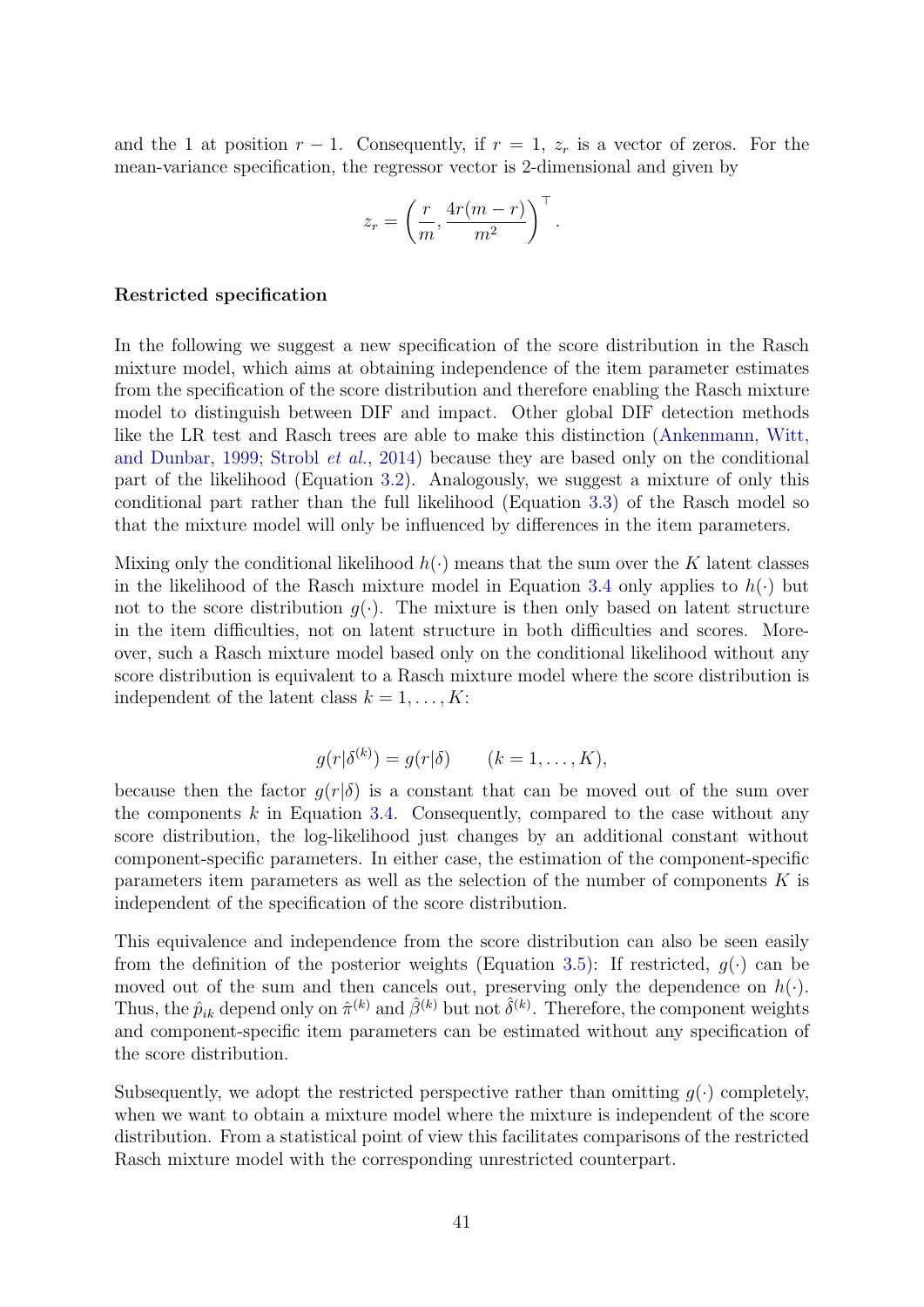and the 1 at position $r - 1$. Consequently, if $r = 1$, $z_r$ is a vector of zeros. For the mean-variance specification, the regressor vector is 2-dimensional and given by

$$z_r = \left( \frac{r}{m}, \frac{4r(m-r)}{m^2} \right)^\top.$$

**Restricted specification**

In the following we suggest a new specification of the score distribution in the Rasch mixture model, which aims at obtaining independence of the item parameter estimates from the specification of the score distribution and therefore enabling the Rasch mixture model to distinguish between DIF and impact. Other global DIF detection methods like the LR test and Rasch trees are able to make this distinction (Ankenmann, Witt, and Dunbar, 1999; Strobl *et al.*, 2014) because they are based only on the conditional part of the likelihood (Equation 3.2). Analogously, we suggest a mixture of only this conditional part rather than the full likelihood (Equation 3.3) of the Rasch model so that the mixture model will only be influenced by differences in the item parameters.

Mixing only the conditional likelihood $h(\cdot)$ means that the sum over the $K$ latent classes in the likelihood of the Rasch mixture model in Equation 3.4 only applies to $h(\cdot)$ but not to the score distribution $g(\cdot)$. The mixture is then only based on latent structure in the item difficulties, not on latent structure in both difficulties and scores. Moreover, such a Rasch mixture model based only on the conditional likelihood without any score distribution is equivalent to a Rasch mixture model where the score distribution is independent of the latent class $k = 1, \ldots, K$:

$$g(r|\delta^{(k)}) = g(r|\delta) \qquad (k = 1, \ldots, K),$$

because then the factor $g(r|\delta)$ is a constant that can be moved out of the sum over the components $k$ in Equation 3.4. Consequently, compared to the case without any score distribution, the log-likelihood just changes by an additional constant without component-specific parameters. In either case, the estimation of the component-specific parameters item parameters as well as the selection of the number of components $K$ is independent of the specification of the score distribution.

This equivalence and independence from the score distribution can also be seen easily from the definition of the posterior weights (Equation 3.5): If restricted, $g(\cdot)$ can be moved out of the sum and then cancels out, preserving only the dependence on $h(\cdot)$. Thus, the $\hat{p}_{ik}$ depend only on $\hat{\pi}^{(k)}$ and $\hat{\beta}^{(k)}$ but not $\hat{\delta}^{(k)}$. Therefore, the component weights and component-specific item parameters can be estimated without any specification of the score distribution.

Subsequently, we adopt the restricted perspective rather than omitting $g(\cdot)$ completely, when we want to obtain a mixture model where the mixture is independent of the score distribution. From a statistical point of view this facilitates comparisons of the restricted Rasch mixture model with the corresponding unrestricted counterpart.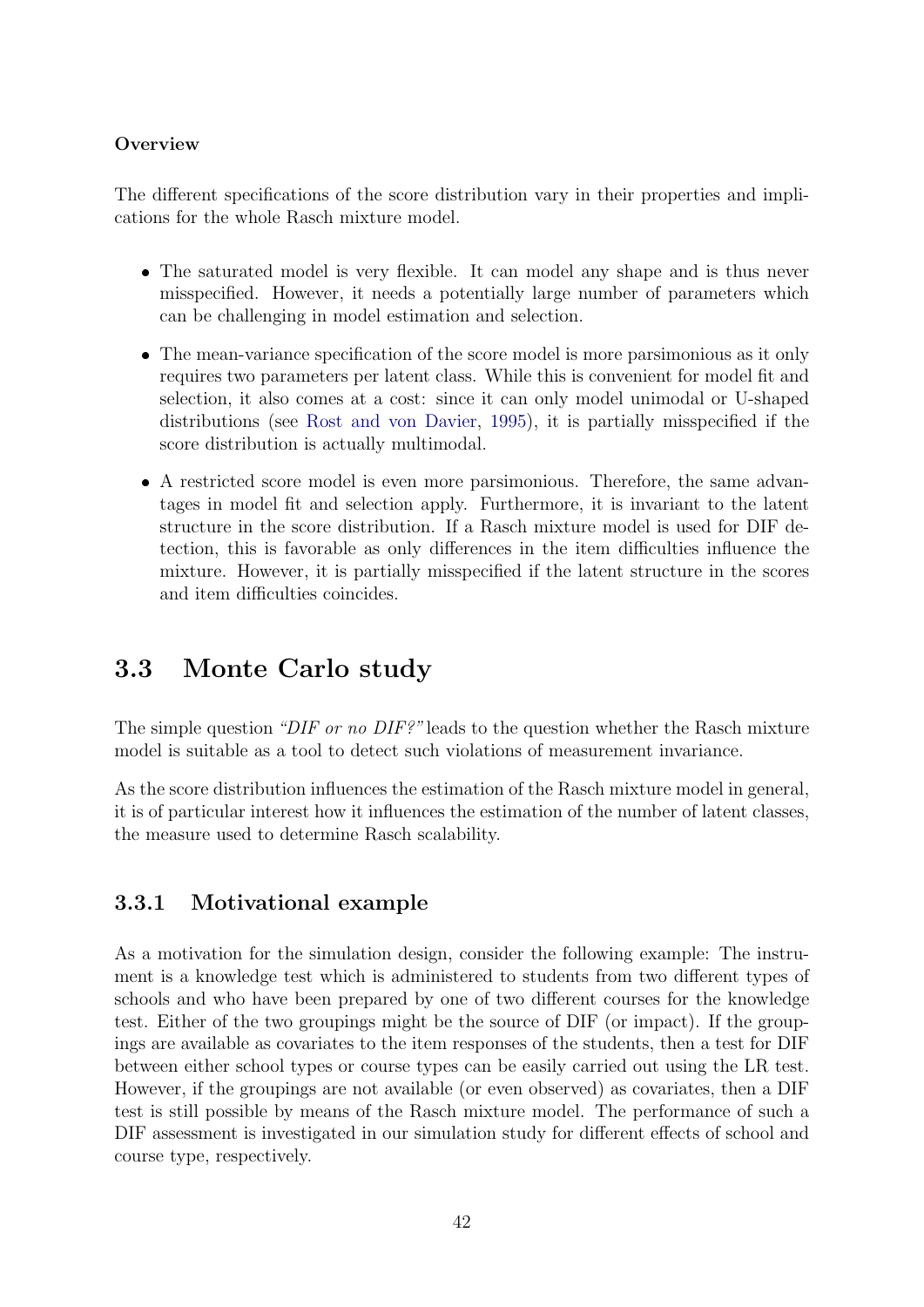**Overview**

The different specifications of the score distribution vary in their properties and implications for the whole Rasch mixture model.

- The saturated model is very flexible. It can model any shape and is thus never misspecified. However, it needs a potentially large number of parameters which can be challenging in model estimation and selection.
- The mean-variance specification of the score model is more parsimonious as it only requires two parameters per latent class. While this is convenient for model fit and selection, it also comes at a cost: since it can only model unimodal or U-shaped distributions (see Rost and von Davier, 1995), it is partially misspecified if the score distribution is actually multimodal.
- A restricted score model is even more parsimonious. Therefore, the same advantages in model fit and selection apply. Furthermore, it is invariant to the latent structure in the score distribution. If a Rasch mixture model is used for DIF detection, this is favorable as only differences in the item difficulties influence the mixture. However, it is partially misspecified if the latent structure in the scores and item difficulties coincides.

## 3.3 Monte Carlo study

The simple question *"DIF or no DIF?"* leads to the question whether the Rasch mixture model is suitable as a tool to detect such violations of measurement invariance.

As the score distribution influences the estimation of the Rasch mixture model in general, it is of particular interest how it influences the estimation of the number of latent classes, the measure used to determine Rasch scalability.

### 3.3.1 Motivational example

As a motivation for the simulation design, consider the following example: The instrument is a knowledge test which is administered to students from two different types of schools and who have been prepared by one of two different courses for the knowledge test. Either of the two groupings might be the source of DIF (or impact). If the groupings are available as covariates to the item responses of the students, then a test for DIF between either school types or course types can be easily carried out using the LR test. However, if the groupings are not available (or even observed) as covariates, then a DIF test is still possible by means of the Rasch mixture model. The performance of such a DIF assessment is investigated in our simulation study for different effects of school and course type, respectively.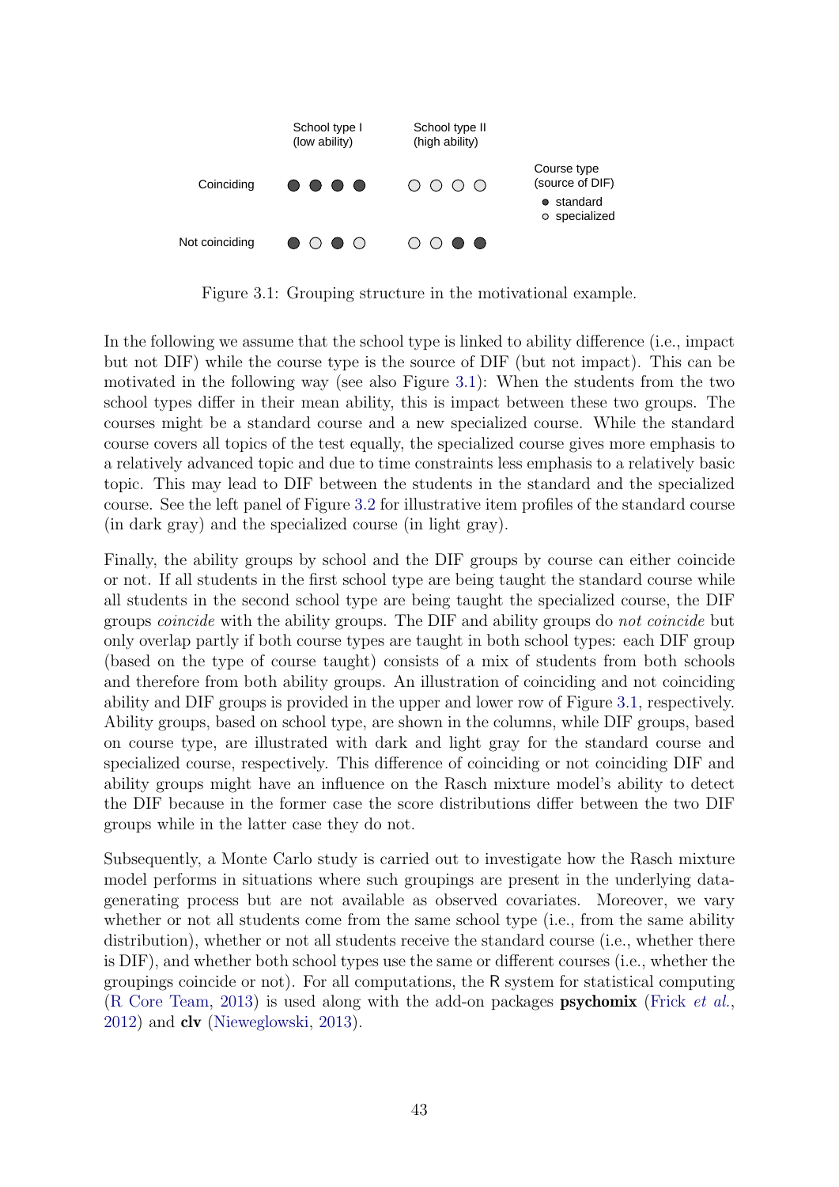Figure 3.1: Grouping structure in the motivational example.

In the following we assume that the school type is linked to ability difference (i.e., impact but not DIF) while the course type is the source of DIF (but not impact). This can be motivated in the following way (see also Figure 3.1): When the students from the two school types differ in their mean ability, this is impact between these two groups. The courses might be a standard course and a new specialized course. While the standard course covers all topics of the test equally, the specialized course gives more emphasis to a relatively advanced topic and due to time constraints less emphasis to a relatively basic topic. This may lead to DIF between the students in the standard and the specialized course. See the left panel of Figure 3.2 for illustrative item profiles of the standard course (in dark gray) and the specialized course (in light gray).

Finally, the ability groups by school and the DIF groups by course can either coincide or not. If all students in the first school type are being taught the standard course while all students in the second school type are being taught the specialized course, the DIF groups *coincide* with the ability groups. The DIF and ability groups do *not coincide* but only overlap partly if both course types are taught in both school types: each DIF group (based on the type of course taught) consists of a mix of students from both schools and therefore from both ability groups. An illustration of coinciding and not coinciding ability and DIF groups is provided in the upper and lower row of Figure 3.1, respectively. Ability groups, based on school type, are shown in the columns, while DIF groups, based on course type, are illustrated with dark and light gray for the standard course and specialized course, respectively. This difference of coinciding or not coinciding DIF and ability groups might have an influence on the Rasch mixture model's ability to detect the DIF because in the former case the score distributions differ between the two DIF groups while in the latter case they do not.

Subsequently, a Monte Carlo study is carried out to investigate how the Rasch mixture model performs in situations where such groupings are present in the underlying data-generating process but are not available as observed covariates. Moreover, we vary whether or not all students come from the same school type (i.e., from the same ability distribution), whether or not all students receive the standard course (i.e., whether there is DIF), and whether both school types use the same or different courses (i.e., whether the groupings coincide or not). For all computations, the R system for statistical computing (R Core Team, 2013) is used along with the add-on packages **psychomix** (Frick *et al.*, 2012) and **clv** (Nieweglowski, 2013).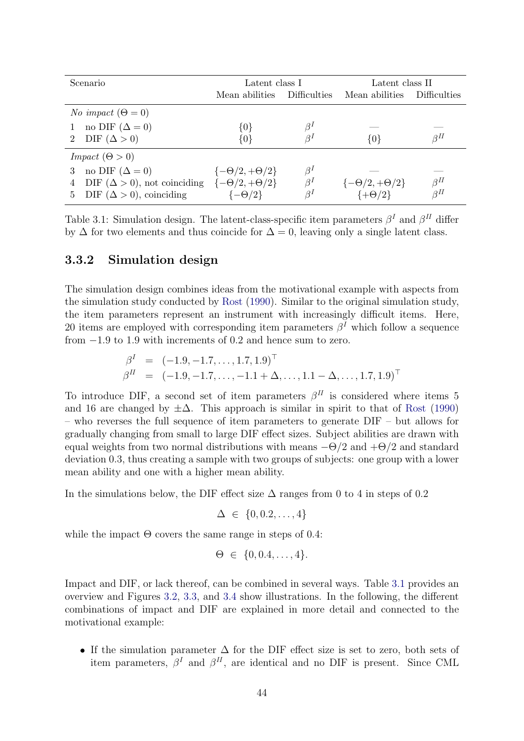| Scenario | Latent class I | | Latent class II | |
|---|---|---|---|---|
| | Mean abilities | Difficulties | Mean abilities | Difficulties |
| *No impact* ($\Theta = 0$) | | | | |
| 1 no DIF ($\Delta = 0$) | $\{0\}$ | $\beta^I$ | — | — |
| 2 DIF ($\Delta > 0$) | $\{0\}$ | $\beta^I$ | $\{0\}$ | $\beta^{II}$ |
| *Impact* ($\Theta > 0$) | | | | |
| 3 no DIF ($\Delta = 0$) | $\{-\Theta/2, +\Theta/2\}$ | $\beta^I$ | — | — |
| 4 DIF ($\Delta > 0$), not coinciding | $\{-\Theta/2, +\Theta/2\}$ | $\beta^I$ | $\{-\Theta/2, +\Theta/2\}$ | $\beta^{II}$ |
| 5 DIF ($\Delta > 0$), coinciding | $\{-\Theta/2\}$ | $\beta^I$ | $\{+\Theta/2\}$ | $\beta^{II}$ |

Table 3.1: Simulation design. The latent-class-specific item parameters $\beta^I$ and $\beta^{II}$ differ by $\Delta$ for two elements and thus coincide for $\Delta = 0$, leaving only a single latent class.

### 3.3.2 Simulation design

The simulation design combines ideas from the motivational example with aspects from the simulation study conducted by Rost (1990). Similar to the original simulation study, the item parameters represent an instrument with increasingly difficult items. Here, 20 items are employed with corresponding item parameters $\beta^I$ which follow a sequence from $-1.9$ to $1.9$ with increments of 0.2 and hence sum to zero.

$$
\begin{aligned}
\beta^I &= (-1.9, -1.7, \ldots, 1.7, 1.9)^\top \\
\beta^{II} &= (-1.9, -1.7, \ldots, -1.1 + \Delta, \ldots, 1.1 - \Delta, \ldots, 1.7, 1.9)^\top
\end{aligned}
$$

To introduce DIF, a second set of item parameters $\beta^{II}$ is considered where items 5 and 16 are changed by $\pm\Delta$. This approach is similar in spirit to that of Rost (1990) – who reverses the full sequence of item parameters to generate DIF – but allows for gradually changing from small to large DIF effect sizes. Subject abilities are drawn with equal weights from two normal distributions with means $-\Theta/2$ and $+\Theta/2$ and standard deviation 0.3, thus creating a sample with two groups of subjects: one group with a lower mean ability and one with a higher mean ability.

In the simulations below, the DIF effect size $\Delta$ ranges from 0 to 4 in steps of 0.2

$$
\Delta \in \{0, 0.2, \ldots, 4\}
$$

while the impact $\Theta$ covers the same range in steps of 0.4:

$$
\Theta \in \{0, 0.4, \ldots, 4\}.
$$

Impact and DIF, or lack thereof, can be combined in several ways. Table 3.1 provides an overview and Figures 3.2, 3.3, and 3.4 show illustrations. In the following, the different combinations of impact and DIF are explained in more detail and connected to the motivational example:

- If the simulation parameter $\Delta$ for the DIF effect size is set to zero, both sets of item parameters, $\beta^I$ and $\beta^{II}$, are identical and no DIF is present. Since CML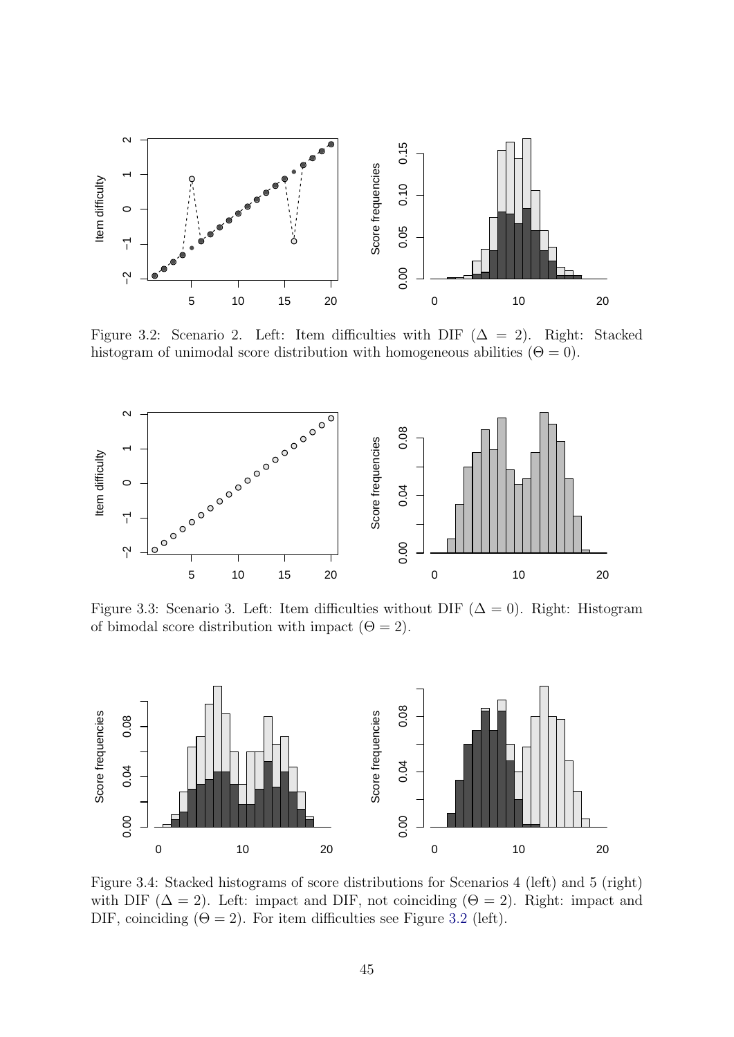Figure 3.2: Scenario 2. Left: Item difficulties with DIF ($\Delta = 2$). Right: Stacked histogram of unimodal score distribution with homogeneous abilities ($\Theta = 0$).

Figure 3.3: Scenario 3. Left: Item difficulties without DIF ($\Delta = 0$). Right: Histogram of bimodal score distribution with impact ($\Theta = 2$).

Figure 3.4: Stacked histograms of score distributions for Scenarios 4 (left) and 5 (right) with DIF ($\Delta = 2$). Left: impact and DIF, not coinciding ($\Theta = 2$). Right: impact and DIF, coinciding ($\Theta = 2$). For item difficulties see Figure 3.2 (left).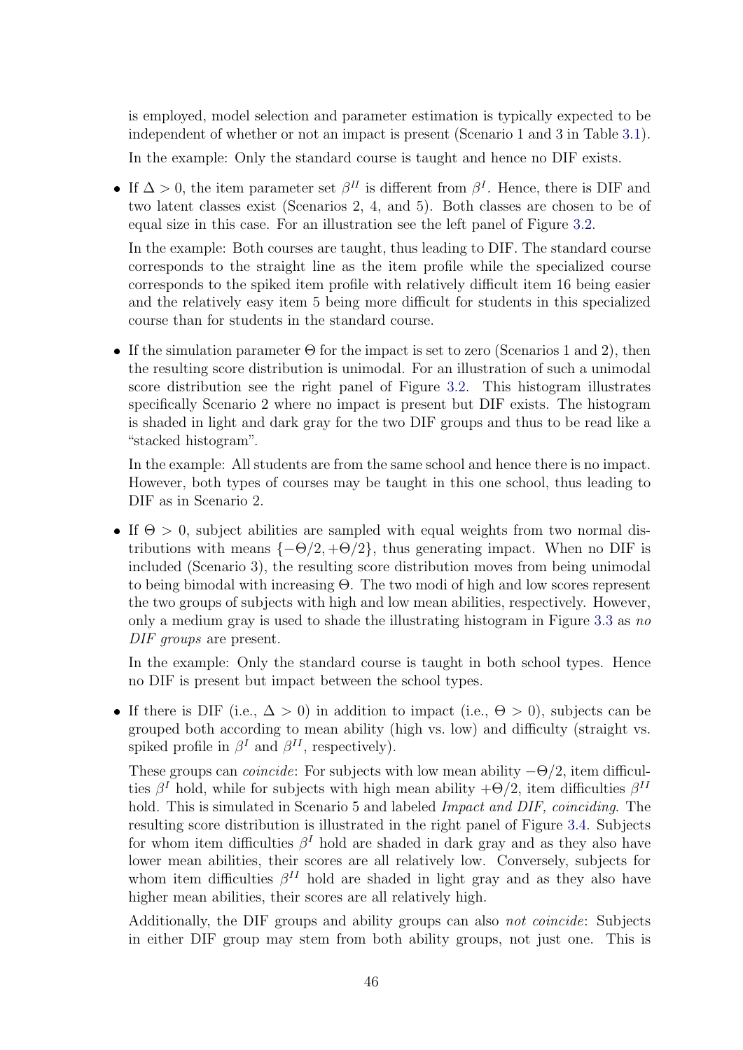is employed, model selection and parameter estimation is typically expected to be independent of whether or not an impact is present (Scenario 1 and 3 in Table 3.1).

In the example: Only the standard course is taught and hence no DIF exists.

- If $\Delta > 0$, the item parameter set $\beta^{II}$ is different from $\beta^{I}$. Hence, there is DIF and two latent classes exist (Scenarios 2, 4, and 5). Both classes are chosen to be of equal size in this case. For an illustration see the left panel of Figure 3.2.

  In the example: Both courses are taught, thus leading to DIF. The standard course corresponds to the straight line as the item profile while the specialized course corresponds to the spiked item profile with relatively difficult item 16 being easier and the relatively easy item 5 being more difficult for students in this specialized course than for students in the standard course.

- If the simulation parameter $\Theta$ for the impact is set to zero (Scenarios 1 and 2), then the resulting score distribution is unimodal. For an illustration of such a unimodal score distribution see the right panel of Figure 3.2. This histogram illustrates specifically Scenario 2 where no impact is present but DIF exists. The histogram is shaded in light and dark gray for the two DIF groups and thus to be read like a "stacked histogram".

  In the example: All students are from the same school and hence there is no impact. However, both types of courses may be taught in this one school, thus leading to DIF as in Scenario 2.

- If $\Theta > 0$, subject abilities are sampled with equal weights from two normal distributions with means $\{-\Theta/2, +\Theta/2\}$, thus generating impact. When no DIF is included (Scenario 3), the resulting score distribution moves from being unimodal to being bimodal with increasing $\Theta$. The two modi of high and low scores represent the two groups of subjects with high and low mean abilities, respectively. However, only a medium gray is used to shade the illustrating histogram in Figure 3.3 as *no DIF groups* are present.

  In the example: Only the standard course is taught in both school types. Hence no DIF is present but impact between the school types.

- If there is DIF (i.e., $\Delta > 0$) in addition to impact (i.e., $\Theta > 0$), subjects can be grouped both according to mean ability (high vs. low) and difficulty (straight vs. spiked profile in $\beta^{I}$ and $\beta^{II}$, respectively).

  These groups can *coincide*: For subjects with low mean ability $-\Theta/2$, item difficulties $\beta^{I}$ hold, while for subjects with high mean ability $+\Theta/2$, item difficulties $\beta^{II}$ hold. This is simulated in Scenario 5 and labeled *Impact and DIF, coinciding*. The resulting score distribution is illustrated in the right panel of Figure 3.4. Subjects for whom item difficulties $\beta^{I}$ hold are shaded in dark gray and as they also have lower mean abilities, their scores are all relatively low. Conversely, subjects for whom item difficulties $\beta^{II}$ hold are shaded in light gray and as they also have higher mean abilities, their scores are all relatively high.

  Additionally, the DIF groups and ability groups can also *not coincide*: Subjects in either DIF group may stem from both ability groups, not just one. This is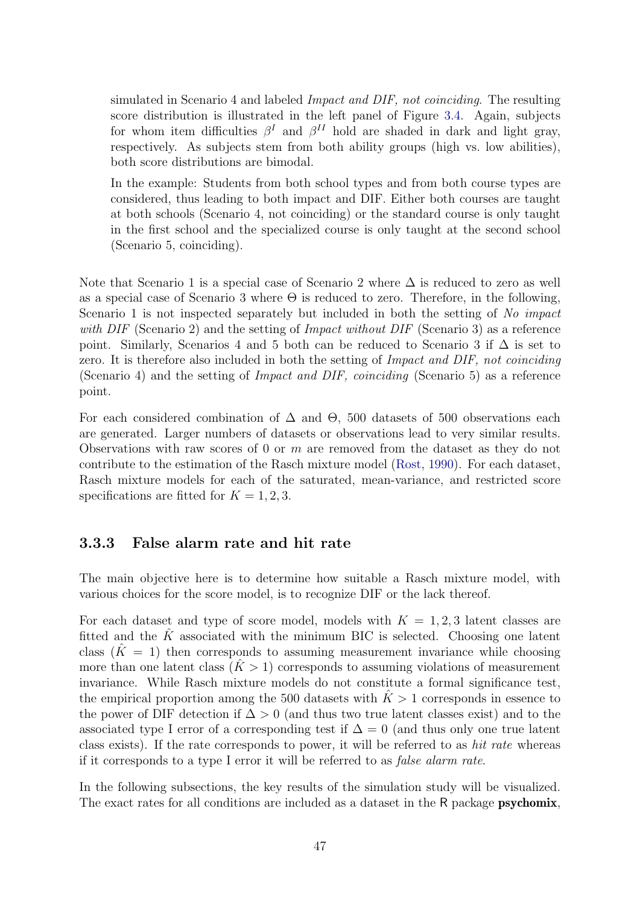simulated in Scenario 4 and labeled *Impact and DIF, not coinciding*. The resulting score distribution is illustrated in the left panel of Figure 3.4. Again, subjects for whom item difficulties $\beta^I$ and $\beta^{II}$ hold are shaded in dark and light gray, respectively. As subjects stem from both ability groups (high vs. low abilities), both score distributions are bimodal.

In the example: Students from both school types and from both course types are considered, thus leading to both impact and DIF. Either both courses are taught at both schools (Scenario 4, not coinciding) or the standard course is only taught in the first school and the specialized course is only taught at the second school (Scenario 5, coinciding).

Note that Scenario 1 is a special case of Scenario 2 where $\Delta$ is reduced to zero as well as a special case of Scenario 3 where $\Theta$ is reduced to zero. Therefore, in the following, Scenario 1 is not inspected separately but included in both the setting of *No impact with DIF* (Scenario 2) and the setting of *Impact without DIF* (Scenario 3) as a reference point. Similarly, Scenarios 4 and 5 both can be reduced to Scenario 3 if $\Delta$ is set to zero. It is therefore also included in both the setting of *Impact and DIF, not coinciding* (Scenario 4) and the setting of *Impact and DIF, coinciding* (Scenario 5) as a reference point.

For each considered combination of $\Delta$ and $\Theta$, 500 datasets of 500 observations each are generated. Larger numbers of datasets or observations lead to very similar results. Observations with raw scores of 0 or $m$ are removed from the dataset as they do not contribute to the estimation of the Rasch mixture model (Rost, 1990). For each dataset, Rasch mixture models for each of the saturated, mean-variance, and restricted score specifications are fitted for $K = 1, 2, 3$.

### 3.3.3 False alarm rate and hit rate

The main objective here is to determine how suitable a Rasch mixture model, with various choices for the score model, is to recognize DIF or the lack thereof.

For each dataset and type of score model, models with $K = 1, 2, 3$ latent classes are fitted and the $\hat{K}$ associated with the minimum BIC is selected. Choosing one latent class ($\hat{K} = 1$) then corresponds to assuming measurement invariance while choosing more than one latent class ($\hat{K} > 1$) corresponds to assuming violations of measurement invariance. While Rasch mixture models do not constitute a formal significance test, the empirical proportion among the 500 datasets with $\hat{K} > 1$ corresponds in essence to the power of DIF detection if $\Delta > 0$ (and thus two true latent classes exist) and to the associated type I error of a corresponding test if $\Delta = 0$ (and thus only one true latent class exists). If the rate corresponds to power, it will be referred to as *hit rate* whereas if it corresponds to a type I error it will be referred to as *false alarm rate*.

In the following subsections, the key results of the simulation study will be visualized. The exact rates for all conditions are included as a dataset in the R package **psychomix**,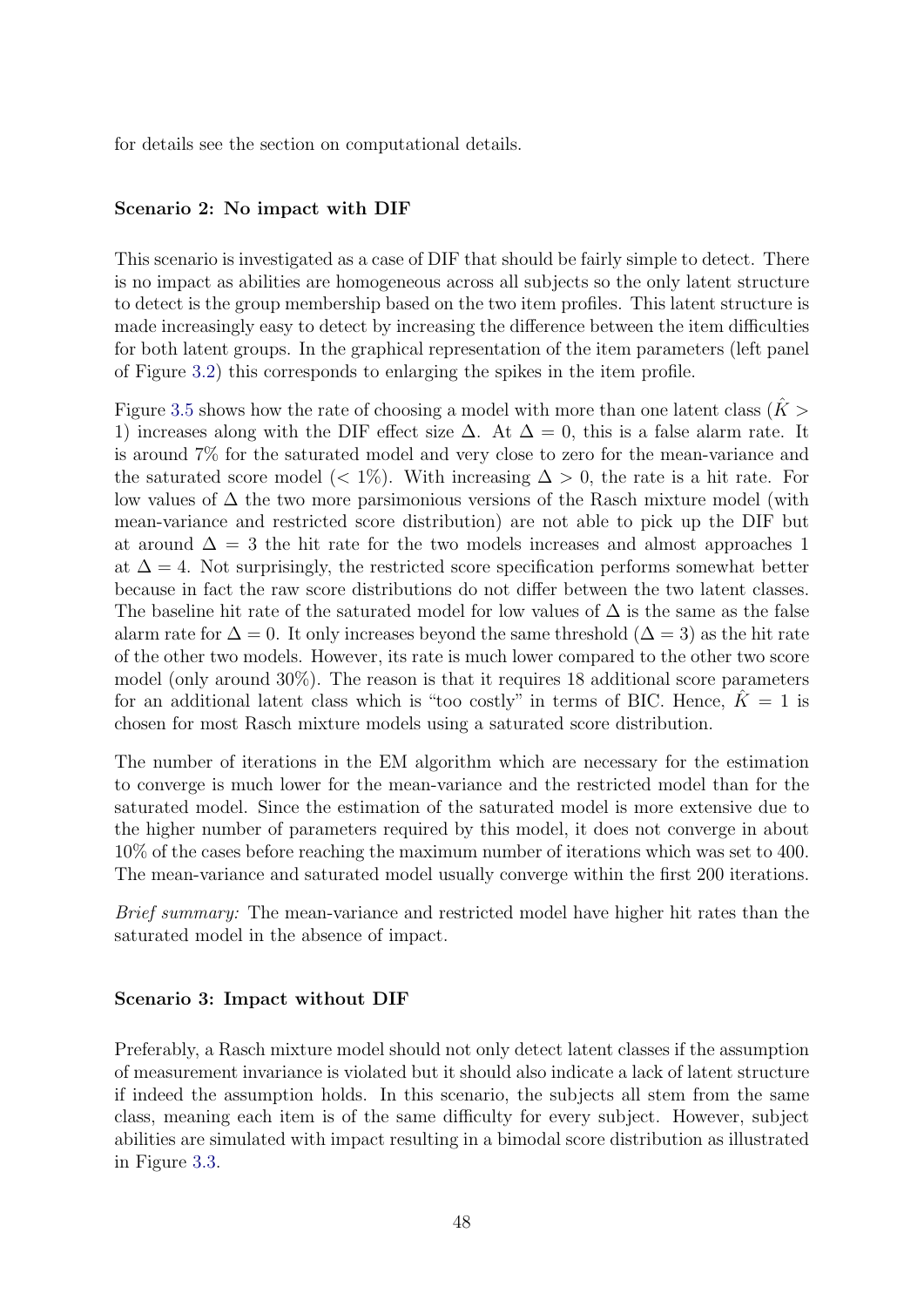for details see the section on computational details.

#### Scenario 2: No impact with DIF

This scenario is investigated as a case of DIF that should be fairly simple to detect. There is no impact as abilities are homogeneous across all subjects so the only latent structure to detect is the group membership based on the two item profiles. This latent structure is made increasingly easy to detect by increasing the difference between the item difficulties for both latent groups. In the graphical representation of the item parameters (left panel of Figure 3.2) this corresponds to enlarging the spikes in the item profile.

Figure 3.5 shows how the rate of choosing a model with more than one latent class ($\hat{K} > 1$) increases along with the DIF effect size $\Delta$. At $\Delta = 0$, this is a false alarm rate. It is around 7% for the saturated model and very close to zero for the mean-variance and the saturated score model ($< 1\%$). With increasing $\Delta > 0$, the rate is a hit rate. For low values of $\Delta$ the two more parsimonious versions of the Rasch mixture model (with mean-variance and restricted score distribution) are not able to pick up the DIF but at around $\Delta = 3$ the hit rate for the two models increases and almost approaches 1 at $\Delta = 4$. Not surprisingly, the restricted score specification performs somewhat better because in fact the raw score distributions do not differ between the two latent classes. The baseline hit rate of the saturated model for low values of $\Delta$ is the same as the false alarm rate for $\Delta = 0$. It only increases beyond the same threshold ($\Delta = 3$) as the hit rate of the other two models. However, its rate is much lower compared to the other two score model (only around 30%). The reason is that it requires 18 additional score parameters for an additional latent class which is "too costly" in terms of BIC. Hence, $\hat{K} = 1$ is chosen for most Rasch mixture models using a saturated score distribution.

The number of iterations in the EM algorithm which are necessary for the estimation to converge is much lower for the mean-variance and the restricted model than for the saturated model. Since the estimation of the saturated model is more extensive due to the higher number of parameters required by this model, it does not converge in about 10% of the cases before reaching the maximum number of iterations which was set to 400. The mean-variance and saturated model usually converge within the first 200 iterations.

*Brief summary:* The mean-variance and restricted model have higher hit rates than the saturated model in the absence of impact.

#### Scenario 3: Impact without DIF

Preferably, a Rasch mixture model should not only detect latent classes if the assumption of measurement invariance is violated but it should also indicate a lack of latent structure if indeed the assumption holds. In this scenario, the subjects all stem from the same class, meaning each item is of the same difficulty for every subject. However, subject abilities are simulated with impact resulting in a bimodal score distribution as illustrated in Figure 3.3.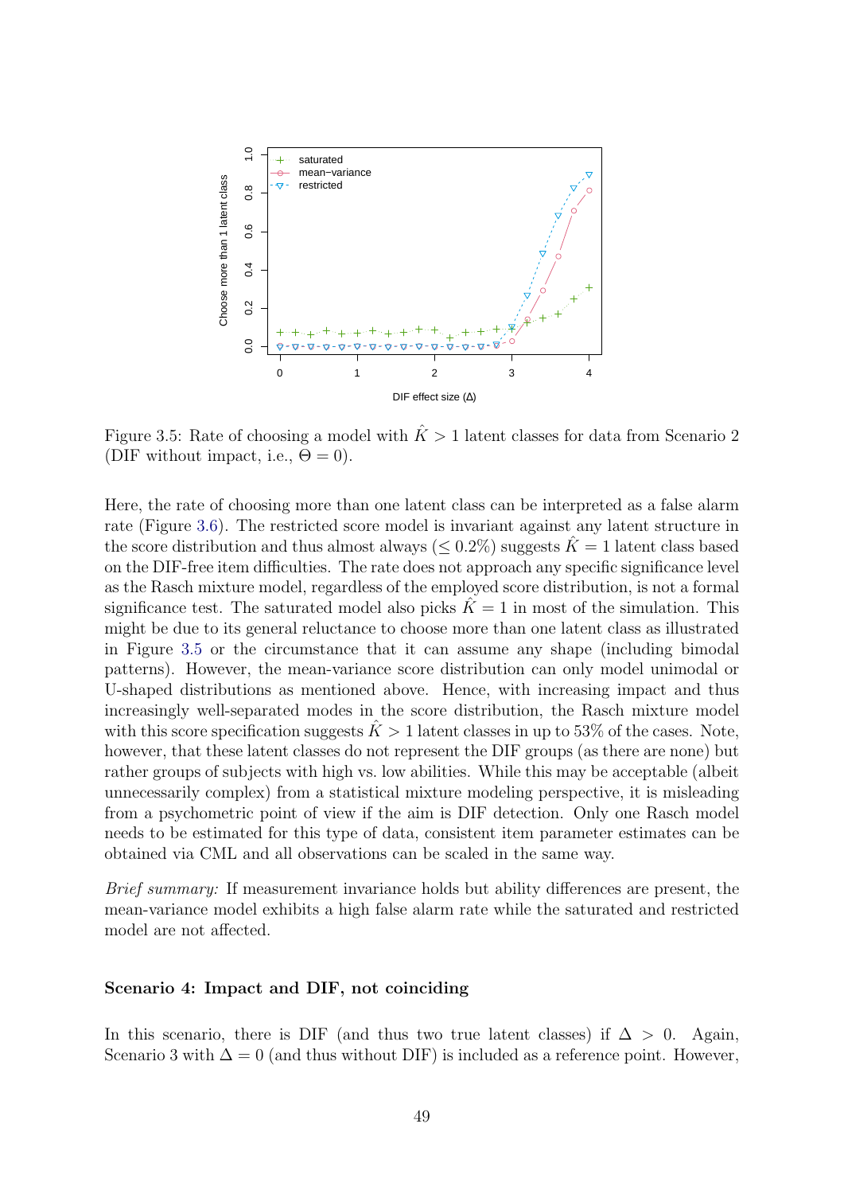Figure 3.5: Rate of choosing a model with $\hat{K} > 1$ latent classes for data from Scenario 2 (DIF without impact, i.e., $\Theta = 0$).

Here, the rate of choosing more than one latent class can be interpreted as a false alarm rate (Figure 3.6). The restricted score model is invariant against any latent structure in the score distribution and thus almost always ($\leq 0.2\%$) suggests $\hat{K} = 1$ latent class based on the DIF-free item difficulties. The rate does not approach any specific significance level as the Rasch mixture model, regardless of the employed score distribution, is not a formal significance test. The saturated model also picks $\hat{K} = 1$ in most of the simulation. This might be due to its general reluctance to choose more than one latent class as illustrated in Figure 3.5 or the circumstance that it can assume any shape (including bimodal patterns). However, the mean-variance score distribution can only model unimodal or U-shaped distributions as mentioned above. Hence, with increasing impact and thus increasingly well-separated modes in the score distribution, the Rasch mixture model with this score specification suggests $\hat{K} > 1$ latent classes in up to 53% of the cases. Note, however, that these latent classes do not represent the DIF groups (as there are none) but rather groups of subjects with high vs. low abilities. While this may be acceptable (albeit unnecessarily complex) from a statistical mixture modeling perspective, it is misleading from a psychometric point of view if the aim is DIF detection. Only one Rasch model needs to be estimated for this type of data, consistent item parameter estimates can be obtained via CML and all observations can be scaled in the same way.

*Brief summary:* If measurement invariance holds but ability differences are present, the mean-variance model exhibits a high false alarm rate while the saturated and restricted model are not affected.

**Scenario 4: Impact and DIF, not coinciding**

In this scenario, there is DIF (and thus two true latent classes) if $\Delta > 0$. Again, Scenario 3 with $\Delta = 0$ (and thus without DIF) is included as a reference point. However,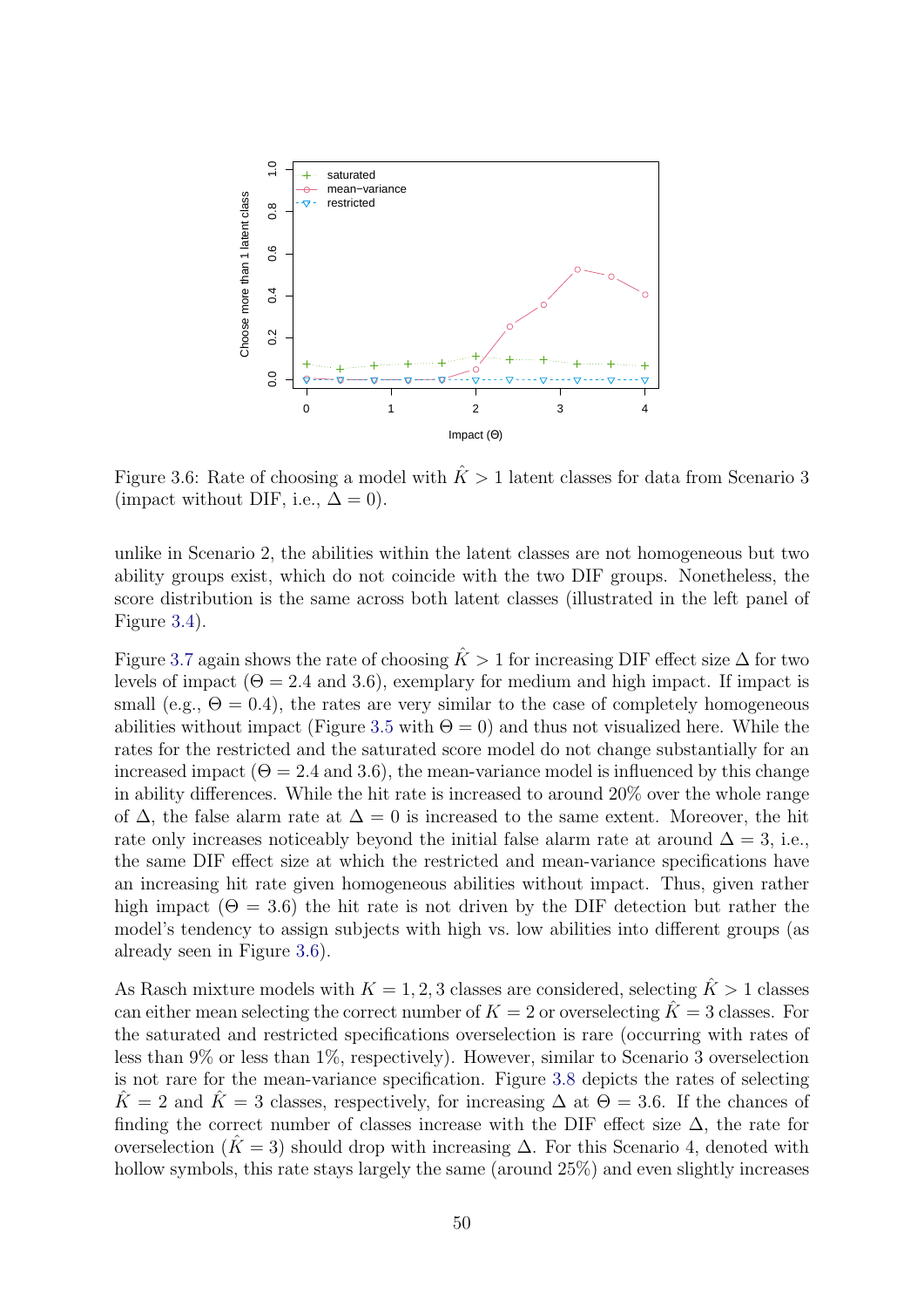Figure 3.6: Rate of choosing a model with $\hat{K} > 1$ latent classes for data from Scenario 3 (impact without DIF, i.e., $\Delta = 0$).

unlike in Scenario 2, the abilities within the latent classes are not homogeneous but two ability groups exist, which do not coincide with the two DIF groups. Nonetheless, the score distribution is the same across both latent classes (illustrated in the left panel of Figure 3.4).

Figure 3.7 again shows the rate of choosing $\hat{K} > 1$ for increasing DIF effect size $\Delta$ for two levels of impact ($\Theta = 2.4$ and 3.6), exemplary for medium and high impact. If impact is small (e.g., $\Theta = 0.4$), the rates are very similar to the case of completely homogeneous abilities without impact (Figure 3.5 with $\Theta = 0$) and thus not visualized here. While the rates for the restricted and the saturated score model do not change substantially for an increased impact ($\Theta = 2.4$ and 3.6), the mean-variance model is influenced by this change in ability differences. While the hit rate is increased to around 20% over the whole range of $\Delta$, the false alarm rate at $\Delta = 0$ is increased to the same extent. Moreover, the hit rate only increases noticeably beyond the initial false alarm rate at around $\Delta = 3$, i.e., the same DIF effect size at which the restricted and mean-variance specifications have an increasing hit rate given homogeneous abilities without impact. Thus, given rather high impact ($\Theta = 3.6$) the hit rate is not driven by the DIF detection but rather the model's tendency to assign subjects with high vs. low abilities into different groups (as already seen in Figure 3.6).

As Rasch mixture models with $K = 1, 2, 3$ classes are considered, selecting $\hat{K} > 1$ classes can either mean selecting the correct number of $K = 2$ or overselecting $\hat{K} = 3$ classes. For the saturated and restricted specifications overselection is rare (occurring with rates of less than 9% or less than 1%, respectively). However, similar to Scenario 3 overselection is not rare for the mean-variance specification. Figure 3.8 depicts the rates of selecting $\hat{K} = 2$ and $\hat{K} = 3$ classes, respectively, for increasing $\Delta$ at $\Theta = 3.6$. If the chances of finding the correct number of classes increase with the DIF effect size $\Delta$, the rate for overselection ($\hat{K} = 3$) should drop with increasing $\Delta$. For this Scenario 4, denoted with hollow symbols, this rate stays largely the same (around 25%) and even slightly increases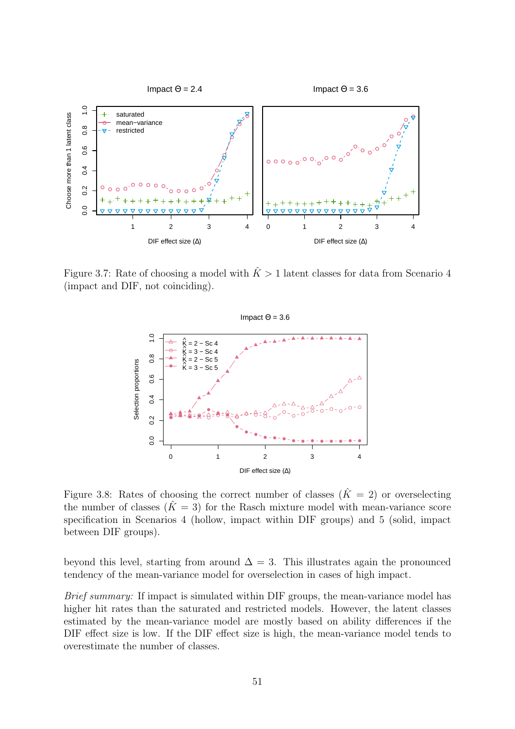Figure 3.7: Rate of choosing a model with $\hat{K} > 1$ latent classes for data from Scenario 4 (impact and DIF, not coinciding).

Figure 3.8: Rates of choosing the correct number of classes ($\hat{K} = 2$) or overselecting the number of classes ($\hat{K} = 3$) for the Rasch mixture model with mean-variance score specification in Scenarios 4 (hollow, impact within DIF groups) and 5 (solid, impact between DIF groups).

beyond this level, starting from around $\Delta = 3$. This illustrates again the pronounced tendency of the mean-variance model for overselection in cases of high impact.

*Brief summary:* If impact is simulated within DIF groups, the mean-variance model has higher hit rates than the saturated and restricted models. However, the latent classes estimated by the mean-variance model are mostly based on ability differences if the DIF effect size is low. If the DIF effect size is high, the mean-variance model tends to overestimate the number of classes.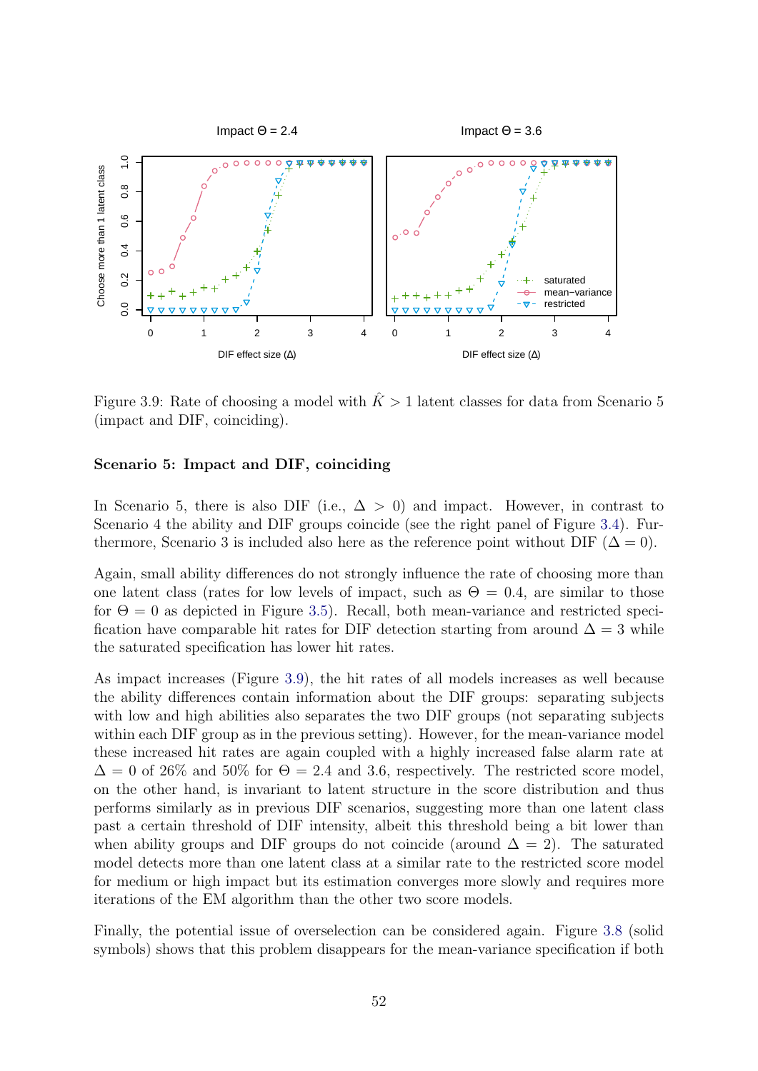Figure 3.9: Rate of choosing a model with $\hat{K} > 1$ latent classes for data from Scenario 5 (impact and DIF, coinciding).

#### Scenario 5: Impact and DIF, coinciding

In Scenario 5, there is also DIF (i.e., $\Delta > 0$) and impact. However, in contrast to Scenario 4 the ability and DIF groups coincide (see the right panel of Figure 3.4). Furthermore, Scenario 3 is included also here as the reference point without DIF ($\Delta = 0$).

Again, small ability differences do not strongly influence the rate of choosing more than one latent class (rates for low levels of impact, such as $\Theta = 0.4$, are similar to those for $\Theta = 0$ as depicted in Figure 3.5). Recall, both mean-variance and restricted specification have comparable hit rates for DIF detection starting from around $\Delta = 3$ while the saturated specification has lower hit rates.

As impact increases (Figure 3.9), the hit rates of all models increases as well because the ability differences contain information about the DIF groups: separating subjects with low and high abilities also separates the two DIF groups (not separating subjects within each DIF group as in the previous setting). However, for the mean-variance model these increased hit rates are again coupled with a highly increased false alarm rate at $\Delta = 0$ of 26% and 50% for $\Theta = 2.4$ and 3.6, respectively. The restricted score model, on the other hand, is invariant to latent structure in the score distribution and thus performs similarly as in previous DIF scenarios, suggesting more than one latent class past a certain threshold of DIF intensity, albeit this threshold being a bit lower than when ability groups and DIF groups do not coincide (around $\Delta = 2$). The saturated model detects more than one latent class at a similar rate to the restricted score model for medium or high impact but its estimation converges more slowly and requires more iterations of the EM algorithm than the other two score models.

Finally, the potential issue of overselection can be considered again. Figure 3.8 (solid symbols) shows that this problem disappears for the mean-variance specification if both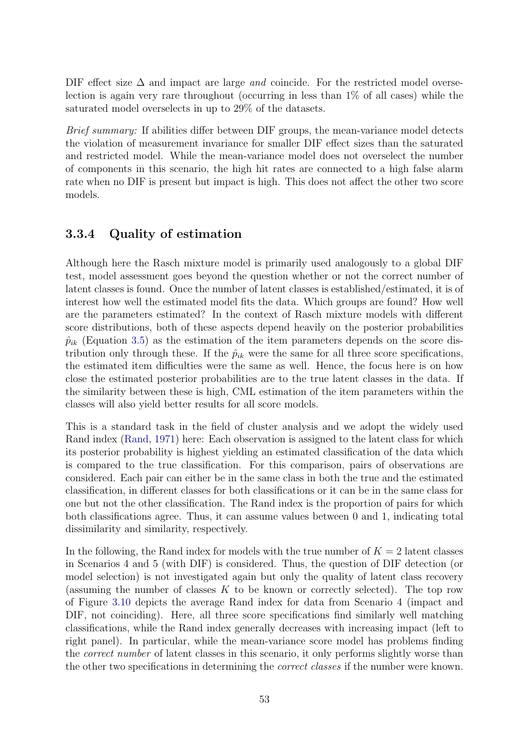DIF effect size $\Delta$ and impact are large *and* coincide. For the restricted model overselection is again very rare throughout (occurring in less than 1% of all cases) while the saturated model overselects in up to 29% of the datasets.

*Brief summary:* If abilities differ between DIF groups, the mean-variance model detects the violation of measurement invariance for smaller DIF effect sizes than the saturated and restricted model. While the mean-variance model does not overselect the number of components in this scenario, the high hit rates are connected to a high false alarm rate when no DIF is present but impact is high. This does not affect the other two score models.

### 3.3.4 Quality of estimation

Although here the Rasch mixture model is primarily used analogously to a global DIF test, model assessment goes beyond the question whether or not the correct number of latent classes is found. Once the number of latent classes is established/estimated, it is of interest how well the estimated model fits the data. Which groups are found? How well are the parameters estimated? In the context of Rasch mixture models with different score distributions, both of these aspects depend heavily on the posterior probabilities $\hat{p}_{ik}$ (Equation 3.5) as the estimation of the item parameters depends on the score distribution only through these. If the $\hat{p}_{ik}$ were the same for all three score specifications, the estimated item difficulties were the same as well. Hence, the focus here is on how close the estimated posterior probabilities are to the true latent classes in the data. If the similarity between these is high, CML estimation of the item parameters within the classes will also yield better results for all score models.

This is a standard task in the field of cluster analysis and we adopt the widely used Rand index (Rand, 1971) here: Each observation is assigned to the latent class for which its posterior probability is highest yielding an estimated classification of the data which is compared to the true classification. For this comparison, pairs of observations are considered. Each pair can either be in the same class in both the true and the estimated classification, in different classes for both classifications or it can be in the same class for one but not the other classification. The Rand index is the proportion of pairs for which both classifications agree. Thus, it can assume values between 0 and 1, indicating total dissimilarity and similarity, respectively.

In the following, the Rand index for models with the true number of $K = 2$ latent classes in Scenarios 4 and 5 (with DIF) is considered. Thus, the question of DIF detection (or model selection) is not investigated again but only the quality of latent class recovery (assuming the number of classes $K$ to be known or correctly selected). The top row of Figure 3.10 depicts the average Rand index for data from Scenario 4 (impact and DIF, not coinciding). Here, all three score specifications find similarly well matching classifications, while the Rand index generally decreases with increasing impact (left to right panel). In particular, while the mean-variance score model has problems finding the *correct number* of latent classes in this scenario, it only performs slightly worse than the other two specifications in determining the *correct classes* if the number were known.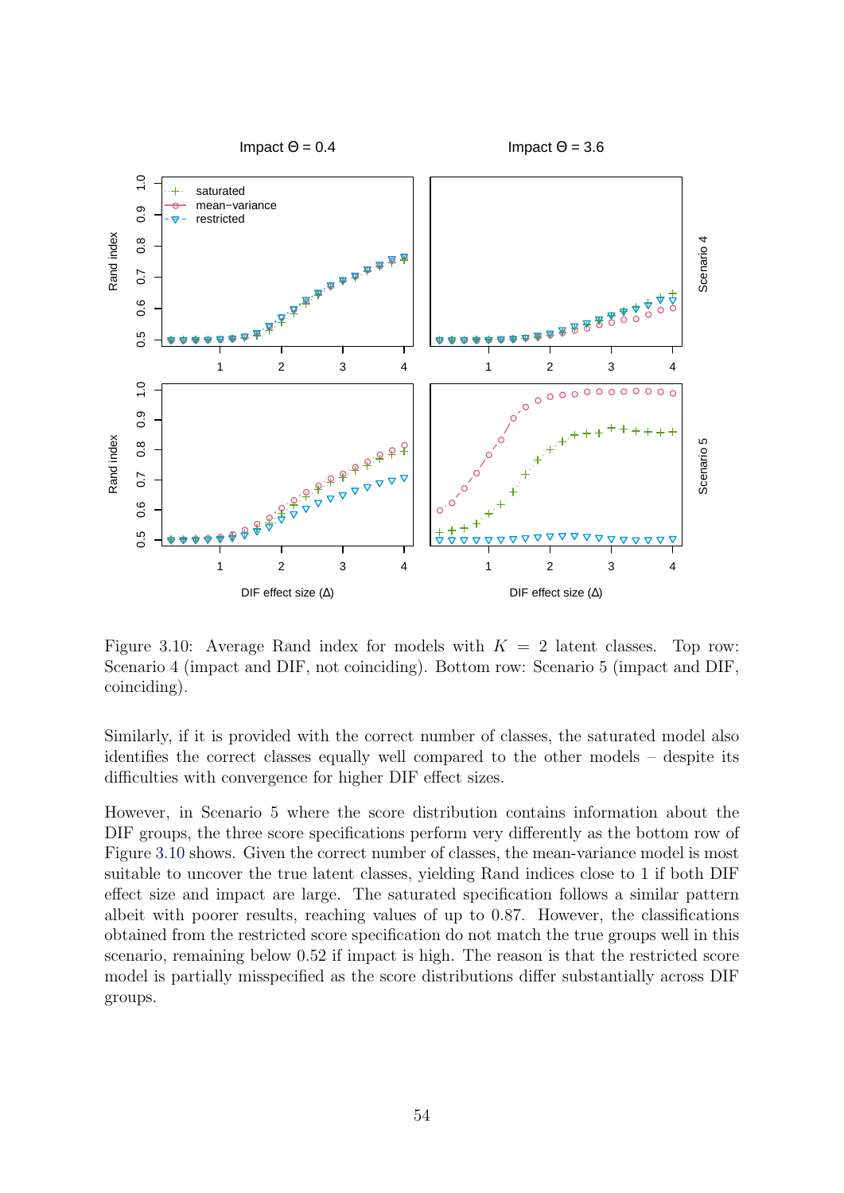Figure 3.10: Average Rand index for models with $K = 2$ latent classes. Top row: Scenario 4 (impact and DIF, not coinciding). Bottom row: Scenario 5 (impact and DIF, coinciding).

Similarly, if it is provided with the correct number of classes, the saturated model also identifies the correct classes equally well compared to the other models – despite its difficulties with convergence for higher DIF effect sizes.

However, in Scenario 5 where the score distribution contains information about the DIF groups, the three score specifications perform very differently as the bottom row of Figure 3.10 shows. Given the correct number of classes, the mean-variance model is most suitable to uncover the true latent classes, yielding Rand indices close to 1 if both DIF effect size and impact are large. The saturated specification follows a similar pattern albeit with poorer results, reaching values of up to 0.87. However, the classifications obtained from the restricted score specification do not match the true groups well in this scenario, remaining below 0.52 if impact is high. The reason is that the restricted score model is partially misspecified as the score distributions differ substantially across DIF groups.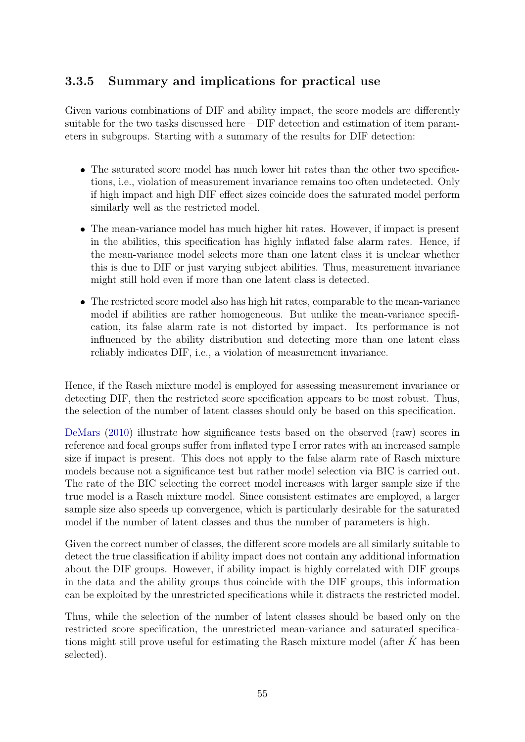### 3.3.5 Summary and implications for practical use

Given various combinations of DIF and ability impact, the score models are differently suitable for the two tasks discussed here – DIF detection and estimation of item parameters in subgroups. Starting with a summary of the results for DIF detection:

- The saturated score model has much lower hit rates than the other two specifications, i.e., violation of measurement invariance remains too often undetected. Only if high impact and high DIF effect sizes coincide does the saturated model perform similarly well as the restricted model.
- The mean-variance model has much higher hit rates. However, if impact is present in the abilities, this specification has highly inflated false alarm rates. Hence, if the mean-variance model selects more than one latent class it is unclear whether this is due to DIF or just varying subject abilities. Thus, measurement invariance might still hold even if more than one latent class is detected.
- The restricted score model also has high hit rates, comparable to the mean-variance model if abilities are rather homogeneous. But unlike the mean-variance specification, its false alarm rate is not distorted by impact. Its performance is not influenced by the ability distribution and detecting more than one latent class reliably indicates DIF, i.e., a violation of measurement invariance.

Hence, if the Rasch mixture model is employed for assessing measurement invariance or detecting DIF, then the restricted score specification appears to be most robust. Thus, the selection of the number of latent classes should only be based on this specification.

DeMars (2010) illustrate how significance tests based on the observed (raw) scores in reference and focal groups suffer from inflated type I error rates with an increased sample size if impact is present. This does not apply to the false alarm rate of Rasch mixture models because not a significance test but rather model selection via BIC is carried out. The rate of the BIC selecting the correct model increases with larger sample size if the true model is a Rasch mixture model. Since consistent estimates are employed, a larger sample size also speeds up convergence, which is particularly desirable for the saturated model if the number of latent classes and thus the number of parameters is high.

Given the correct number of classes, the different score models are all similarly suitable to detect the true classification if ability impact does not contain any additional information about the DIF groups. However, if ability impact is highly correlated with DIF groups in the data and the ability groups thus coincide with the DIF groups, this information can be exploited by the unrestricted specifications while it distracts the restricted model.

Thus, while the selection of the number of latent classes should be based only on the restricted score specification, the unrestricted mean-variance and saturated specifications might still prove useful for estimating the Rasch mixture model (after $\hat{K}$ has been selected).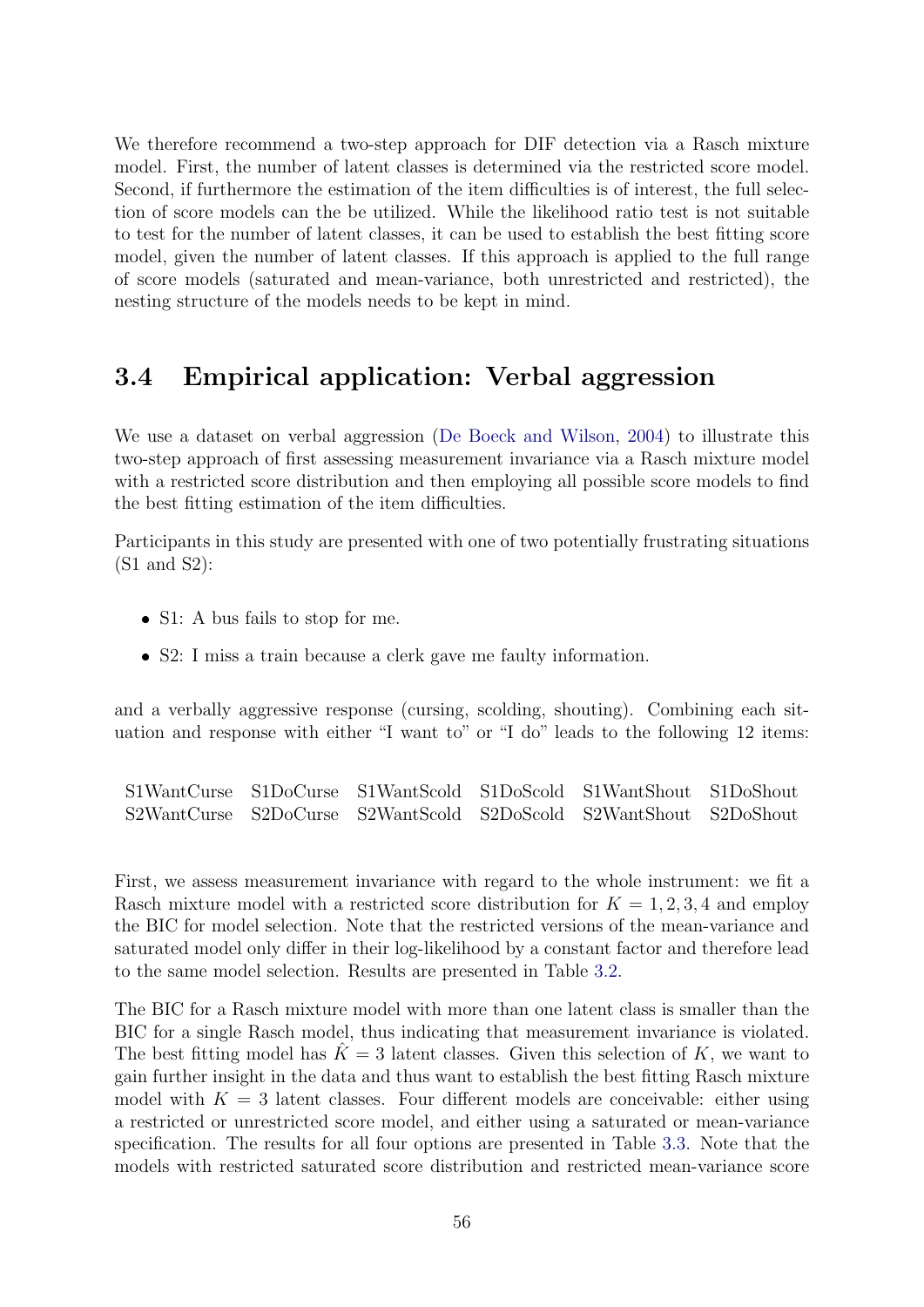We therefore recommend a two-step approach for DIF detection via a Rasch mixture model. First, the number of latent classes is determined via the restricted score model. Second, if furthermore the estimation of the item difficulties is of interest, the full selection of score models can the be utilized. While the likelihood ratio test is not suitable to test for the number of latent classes, it can be used to establish the best fitting score model, given the number of latent classes. If this approach is applied to the full range of score models (saturated and mean-variance, both unrestricted and restricted), the nesting structure of the models needs to be kept in mind.

## 3.4 Empirical application: Verbal aggression

We use a dataset on verbal aggression (De Boeck and Wilson, 2004) to illustrate this two-step approach of first assessing measurement invariance via a Rasch mixture model with a restricted score distribution and then employing all possible score models to find the best fitting estimation of the item difficulties.

Participants in this study are presented with one of two potentially frustrating situations (S1 and S2):

- S1: A bus fails to stop for me.
- S2: I miss a train because a clerk gave me faulty information.

and a verbally aggressive response (cursing, scolding, shouting). Combining each situation and response with either "I want to" or "I do" leads to the following 12 items:

| | | | | | |
|---|---|---|---|---|---|
| S1WantCurse | S1DoCurse | S1WantScold | S1DoScold | S1WantShout | S1DoShout |
| S2WantCurse | S2DoCurse | S2WantScold | S2DoScold | S2WantShout | S2DoShout |

First, we assess measurement invariance with regard to the whole instrument: we fit a Rasch mixture model with a restricted score distribution for $K = 1, 2, 3, 4$ and employ the BIC for model selection. Note that the restricted versions of the mean-variance and saturated model only differ in their log-likelihood by a constant factor and therefore lead to the same model selection. Results are presented in Table 3.2.

The BIC for a Rasch mixture model with more than one latent class is smaller than the BIC for a single Rasch model, thus indicating that measurement invariance is violated. The best fitting model has $\hat{K} = 3$ latent classes. Given this selection of $K$, we want to gain further insight in the data and thus want to establish the best fitting Rasch mixture model with $K = 3$ latent classes. Four different models are conceivable: either using a restricted or unrestricted score model, and either using a saturated or mean-variance specification. The results for all four options are presented in Table 3.3. Note that the models with restricted saturated score distribution and restricted mean-variance score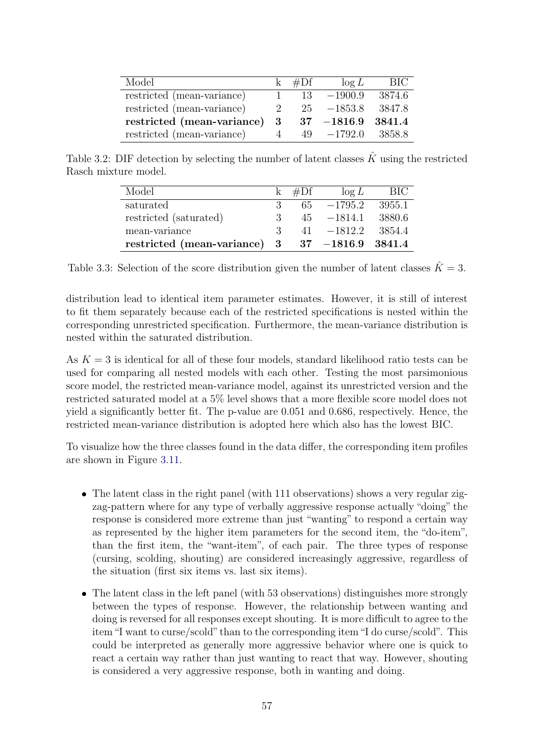| Model | k | #Df | $\log L$ | BIC |
|---|---|---|---|---|
| restricted (mean-variance) | 1 | 13 | $-1900.9$ | 3874.6 |
| restricted (mean-variance) | 2 | 25 | $-1853.8$ | 3847.8 |
| **restricted (mean-variance)** | **3** | **37** | $\mathbf{-1816.9}$ | **3841.4** |
| restricted (mean-variance) | 4 | 49 | $-1792.0$ | 3858.8 |

Table 3.2: DIF detection by selecting the number of latent classes $\hat{K}$ using the restricted Rasch mixture model.

| Model | k | #Df | $\log L$ | BIC |
|---|---|---|---|---|
| saturated | 3 | 65 | $-1795.2$ | 3955.1 |
| restricted (saturated) | 3 | 45 | $-1814.1$ | 3880.6 |
| mean-variance | 3 | 41 | $-1812.2$ | 3854.4 |
| **restricted (mean-variance)** | **3** | **37** | $\mathbf{-1816.9}$ | **3841.4** |

Table 3.3: Selection of the score distribution given the number of latent classes $\hat{K} = 3$.

distribution lead to identical item parameter estimates. However, it is still of interest to fit them separately because each of the restricted specifications is nested within the corresponding unrestricted specification. Furthermore, the mean-variance distribution is nested within the saturated distribution.

As $K = 3$ is identical for all of these four models, standard likelihood ratio tests can be used for comparing all nested models with each other. Testing the most parsimonious score model, the restricted mean-variance model, against its unrestricted version and the restricted saturated model at a 5% level shows that a more flexible score model does not yield a significantly better fit. The p-value are 0.051 and 0.686, respectively. Hence, the restricted mean-variance distribution is adopted here which also has the lowest BIC.

To visualize how the three classes found in the data differ, the corresponding item profiles are shown in Figure 3.11.

- The latent class in the right panel (with 111 observations) shows a very regular zig-zag-pattern where for any type of verbally aggressive response actually "doing" the response is considered more extreme than just "wanting" to respond a certain way as represented by the higher item parameters for the second item, the "do-item", than the first item, the "want-item", of each pair. The three types of response (cursing, scolding, shouting) are considered increasingly aggressive, regardless of the situation (first six items vs. last six items).
- The latent class in the left panel (with 53 observations) distinguishes more strongly between the types of response. However, the relationship between wanting and doing is reversed for all responses except shouting. It is more difficult to agree to the item "I want to curse/scold" than to the corresponding item "I do curse/scold". This could be interpreted as generally more aggressive behavior where one is quick to react a certain way rather than just wanting to react that way. However, shouting is considered a very aggressive response, both in wanting and doing.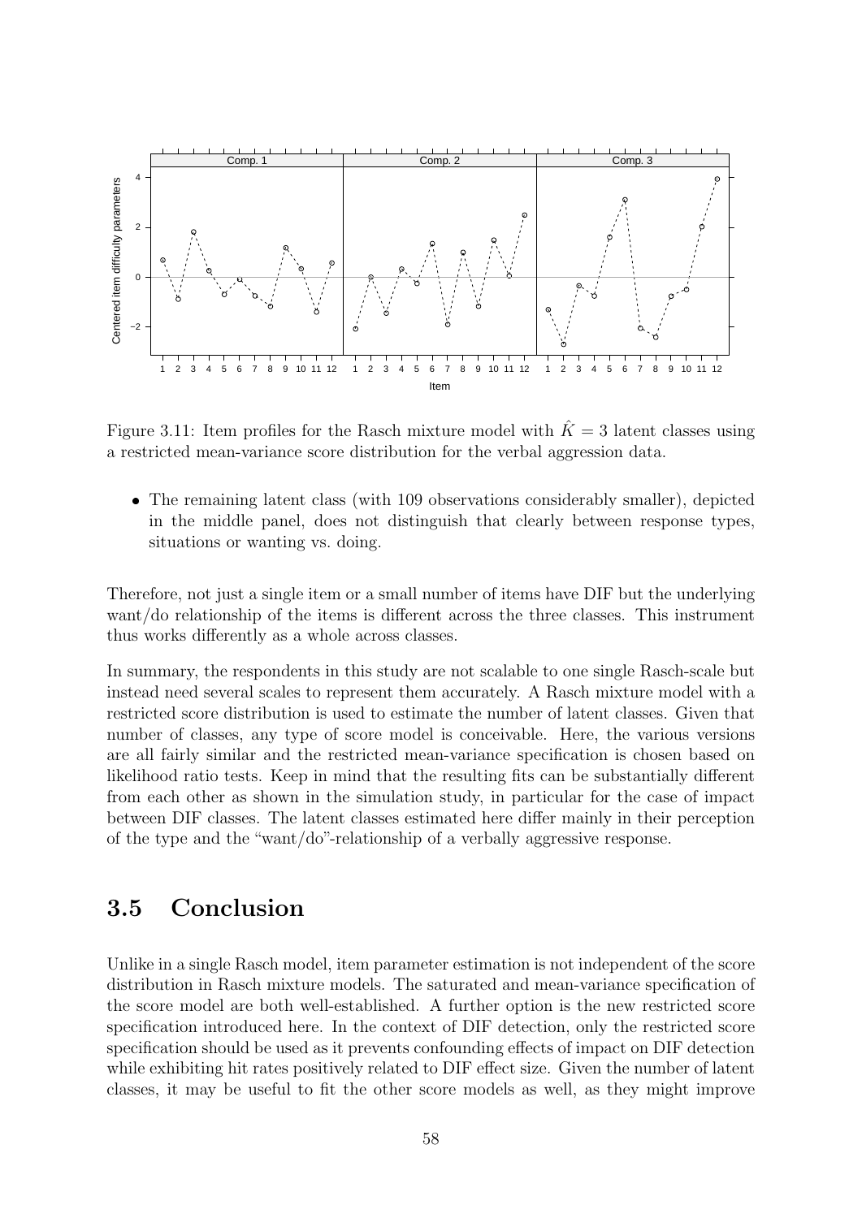Figure 3.11: Item profiles for the Rasch mixture model with $\hat{K} = 3$ latent classes using a restricted mean-variance score distribution for the verbal aggression data.

- The remaining latent class (with 109 observations considerably smaller), depicted in the middle panel, does not distinguish that clearly between response types, situations or wanting vs. doing.

Therefore, not just a single item or a small number of items have DIF but the underlying want/do relationship of the items is different across the three classes. This instrument thus works differently as a whole across classes.

In summary, the respondents in this study are not scalable to one single Rasch-scale but instead need several scales to represent them accurately. A Rasch mixture model with a restricted score distribution is used to estimate the number of latent classes. Given that number of classes, any type of score model is conceivable. Here, the various versions are all fairly similar and the restricted mean-variance specification is chosen based on likelihood ratio tests. Keep in mind that the resulting fits can be substantially different from each other as shown in the simulation study, in particular for the case of impact between DIF classes. The latent classes estimated here differ mainly in their perception of the type and the "want/do"-relationship of a verbally aggressive response.

## 3.5 Conclusion

Unlike in a single Rasch model, item parameter estimation is not independent of the score distribution in Rasch mixture models. The saturated and mean-variance specification of the score model are both well-established. A further option is the new restricted score specification introduced here. In the context of DIF detection, only the restricted score specification should be used as it prevents confounding effects of impact on DIF detection while exhibiting hit rates positively related to DIF effect size. Given the number of latent classes, it may be useful to fit the other score models as well, as they might improve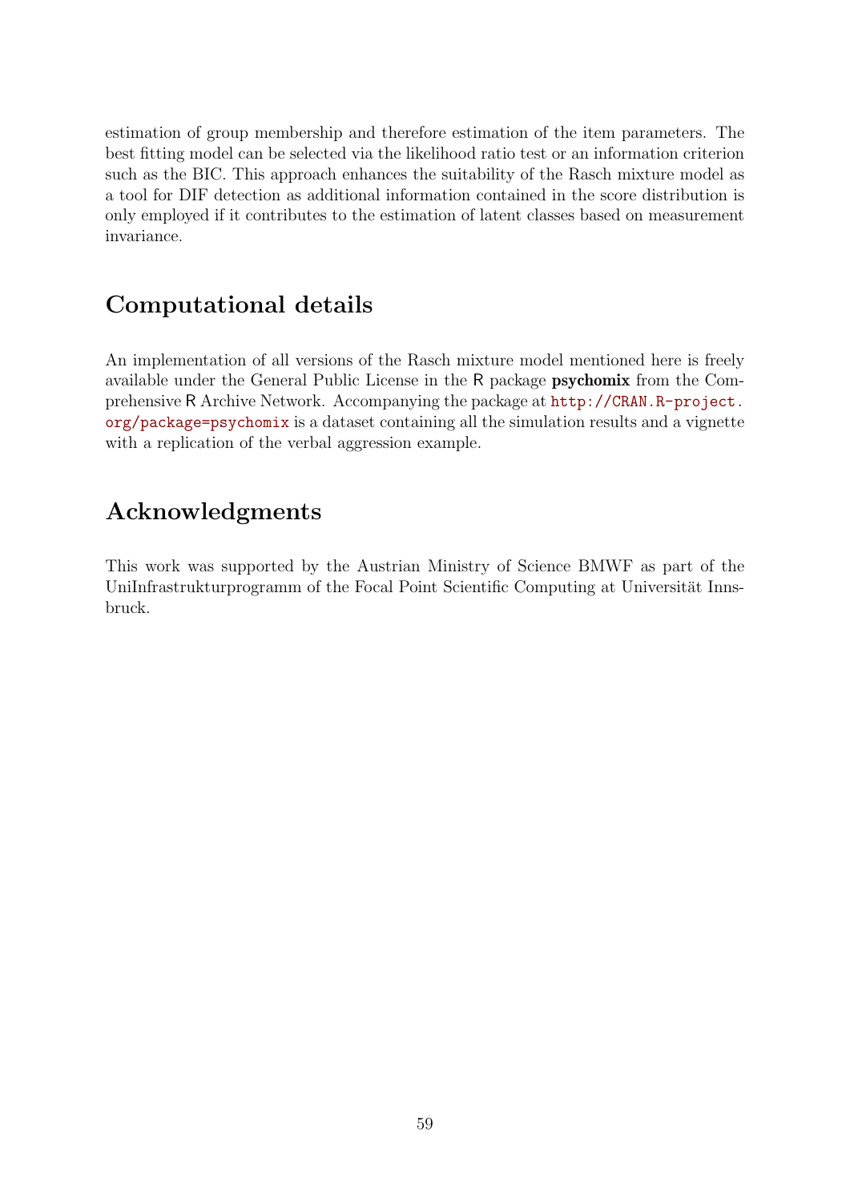estimation of group membership and therefore estimation of the item parameters. The best fitting model can be selected via the likelihood ratio test or an information criterion such as the BIC. This approach enhances the suitability of the Rasch mixture model as a tool for DIF detection as additional information contained in the score distribution is only employed if it contributes to the estimation of latent classes based on measurement invariance.

## Computational details

An implementation of all versions of the Rasch mixture model mentioned here is freely available under the General Public License in the R package **psychomix** from the Comprehensive R Archive Network. Accompanying the package at http://CRAN.R-project.org/package=psychomix is a dataset containing all the simulation results and a vignette with a replication of the verbal aggression example.

## Acknowledgments

This work was supported by the Austrian Ministry of Science BMWF as part of the UniInfrastrukturprogramm of the Focal Point Scientific Computing at Universität Innsbruck.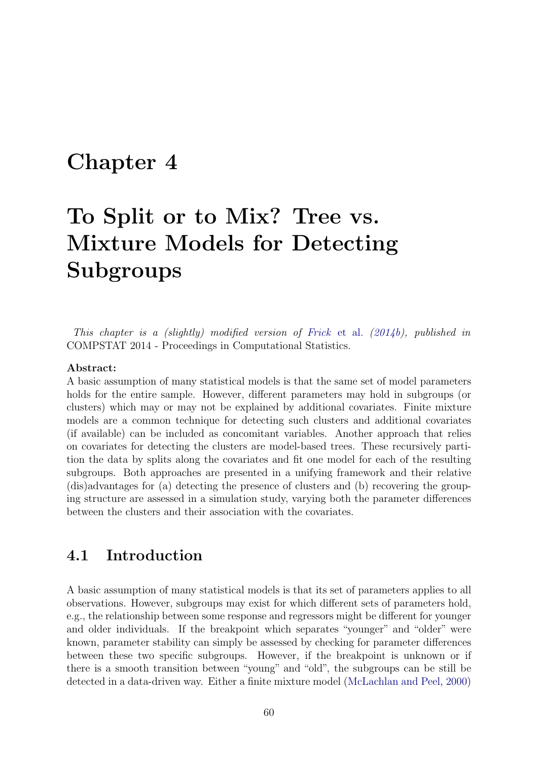# Chapter 4

# To Split or to Mix? Tree vs. Mixture Models for Detecting Subgroups

*This chapter is a (slightly) modified version of Frick et al. (2014b), published in* COMPSTAT 2014 - Proceedings in Computational Statistics.

**Abstract:**
A basic assumption of many statistical models is that the same set of model parameters holds for the entire sample. However, different parameters may hold in subgroups (or clusters) which may or may not be explained by additional covariates. Finite mixture models are a common technique for detecting such clusters and additional covariates (if available) can be included as concomitant variables. Another approach that relies on covariates for detecting the clusters are model-based trees. These recursively partition the data by splits along the covariates and fit one model for each of the resulting subgroups. Both approaches are presented in a unifying framework and their relative (dis)advantages for (a) detecting the presence of clusters and (b) recovering the grouping structure are assessed in a simulation study, varying both the parameter differences between the clusters and their association with the covariates.

## 4.1 Introduction

A basic assumption of many statistical models is that its set of parameters applies to all observations. However, subgroups may exist for which different sets of parameters hold, e.g., the relationship between some response and regressors might be different for younger and older individuals. If the breakpoint which separates "younger" and "older" were known, parameter stability can simply be assessed by checking for parameter differences between these two specific subgroups. However, if the breakpoint is unknown or if there is a smooth transition between "young" and "old", the subgroups can be still be detected in a data-driven way. Either a finite mixture model (McLachlan and Peel, 2000)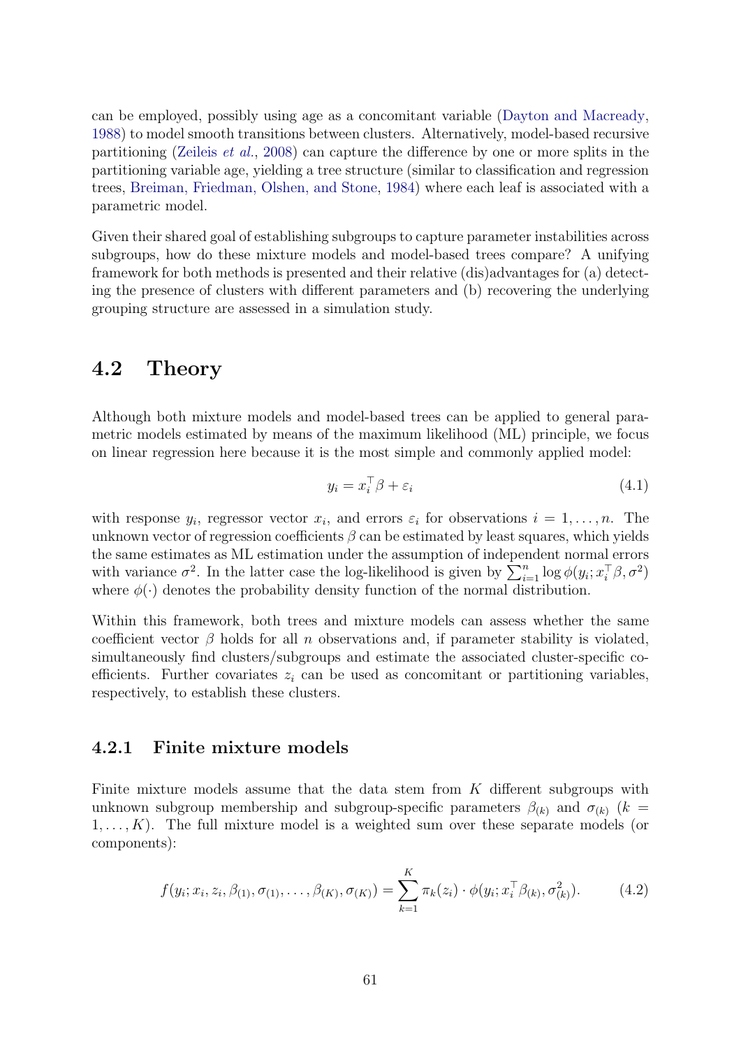can be employed, possibly using age as a concomitant variable (Dayton and Macready, 1988) to model smooth transitions between clusters. Alternatively, model-based recursive partitioning (Zeileis *et al.*, 2008) can capture the difference by one or more splits in the partitioning variable age, yielding a tree structure (similar to classification and regression trees, Breiman, Friedman, Olshen, and Stone, 1984) where each leaf is associated with a parametric model.

Given their shared goal of establishing subgroups to capture parameter instabilities across subgroups, how do these mixture models and model-based trees compare? A unifying framework for both methods is presented and their relative (dis)advantages for (a) detecting the presence of clusters with different parameters and (b) recovering the underlying grouping structure are assessed in a simulation study.

## 4.2 Theory

Although both mixture models and model-based trees can be applied to general parametric models estimated by means of the maximum likelihood (ML) principle, we focus on linear regression here because it is the most simple and commonly applied model:

$$y_i = x_i^\top \beta + \varepsilon_i \tag{4.1}$$

with response $y_i$, regressor vector $x_i$, and errors $\varepsilon_i$ for observations $i = 1, \dots, n$. The unknown vector of regression coefficients $\beta$ can be estimated by least squares, which yields the same estimates as ML estimation under the assumption of independent normal errors with variance $\sigma^2$. In the latter case the log-likelihood is given by $\sum_{i=1}^n \log \phi(y_i; x_i^\top \beta, \sigma^2)$ where $\phi(\cdot)$ denotes the probability density function of the normal distribution.

Within this framework, both trees and mixture models can assess whether the same coefficient vector $\beta$ holds for all $n$ observations and, if parameter stability is violated, simultaneously find clusters/subgroups and estimate the associated cluster-specific coefficients. Further covariates $z_i$ can be used as concomitant or partitioning variables, respectively, to establish these clusters.

### 4.2.1 Finite mixture models

Finite mixture models assume that the data stem from $K$ different subgroups with unknown subgroup membership and subgroup-specific parameters $\beta_{(k)}$ and $\sigma_{(k)}$ ($k = 1, \dots, K$). The full mixture model is a weighted sum over these separate models (or components):

$$f(y_i; x_i, z_i, \beta_{(1)}, \sigma_{(1)}, \dots, \beta_{(K)}, \sigma_{(K)}) = \sum_{k=1}^{K} \pi_k(z_i) \cdot \phi(y_i; x_i^\top \beta_{(k)}, \sigma_{(k)}^2). \tag{4.2}$$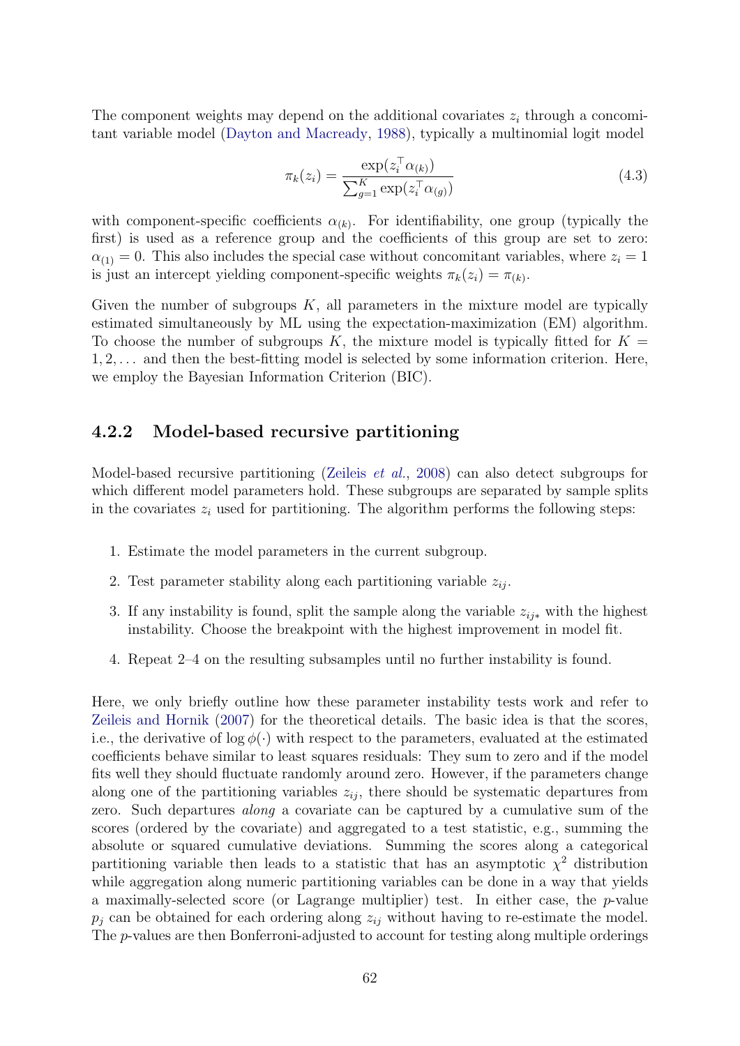The component weights may depend on the additional covariates $z_i$ through a concomitant variable model (Dayton and Macready, 1988), typically a multinomial logit model

$$\pi_k(z_i) = \frac{\exp(z_i^\top \alpha_{(k)})}{\sum_{g=1}^{K} \exp(z_i^\top \alpha_{(g)})} \tag{4.3}$$

with component-specific coefficients $\alpha_{(k)}$. For identifiability, one group (typically the first) is used as a reference group and the coefficients of this group are set to zero: $\alpha_{(1)} = 0$. This also includes the special case without concomitant variables, where $z_i = 1$ is just an intercept yielding component-specific weights $\pi_k(z_i) = \pi_{(k)}$.

Given the number of subgroups $K$, all parameters in the mixture model are typically estimated simultaneously by ML using the expectation-maximization (EM) algorithm. To choose the number of subgroups $K$, the mixture model is typically fitted for $K = 1, 2, \ldots$ and then the best-fitting model is selected by some information criterion. Here, we employ the Bayesian Information Criterion (BIC).

### 4.2.2 Model-based recursive partitioning

Model-based recursive partitioning (Zeileis *et al.*, 2008) can also detect subgroups for which different model parameters hold. These subgroups are separated by sample splits in the covariates $z_i$ used for partitioning. The algorithm performs the following steps:

1. Estimate the model parameters in the current subgroup.
2. Test parameter stability along each partitioning variable $z_{ij}$.
3. If any instability is found, split the sample along the variable $z_{ij*}$ with the highest instability. Choose the breakpoint with the highest improvement in model fit.
4. Repeat 2–4 on the resulting subsamples until no further instability is found.

Here, we only briefly outline how these parameter instability tests work and refer to Zeileis and Hornik (2007) for the theoretical details. The basic idea is that the scores, i.e., the derivative of $\log \phi(\cdot)$ with respect to the parameters, evaluated at the estimated coefficients behave similar to least squares residuals: They sum to zero and if the model fits well they should fluctuate randomly around zero. However, if the parameters change along one of the partitioning variables $z_{ij}$, there should be systematic departures from zero. Such departures *along* a covariate can be captured by a cumulative sum of the scores (ordered by the covariate) and aggregated to a test statistic, e.g., summing the absolute or squared cumulative deviations. Summing the scores along a categorical partitioning variable then leads to a statistic that has an asymptotic $\chi^2$ distribution while aggregation along numeric partitioning variables can be done in a way that yields a maximally-selected score (or Lagrange multiplier) test. In either case, the $p$-value $p_j$ can be obtained for each ordering along $z_{ij}$ without having to re-estimate the model. The $p$-values are then Bonferroni-adjusted to account for testing along multiple orderings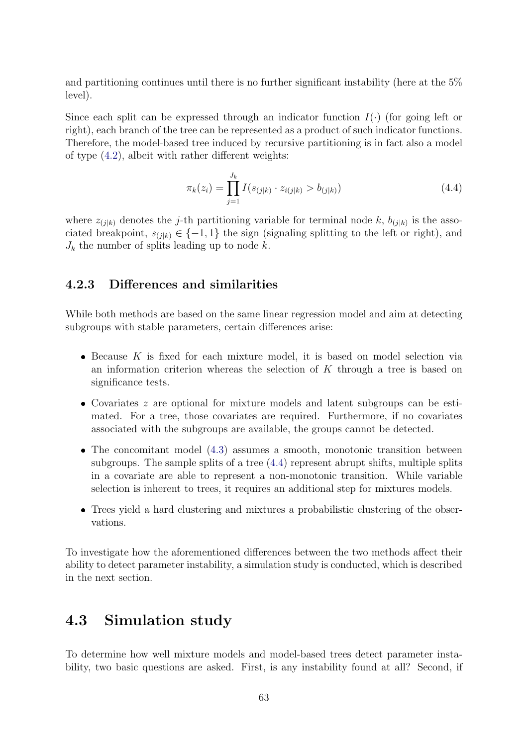and partitioning continues until there is no further significant instability (here at the 5% level).

Since each split can be expressed through an indicator function $I(\cdot)$ (for going left or right), each branch of the tree can be represented as a product of such indicator functions. Therefore, the model-based tree induced by recursive partitioning is in fact also a model of type (4.2), albeit with rather different weights:

$$\pi_k(z_i) = \prod_{j=1}^{J_k} I(s_{(j|k)} \cdot z_{i(j|k)} > b_{(j|k)}) \tag{4.4}$$

where $z_{(j|k)}$ denotes the $j$-th partitioning variable for terminal node $k$, $b_{(j|k)}$ is the associated breakpoint, $s_{(j|k)} \in \{-1, 1\}$ the sign (signaling splitting to the left or right), and $J_k$ the number of splits leading up to node $k$.

### 4.2.3 Differences and similarities

While both methods are based on the same linear regression model and aim at detecting subgroups with stable parameters, certain differences arise:

- Because $K$ is fixed for each mixture model, it is based on model selection via an information criterion whereas the selection of $K$ through a tree is based on significance tests.
- Covariates $z$ are optional for mixture models and latent subgroups can be estimated. For a tree, those covariates are required. Furthermore, if no covariates associated with the subgroups are available, the groups cannot be detected.
- The concomitant model (4.3) assumes a smooth, monotonic transition between subgroups. The sample splits of a tree (4.4) represent abrupt shifts, multiple splits in a covariate are able to represent a non-monotonic transition. While variable selection is inherent to trees, it requires an additional step for mixtures models.
- Trees yield a hard clustering and mixtures a probabilistic clustering of the observations.

To investigate how the aforementioned differences between the two methods affect their ability to detect parameter instability, a simulation study is conducted, which is described in the next section.

## 4.3 Simulation study

To determine how well mixture models and model-based trees detect parameter instability, two basic questions are asked. First, is any instability found at all? Second, if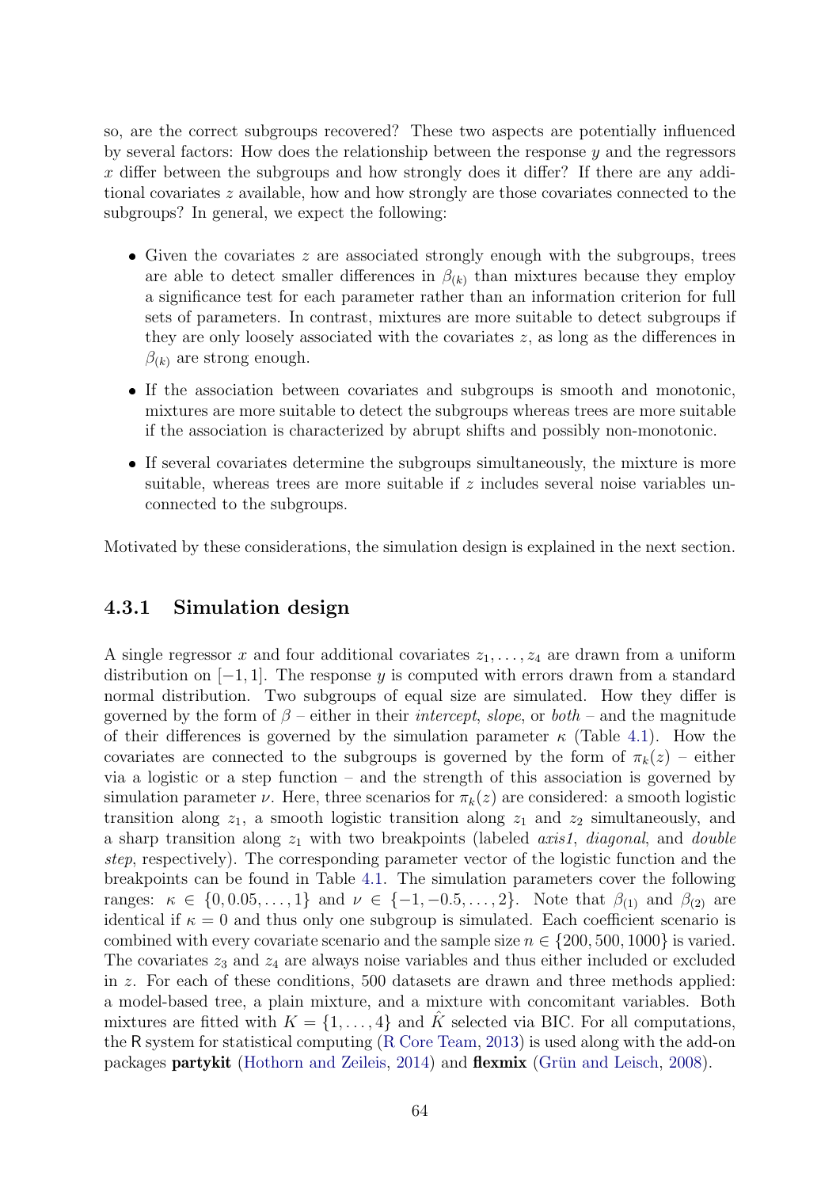so, are the correct subgroups recovered? These two aspects are potentially influenced by several factors: How does the relationship between the response $y$ and the regressors $x$ differ between the subgroups and how strongly does it differ? If there are any additional covariates $z$ available, how and how strongly are those covariates connected to the subgroups? In general, we expect the following:

- Given the covariates $z$ are associated strongly enough with the subgroups, trees are able to detect smaller differences in $\beta_{(k)}$ than mixtures because they employ a significance test for each parameter rather than an information criterion for full sets of parameters. In contrast, mixtures are more suitable to detect subgroups if they are only loosely associated with the covariates $z$, as long as the differences in $\beta_{(k)}$ are strong enough.
- If the association between covariates and subgroups is smooth and monotonic, mixtures are more suitable to detect the subgroups whereas trees are more suitable if the association is characterized by abrupt shifts and possibly non-monotonic.
- If several covariates determine the subgroups simultaneously, the mixture is more suitable, whereas trees are more suitable if $z$ includes several noise variables unconnected to the subgroups.

Motivated by these considerations, the simulation design is explained in the next section.

### 4.3.1 Simulation design

A single regressor $x$ and four additional covariates $z_1, \dots, z_4$ are drawn from a uniform distribution on $[-1, 1]$. The response $y$ is computed with errors drawn from a standard normal distribution. Two subgroups of equal size are simulated. How they differ is governed by the form of $\beta$ – either in their *intercept*, *slope*, or *both* – and the magnitude of their differences is governed by the simulation parameter $\kappa$ (Table 4.1). How the covariates are connected to the subgroups is governed by the form of $\pi_k(z)$ – either via a logistic or a step function – and the strength of this association is governed by simulation parameter $\nu$. Here, three scenarios for $\pi_k(z)$ are considered: a smooth logistic transition along $z_1$, a smooth logistic transition along $z_1$ and $z_2$ simultaneously, and a sharp transition along $z_1$ with two breakpoints (labeled *axis1*, *diagonal*, and *double step*, respectively). The corresponding parameter vector of the logistic function and the breakpoints can be found in Table 4.1. The simulation parameters cover the following ranges: $\kappa \in \{0, 0.05, \dots, 1\}$ and $\nu \in \{-1, -0.5, \dots, 2\}$. Note that $\beta_{(1)}$ and $\beta_{(2)}$ are identical if $\kappa = 0$ and thus only one subgroup is simulated. Each coefficient scenario is combined with every covariate scenario and the sample size $n \in \{200, 500, 1000\}$ is varied. The covariates $z_3$ and $z_4$ are always noise variables and thus either included or excluded in $z$. For each of these conditions, 500 datasets are drawn and three methods applied: a model-based tree, a plain mixture, and a mixture with concomitant variables. Both mixtures are fitted with $K = \{1, \dots, 4\}$ and $\hat{K}$ selected via BIC. For all computations, the R system for statistical computing (R Core Team, 2013) is used along with the add-on packages **partykit** (Hothorn and Zeileis, 2014) and **flexmix** (Grün and Leisch, 2008).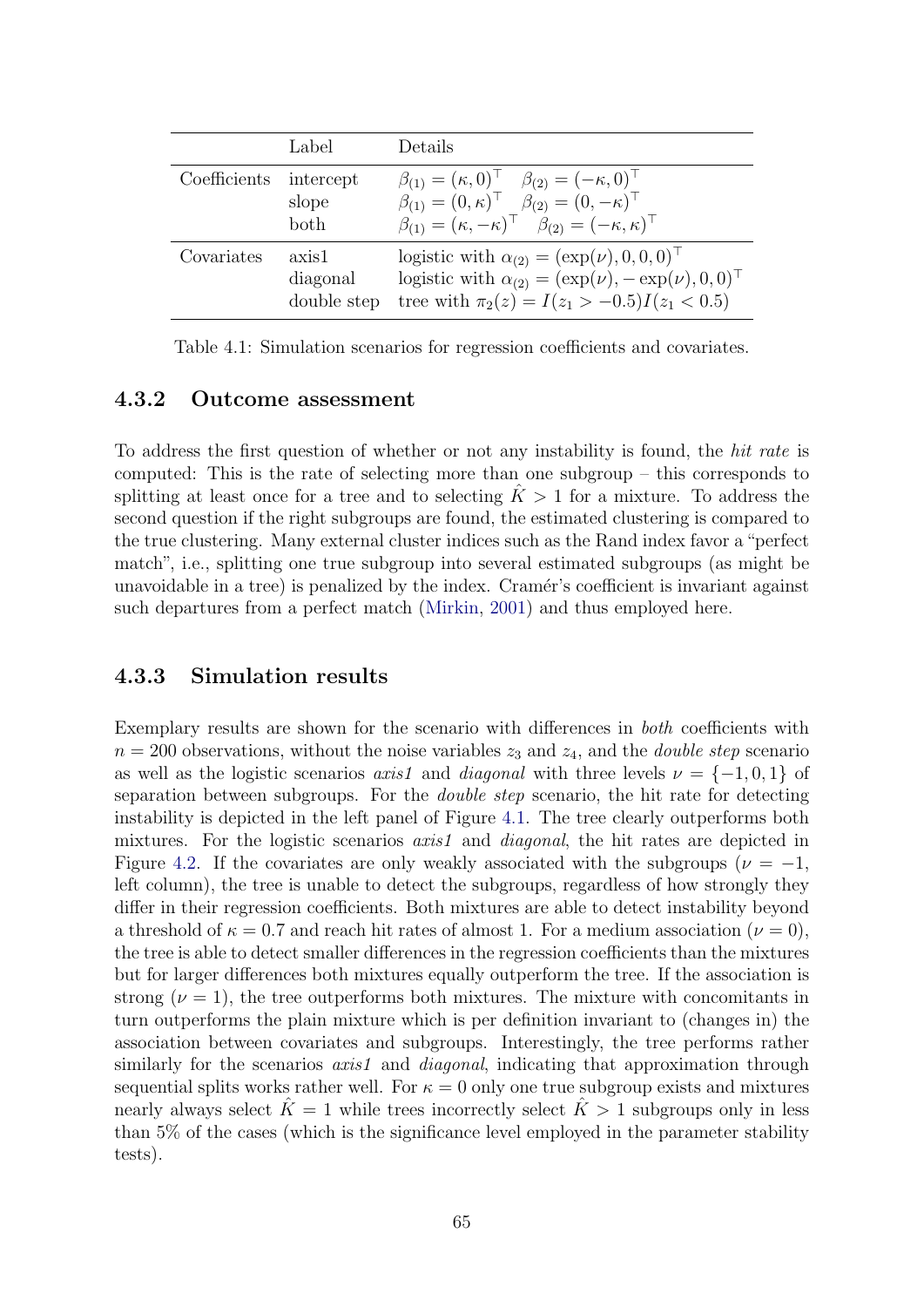|  | Label | Details |
|---|---|---|
| Coefficients | intercept | $\beta_{(1)} = (\kappa, 0)^\top \quad \beta_{(2)} = (-\kappa, 0)^\top$ |
|  | slope | $\beta_{(1)} = (0, \kappa)^\top \quad \beta_{(2)} = (0, -\kappa)^\top$ |
|  | both | $\beta_{(1)} = (\kappa, -\kappa)^\top \quad \beta_{(2)} = (-\kappa, \kappa)^\top$ |
| Covariates | axis1 | logistic with $\alpha_{(2)} = (\exp(\nu), 0, 0, 0)^\top$ |
|  | diagonal | logistic with $\alpha_{(2)} = (\exp(\nu), -\exp(\nu), 0, 0)^\top$ |
|  | double step | tree with $\pi_2(z) = I(z_1 > -0.5)I(z_1 < 0.5)$ |

Table 4.1: Simulation scenarios for regression coefficients and covariates.

### 4.3.2 Outcome assessment

To address the first question of whether or not any instability is found, the *hit rate* is computed: This is the rate of selecting more than one subgroup – this corresponds to splitting at least once for a tree and to selecting $\hat{K} > 1$ for a mixture. To address the second question if the right subgroups are found, the estimated clustering is compared to the true clustering. Many external cluster indices such as the Rand index favor a "perfect match", i.e., splitting one true subgroup into several estimated subgroups (as might be unavoidable in a tree) is penalized by the index. Cramér's coefficient is invariant against such departures from a perfect match (Mirkin, 2001) and thus employed here.

### 4.3.3 Simulation results

Exemplary results are shown for the scenario with differences in *both* coefficients with $n = 200$ observations, without the noise variables $z_3$ and $z_4$, and the *double step* scenario as well as the logistic scenarios *axis1* and *diagonal* with three levels $\nu = \{-1, 0, 1\}$ of separation between subgroups. For the *double step* scenario, the hit rate for detecting instability is depicted in the left panel of Figure 4.1. The tree clearly outperforms both mixtures. For the logistic scenarios *axis1* and *diagonal*, the hit rates are depicted in Figure 4.2. If the covariates are only weakly associated with the subgroups ($\nu = -1$, left column), the tree is unable to detect the subgroups, regardless of how strongly they differ in their regression coefficients. Both mixtures are able to detect instability beyond a threshold of $\kappa = 0.7$ and reach hit rates of almost 1. For a medium association ($\nu = 0$), the tree is able to detect smaller differences in the regression coefficients than the mixtures but for larger differences both mixtures equally outperform the tree. If the association is strong ($\nu = 1$), the tree outperforms both mixtures. The mixture with concomitants in turn outperforms the plain mixture which is per definition invariant to (changes in) the association between covariates and subgroups. Interestingly, the tree performs rather similarly for the scenarios *axis1* and *diagonal*, indicating that approximation through sequential splits works rather well. For $\kappa = 0$ only one true subgroup exists and mixtures nearly always select $\hat{K} = 1$ while trees incorrectly select $\hat{K} > 1$ subgroups only in less than 5% of the cases (which is the significance level employed in the parameter stability tests).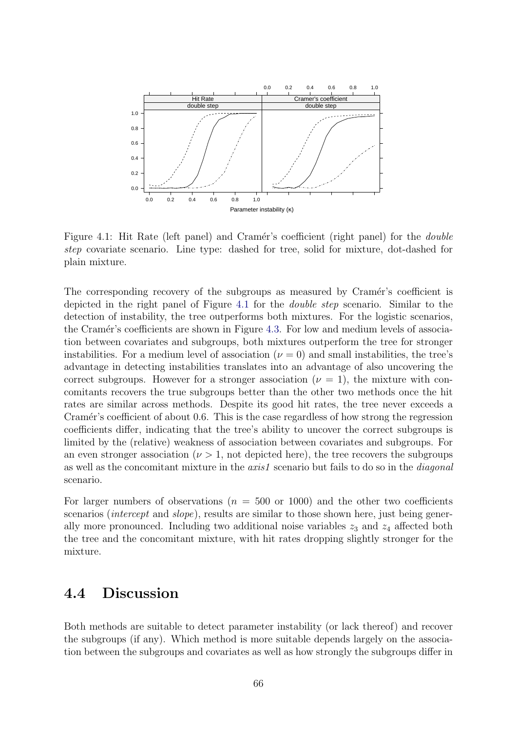Figure 4.1: Hit Rate (left panel) and Cramér's coefficient (right panel) for the *double step* covariate scenario. Line type: dashed for tree, solid for mixture, dot-dashed for plain mixture.

The corresponding recovery of the subgroups as measured by Cramér's coefficient is depicted in the right panel of Figure 4.1 for the *double step* scenario. Similar to the detection of instability, the tree outperforms both mixtures. For the logistic scenarios, the Cramér's coefficients are shown in Figure 4.3. For low and medium levels of association between covariates and subgroups, both mixtures outperform the tree for stronger instabilities. For a medium level of association ($\nu = 0$) and small instabilities, the tree's advantage in detecting instabilities translates into an advantage of also uncovering the correct subgroups. However for a stronger association ($\nu = 1$), the mixture with concomitants recovers the true subgroups better than the other two methods once the hit rates are similar across methods. Despite its good hit rates, the tree never exceeds a Cramér's coefficient of about 0.6. This is the case regardless of how strong the regression coefficients differ, indicating that the tree's ability to uncover the correct subgroups is limited by the (relative) weakness of association between covariates and subgroups. For an even stronger association ($\nu > 1$, not depicted here), the tree recovers the subgroups as well as the concomitant mixture in the *axis1* scenario but fails to do so in the *diagonal* scenario.

For larger numbers of observations ($n = 500$ or $1000$) and the other two coefficients scenarios (*intercept* and *slope*), results are similar to those shown here, just being generally more pronounced. Including two additional noise variables $z_3$ and $z_4$ affected both the tree and the concomitant mixture, with hit rates dropping slightly stronger for the mixture.

## 4.4 Discussion

Both methods are suitable to detect parameter instability (or lack thereof) and recover the subgroups (if any). Which method is more suitable depends largely on the association between the subgroups and covariates as well as how strongly the subgroups differ in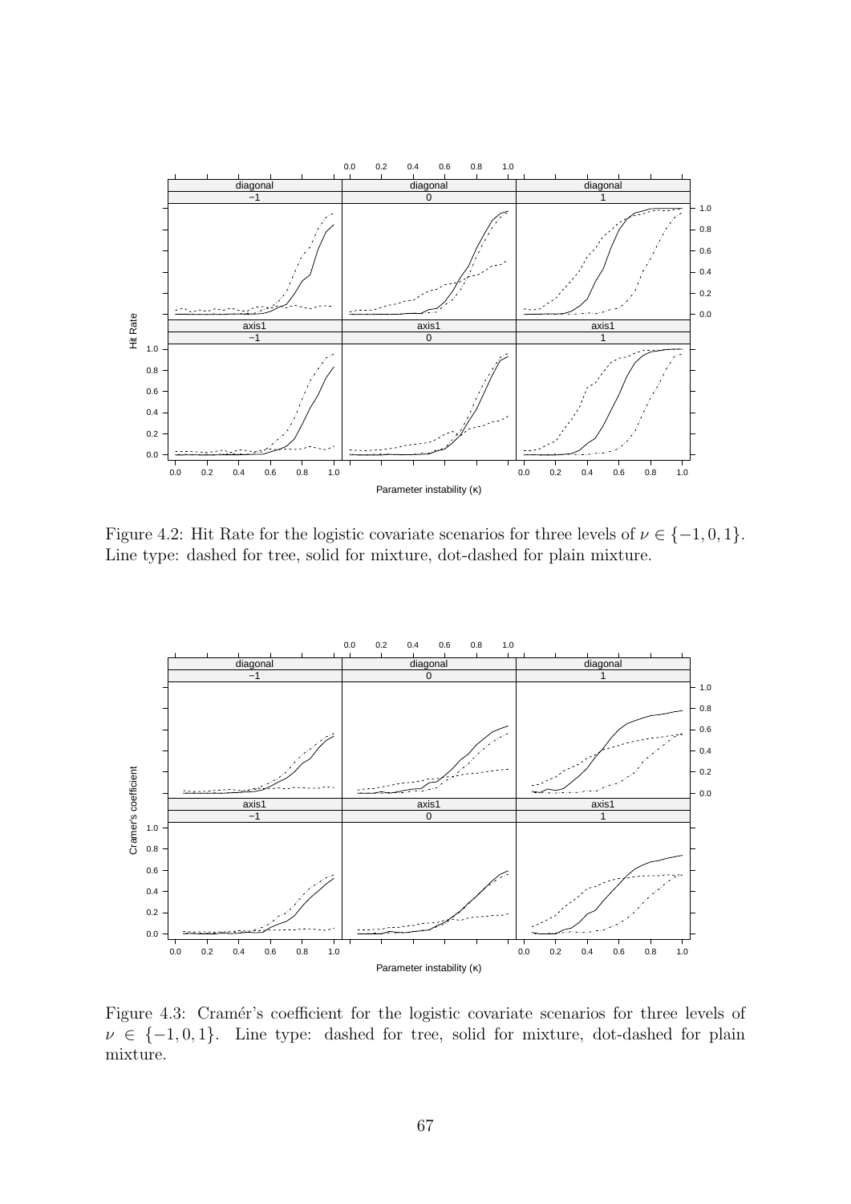Figure 4.2: Hit Rate for the logistic covariate scenarios for three levels of $\nu \in \{-1, 0, 1\}$. Line type: dashed for tree, solid for mixture, dot-dashed for plain mixture.

Figure 4.3: Cramér's coefficient for the logistic covariate scenarios for three levels of $\nu \in \{-1, 0, 1\}$. Line type: dashed for tree, solid for mixture, dot-dashed for plain mixture.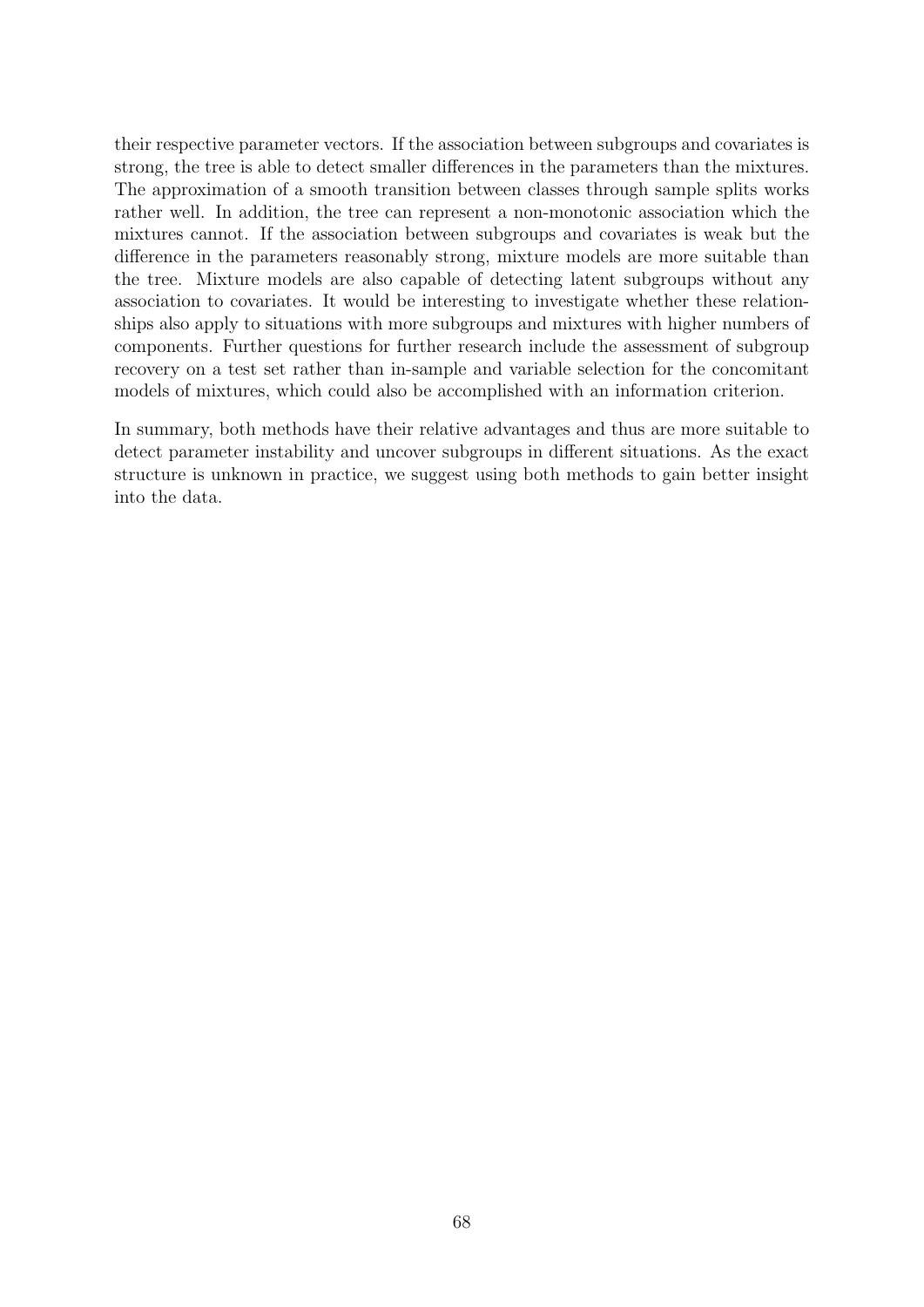their respective parameter vectors. If the association between subgroups and covariates is strong, the tree is able to detect smaller differences in the parameters than the mixtures. The approximation of a smooth transition between classes through sample splits works rather well. In addition, the tree can represent a non-monotonic association which the mixtures cannot. If the association between subgroups and covariates is weak but the difference in the parameters reasonably strong, mixture models are more suitable than the tree. Mixture models are also capable of detecting latent subgroups without any association to covariates. It would be interesting to investigate whether these relationships also apply to situations with more subgroups and mixtures with higher numbers of components. Further questions for further research include the assessment of subgroup recovery on a test set rather than in-sample and variable selection for the concomitant models of mixtures, which could also be accomplished with an information criterion.

In summary, both methods have their relative advantages and thus are more suitable to detect parameter instability and uncover subgroups in different situations. As the exact structure is unknown in practice, we suggest using both methods to gain better insight into the data.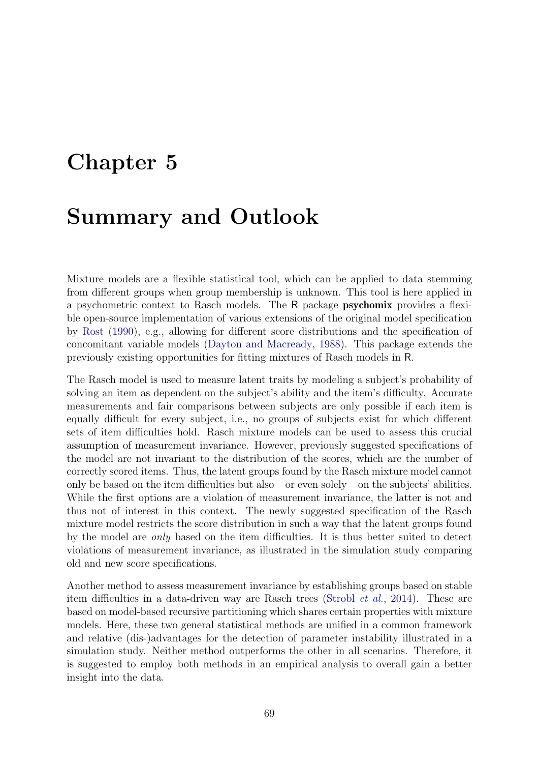# Chapter 5

# Summary and Outlook

Mixture models are a flexible statistical tool, which can be applied to data stemming from different groups when group membership is unknown. This tool is here applied in a psychometric context to Rasch models. The R package **psychomix** provides a flexible open-source implementation of various extensions of the original model specification by Rost (1990), e.g., allowing for different score distributions and the specification of concomitant variable models (Dayton and Macready, 1988). This package extends the previously existing opportunities for fitting mixtures of Rasch models in R.

The Rasch model is used to measure latent traits by modeling a subject's probability of solving an item as dependent on the subject's ability and the item's difficulty. Accurate measurements and fair comparisons between subjects are only possible if each item is equally difficult for every subject, i.e., no groups of subjects exist for which different sets of item difficulties hold. Rasch mixture models can be used to assess this crucial assumption of measurement invariance. However, previously suggested specifications of the model are not invariant to the distribution of the scores, which are the number of correctly scored items. Thus, the latent groups found by the Rasch mixture model cannot only be based on the item difficulties but also – or even solely – on the subjects' abilities. While the first options are a violation of measurement invariance, the latter is not and thus not of interest in this context. The newly suggested specification of the Rasch mixture model restricts the score distribution in such a way that the latent groups found by the model are *only* based on the item difficulties. It is thus better suited to detect violations of measurement invariance, as illustrated in the simulation study comparing old and new score specifications.

Another method to assess measurement invariance by establishing groups based on stable item difficulties in a data-driven way are Rasch trees (Strobl *et al.*, 2014). These are based on model-based recursive partitioning which shares certain properties with mixture models. Here, these two general statistical methods are unified in a common framework and relative (dis-)advantages for the detection of parameter instability illustrated in a simulation study. Neither method outperforms the other in all scenarios. Therefore, it is suggested to employ both methods in an empirical analysis to overall gain a better insight into the data.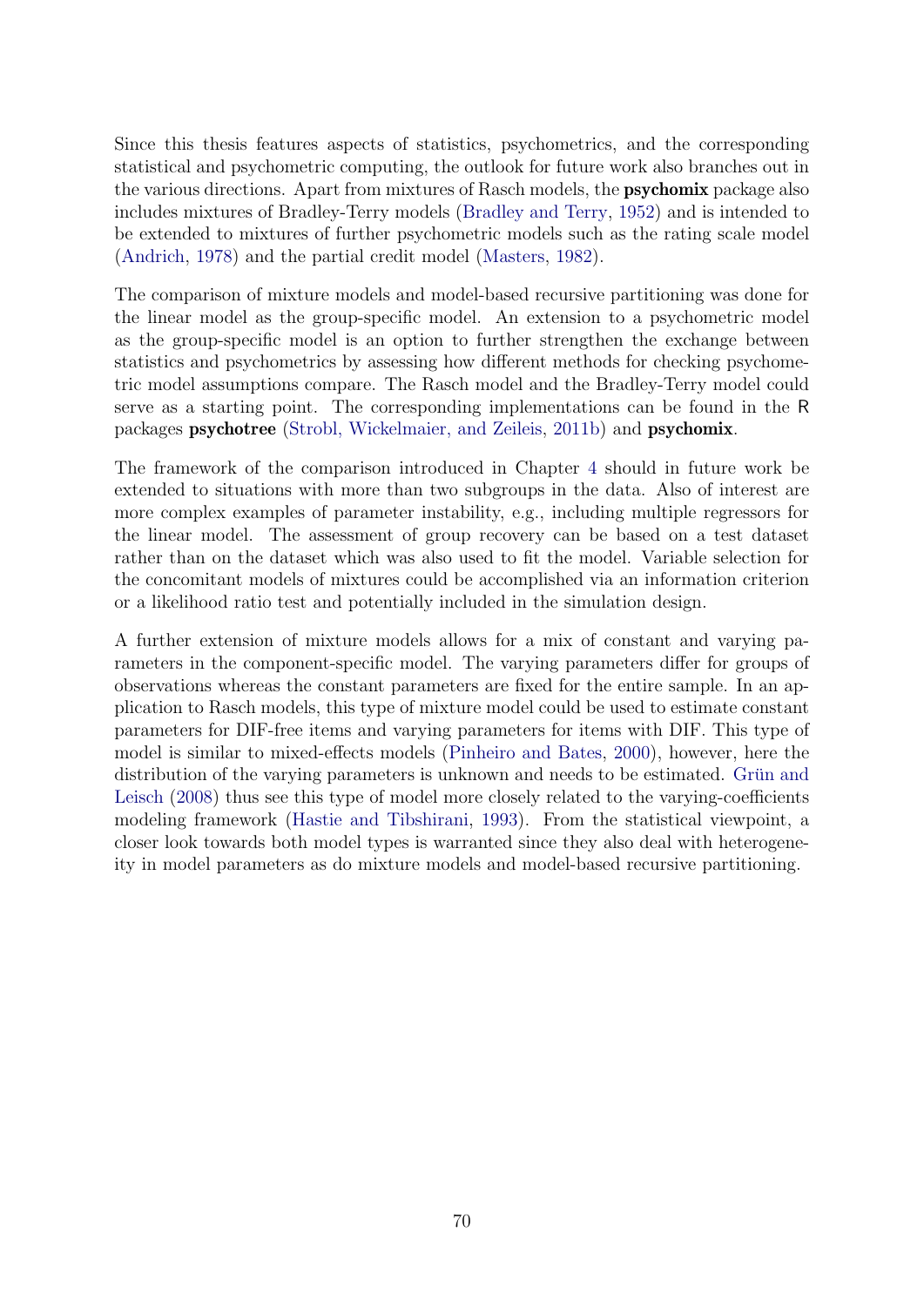Since this thesis features aspects of statistics, psychometrics, and the corresponding statistical and psychometric computing, the outlook for future work also branches out in the various directions. Apart from mixtures of Rasch models, the **psychomix** package also includes mixtures of Bradley-Terry models (Bradley and Terry, 1952) and is intended to be extended to mixtures of further psychometric models such as the rating scale model (Andrich, 1978) and the partial credit model (Masters, 1982).

The comparison of mixture models and model-based recursive partitioning was done for the linear model as the group-specific model. An extension to a psychometric model as the group-specific model is an option to further strengthen the exchange between statistics and psychometrics by assessing how different methods for checking psychometric model assumptions compare. The Rasch model and the Bradley-Terry model could serve as a starting point. The corresponding implementations can be found in the R packages **psychotree** (Strobl, Wickelmaier, and Zeileis, 2011b) and **psychomix**.

The framework of the comparison introduced in Chapter 4 should in future work be extended to situations with more than two subgroups in the data. Also of interest are more complex examples of parameter instability, e.g., including multiple regressors for the linear model. The assessment of group recovery can be based on a test dataset rather than on the dataset which was also used to fit the model. Variable selection for the concomitant models of mixtures could be accomplished via an information criterion or a likelihood ratio test and potentially included in the simulation design.

A further extension of mixture models allows for a mix of constant and varying parameters in the component-specific model. The varying parameters differ for groups of observations whereas the constant parameters are fixed for the entire sample. In an application to Rasch models, this type of mixture model could be used to estimate constant parameters for DIF-free items and varying parameters for items with DIF. This type of model is similar to mixed-effects models (Pinheiro and Bates, 2000), however, here the distribution of the varying parameters is unknown and needs to be estimated. Grün and Leisch (2008) thus see this type of model more closely related to the varying-coefficients modeling framework (Hastie and Tibshirani, 1993). From the statistical viewpoint, a closer look towards both model types is warranted since they also deal with heterogeneity in model parameters as do mixture models and model-based recursive partitioning.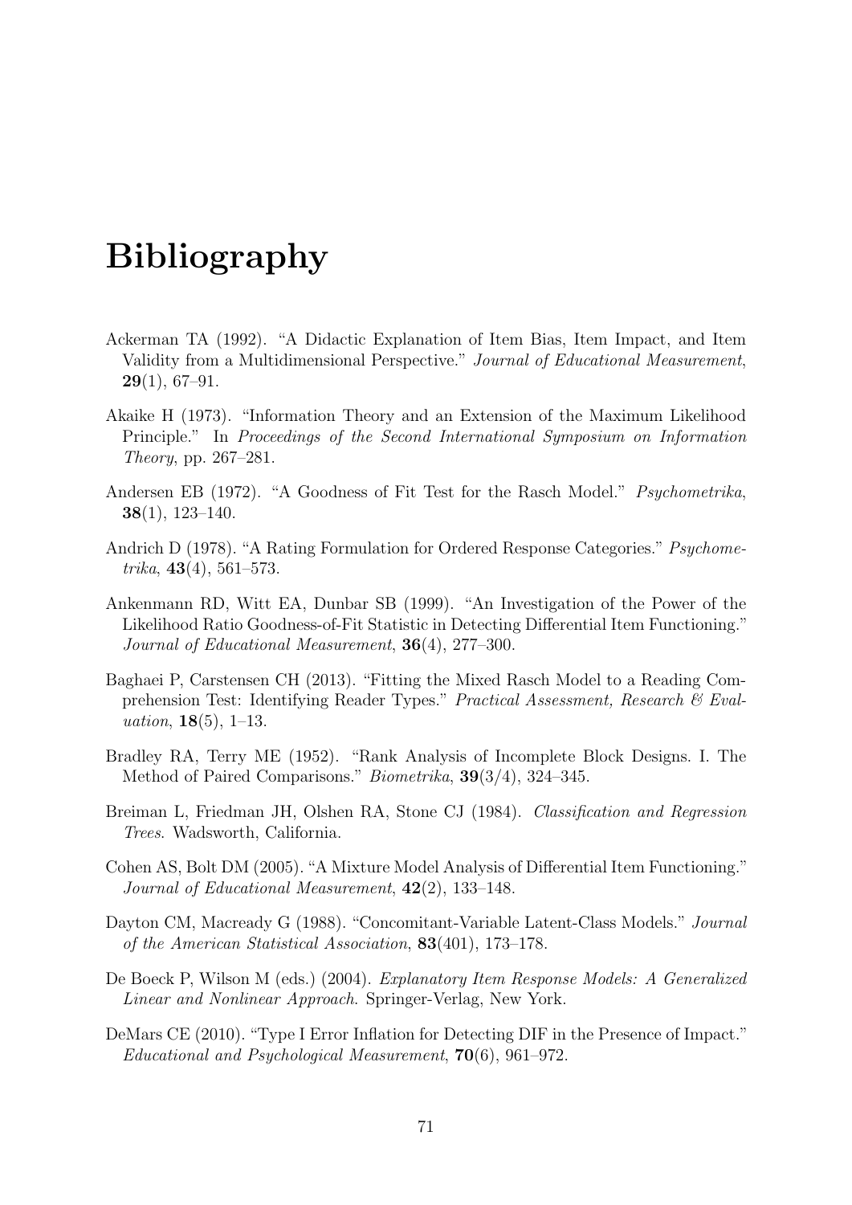# Bibliography

Ackerman TA (1992). "A Didactic Explanation of Item Bias, Item Impact, and Item Validity from a Multidimensional Perspective." *Journal of Educational Measurement*, **29**(1), 67–91.

Akaike H (1973). "Information Theory and an Extension of the Maximum Likelihood Principle." In *Proceedings of the Second International Symposium on Information Theory*, pp. 267–281.

Andersen EB (1972). "A Goodness of Fit Test for the Rasch Model." *Psychometrika*, **38**(1), 123–140.

Andrich D (1978). "A Rating Formulation for Ordered Response Categories." *Psychometrika*, **43**(4), 561–573.

Ankenmann RD, Witt EA, Dunbar SB (1999). "An Investigation of the Power of the Likelihood Ratio Goodness-of-Fit Statistic in Detecting Differential Item Functioning." *Journal of Educational Measurement*, **36**(4), 277–300.

Baghaei P, Carstensen CH (2013). "Fitting the Mixed Rasch Model to a Reading Comprehension Test: Identifying Reader Types." *Practical Assessment, Research & Evaluation*, **18**(5), 1–13.

Bradley RA, Terry ME (1952). "Rank Analysis of Incomplete Block Designs. I. The Method of Paired Comparisons." *Biometrika*, **39**(3/4), 324–345.

Breiman L, Friedman JH, Olshen RA, Stone CJ (1984). *Classification and Regression Trees*. Wadsworth, California.

Cohen AS, Bolt DM (2005). "A Mixture Model Analysis of Differential Item Functioning." *Journal of Educational Measurement*, **42**(2), 133–148.

Dayton CM, Macready G (1988). "Concomitant-Variable Latent-Class Models." *Journal of the American Statistical Association*, **83**(401), 173–178.

De Boeck P, Wilson M (eds.) (2004). *Explanatory Item Response Models: A Generalized Linear and Nonlinear Approach*. Springer-Verlag, New York.

DeMars CE (2010). "Type I Error Inflation for Detecting DIF in the Presence of Impact." *Educational and Psychological Measurement*, **70**(6), 961–972.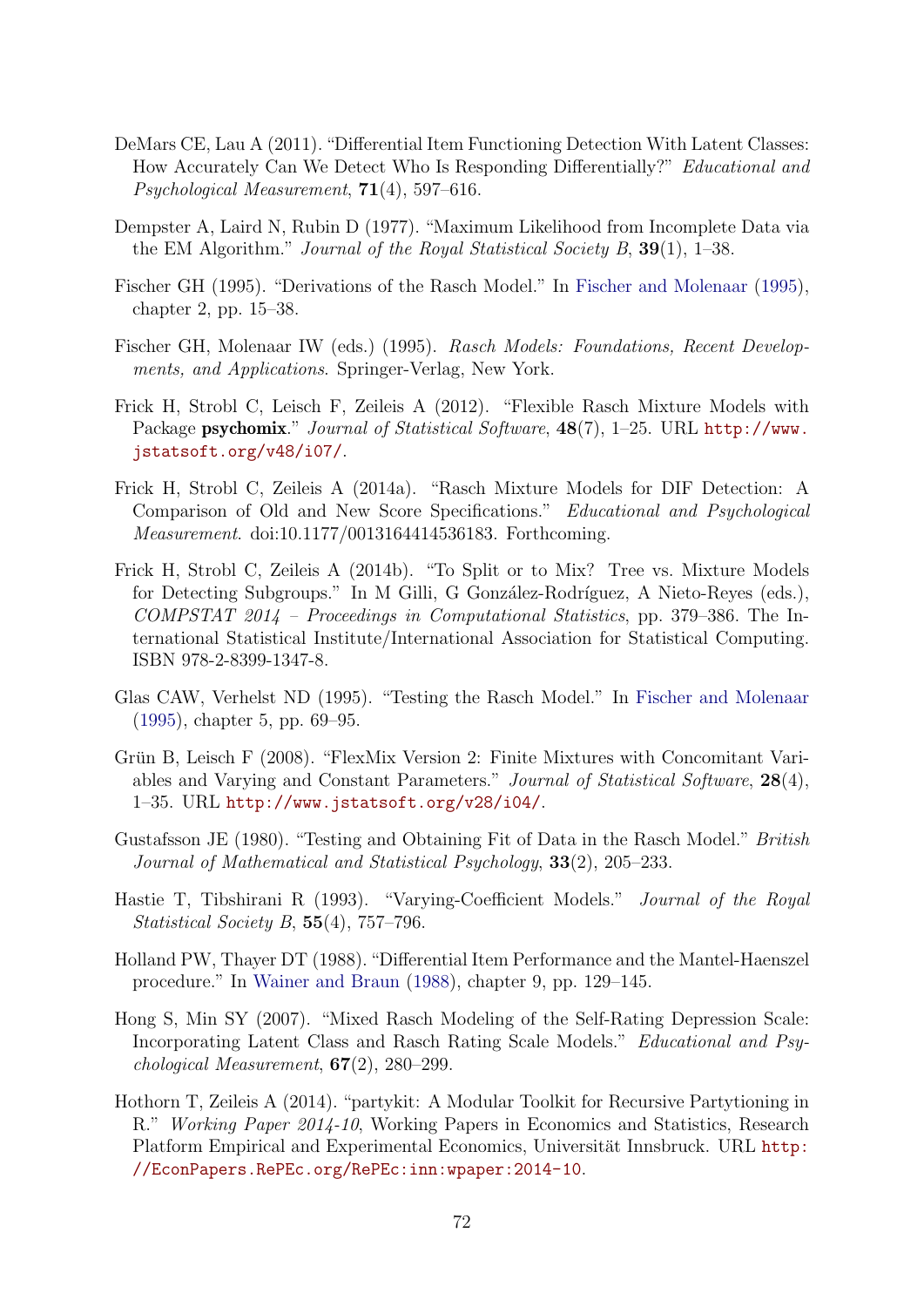DeMars CE, Lau A (2011). "Differential Item Functioning Detection With Latent Classes: How Accurately Can We Detect Who Is Responding Differentially?" *Educational and Psychological Measurement*, **71**(4), 597–616.

Dempster A, Laird N, Rubin D (1977). "Maximum Likelihood from Incomplete Data via the EM Algorithm." *Journal of the Royal Statistical Society B*, **39**(1), 1–38.

Fischer GH (1995). "Derivations of the Rasch Model." In Fischer and Molenaar (1995), chapter 2, pp. 15–38.

Fischer GH, Molenaar IW (eds.) (1995). *Rasch Models: Foundations, Recent Developments, and Applications*. Springer-Verlag, New York.

Frick H, Strobl C, Leisch F, Zeileis A (2012). "Flexible Rasch Mixture Models with Package **psychomix**." *Journal of Statistical Software*, **48**(7), 1–25. URL http://www.jstatsoft.org/v48/i07/.

Frick H, Strobl C, Zeileis A (2014a). "Rasch Mixture Models for DIF Detection: A Comparison of Old and New Score Specifications." *Educational and Psychological Measurement*. doi:10.1177/0013164414536183. Forthcoming.

Frick H, Strobl C, Zeileis A (2014b). "To Split or to Mix? Tree vs. Mixture Models for Detecting Subgroups." In M Gilli, G González-Rodríguez, A Nieto-Reyes (eds.), *COMPSTAT 2014 – Proceedings in Computational Statistics*, pp. 379–386. The International Statistical Institute/International Association for Statistical Computing. ISBN 978-2-8399-1347-8.

Glas CAW, Verhelst ND (1995). "Testing the Rasch Model." In Fischer and Molenaar (1995), chapter 5, pp. 69–95.

Grün B, Leisch F (2008). "FlexMix Version 2: Finite Mixtures with Concomitant Variables and Varying and Constant Parameters." *Journal of Statistical Software*, **28**(4), 1–35. URL http://www.jstatsoft.org/v28/i04/.

Gustafsson JE (1980). "Testing and Obtaining Fit of Data in the Rasch Model." *British Journal of Mathematical and Statistical Psychology*, **33**(2), 205–233.

Hastie T, Tibshirani R (1993). "Varying-Coefficient Models." *Journal of the Royal Statistical Society B*, **55**(4), 757–796.

Holland PW, Thayer DT (1988). "Differential Item Performance and the Mantel-Haenszel procedure." In Wainer and Braun (1988), chapter 9, pp. 129–145.

Hong S, Min SY (2007). "Mixed Rasch Modeling of the Self-Rating Depression Scale: Incorporating Latent Class and Rasch Rating Scale Models." *Educational and Psychological Measurement*, **67**(2), 280–299.

Hothorn T, Zeileis A (2014). "partykit: A Modular Toolkit for Recursive Partytioning in R." *Working Paper 2014-10*, Working Papers in Economics and Statistics, Research Platform Empirical and Experimental Economics, Universität Innsbruck. URL http://EconPapers.RePEc.org/RePEc:inn:wpaper:2014-10.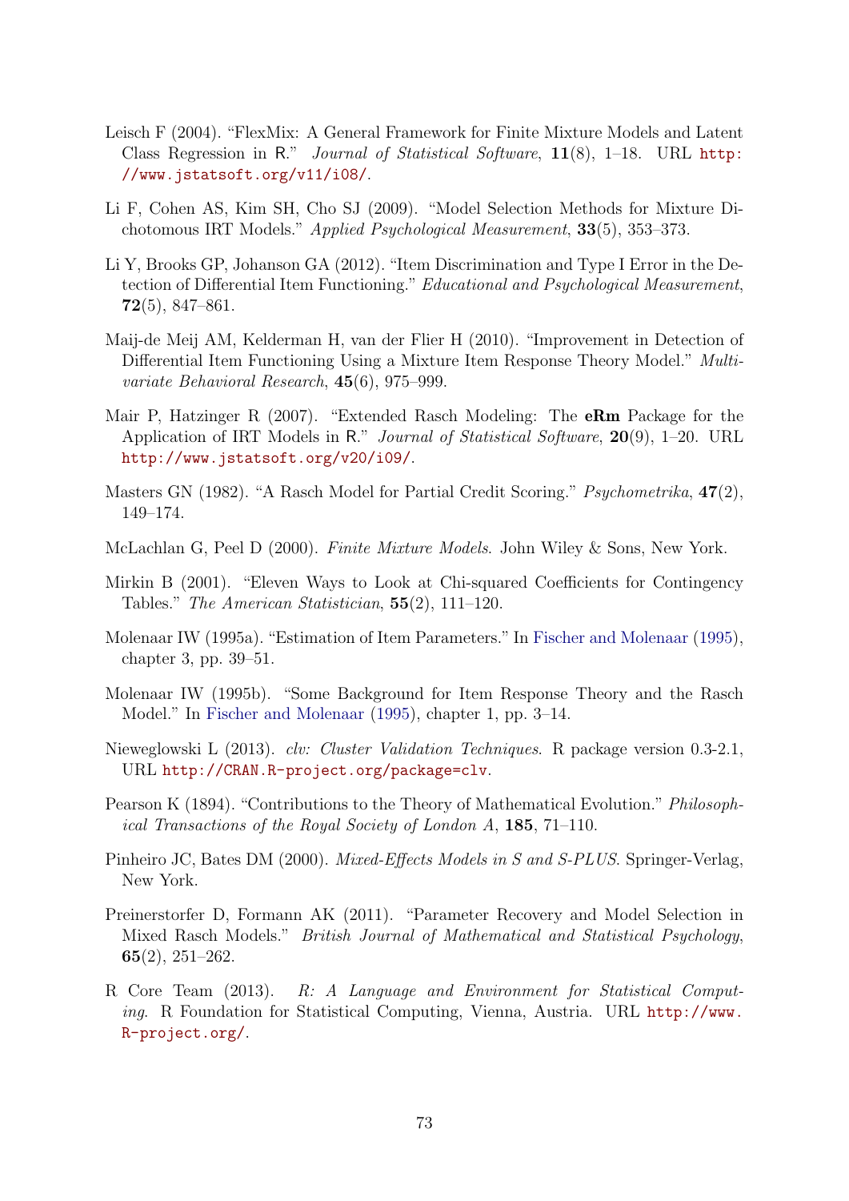Leisch F (2004). "FlexMix: A General Framework for Finite Mixture Models and Latent Class Regression in R." *Journal of Statistical Software*, **11**(8), 1–18. URL http://www.jstatsoft.org/v11/i08/.

Li F, Cohen AS, Kim SH, Cho SJ (2009). "Model Selection Methods for Mixture Dichotomous IRT Models." *Applied Psychological Measurement*, **33**(5), 353–373.

Li Y, Brooks GP, Johanson GA (2012). "Item Discrimination and Type I Error in the Detection of Differential Item Functioning." *Educational and Psychological Measurement*, **72**(5), 847–861.

Maij-de Meij AM, Kelderman H, van der Flier H (2010). "Improvement in Detection of Differential Item Functioning Using a Mixture Item Response Theory Model." *Multivariate Behavioral Research*, **45**(6), 975–999.

Mair P, Hatzinger R (2007). "Extended Rasch Modeling: The **eRm** Package for the Application of IRT Models in R." *Journal of Statistical Software*, **20**(9), 1–20. URL http://www.jstatsoft.org/v20/i09/.

Masters GN (1982). "A Rasch Model for Partial Credit Scoring." *Psychometrika*, **47**(2), 149–174.

McLachlan G, Peel D (2000). *Finite Mixture Models*. John Wiley & Sons, New York.

Mirkin B (2001). "Eleven Ways to Look at Chi-squared Coefficients for Contingency Tables." *The American Statistician*, **55**(2), 111–120.

Molenaar IW (1995a). "Estimation of Item Parameters." In Fischer and Molenaar (1995), chapter 3, pp. 39–51.

Molenaar IW (1995b). "Some Background for Item Response Theory and the Rasch Model." In Fischer and Molenaar (1995), chapter 1, pp. 3–14.

Nieweglowski L (2013). *clv: Cluster Validation Techniques*. R package version 0.3-2.1, URL http://CRAN.R-project.org/package=clv.

Pearson K (1894). "Contributions to the Theory of Mathematical Evolution." *Philosophical Transactions of the Royal Society of London A*, **185**, 71–110.

Pinheiro JC, Bates DM (2000). *Mixed-Effects Models in S and S-PLUS*. Springer-Verlag, New York.

Preinerstorfer D, Formann AK (2011). "Parameter Recovery and Model Selection in Mixed Rasch Models." *British Journal of Mathematical and Statistical Psychology*, **65**(2), 251–262.

R Core Team (2013). *R: A Language and Environment for Statistical Computing*. R Foundation for Statistical Computing, Vienna, Austria. URL http://www.R-project.org/.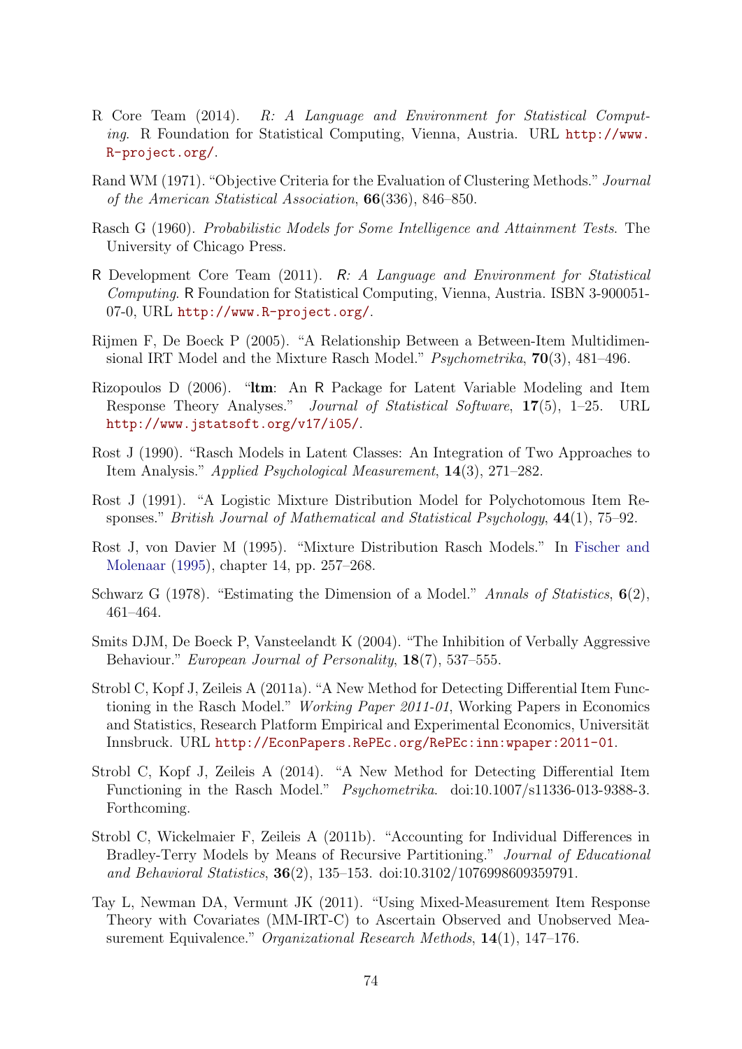R Core Team (2014). *R: A Language and Environment for Statistical Computing*. R Foundation for Statistical Computing, Vienna, Austria. URL http://www.R-project.org/.

Rand WM (1971). "Objective Criteria for the Evaluation of Clustering Methods." *Journal of the American Statistical Association*, **66**(336), 846–850.

Rasch G (1960). *Probabilistic Models for Some Intelligence and Attainment Tests*. The University of Chicago Press.

R Development Core Team (2011). *R: A Language and Environment for Statistical Computing*. R Foundation for Statistical Computing, Vienna, Austria. ISBN 3-900051-07-0, URL http://www.R-project.org/.

Rijmen F, De Boeck P (2005). "A Relationship Between a Between-Item Multidimensional IRT Model and the Mixture Rasch Model." *Psychometrika*, **70**(3), 481–496.

Rizopoulos D (2006). "**ltm**: An R Package for Latent Variable Modeling and Item Response Theory Analyses." *Journal of Statistical Software*, **17**(5), 1–25. URL http://www.jstatsoft.org/v17/i05/.

Rost J (1990). "Rasch Models in Latent Classes: An Integration of Two Approaches to Item Analysis." *Applied Psychological Measurement*, **14**(3), 271–282.

Rost J (1991). "A Logistic Mixture Distribution Model for Polychotomous Item Responses." *British Journal of Mathematical and Statistical Psychology*, **44**(1), 75–92.

Rost J, von Davier M (1995). "Mixture Distribution Rasch Models." In Fischer and Molenaar (1995), chapter 14, pp. 257–268.

Schwarz G (1978). "Estimating the Dimension of a Model." *Annals of Statistics*, **6**(2), 461–464.

Smits DJM, De Boeck P, Vansteelandt K (2004). "The Inhibition of Verbally Aggressive Behaviour." *European Journal of Personality*, **18**(7), 537–555.

Strobl C, Kopf J, Zeileis A (2011a). "A New Method for Detecting Differential Item Functioning in the Rasch Model." *Working Paper 2011-01*, Working Papers in Economics and Statistics, Research Platform Empirical and Experimental Economics, Universität Innsbruck. URL http://EconPapers.RePEc.org/RePEc:inn:wpaper:2011-01.

Strobl C, Kopf J, Zeileis A (2014). "A New Method for Detecting Differential Item Functioning in the Rasch Model." *Psychometrika*. doi:10.1007/s11336-013-9388-3. Forthcoming.

Strobl C, Wickelmaier F, Zeileis A (2011b). "Accounting for Individual Differences in Bradley-Terry Models by Means of Recursive Partitioning." *Journal of Educational and Behavioral Statistics*, **36**(2), 135–153. doi:10.3102/1076998609359791.

Tay L, Newman DA, Vermunt JK (2011). "Using Mixed-Measurement Item Response Theory with Covariates (MM-IRT-C) to Ascertain Observed and Unobserved Measurement Equivalence." *Organizational Research Methods*, **14**(1), 147–176.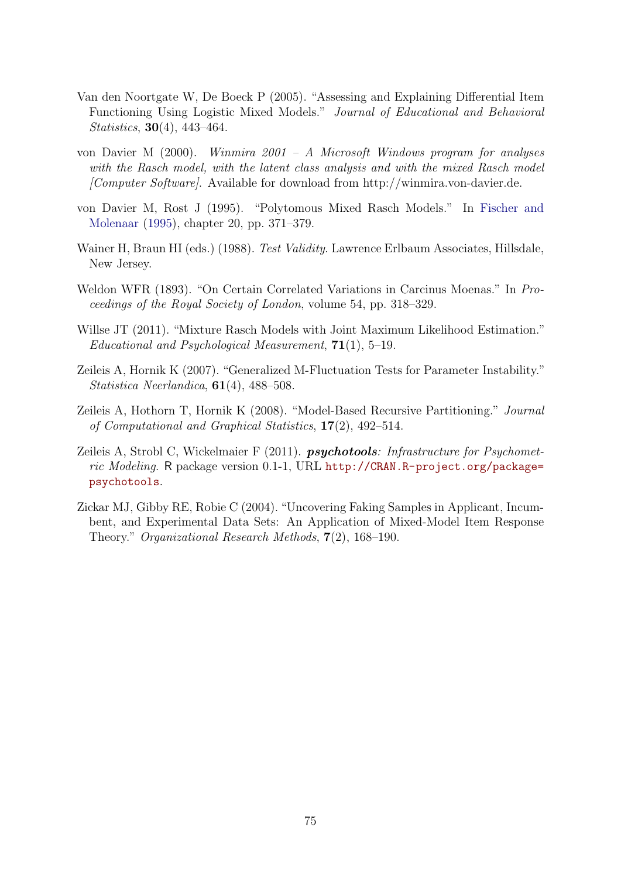Van den Noortgate W, De Boeck P (2005). "Assessing and Explaining Differential Item Functioning Using Logistic Mixed Models." *Journal of Educational and Behavioral Statistics*, **30**(4), 443–464.

von Davier M (2000). *Winmira 2001 – A Microsoft Windows program for analyses with the Rasch model, with the latent class analysis and with the mixed Rasch model [Computer Software]*. Available for download from http://winmira.von-davier.de.

von Davier M, Rost J (1995). "Polytomous Mixed Rasch Models." In Fischer and Molenaar (1995), chapter 20, pp. 371–379.

Wainer H, Braun HI (eds.) (1988). *Test Validity*. Lawrence Erlbaum Associates, Hillsdale, New Jersey.

Weldon WFR (1893). "On Certain Correlated Variations in Carcinus Moenas." In *Proceedings of the Royal Society of London*, volume 54, pp. 318–329.

Willse JT (2011). "Mixture Rasch Models with Joint Maximum Likelihood Estimation." *Educational and Psychological Measurement*, **71**(1), 5–19.

Zeileis A, Hornik K (2007). "Generalized M-Fluctuation Tests for Parameter Instability." *Statistica Neerlandica*, **61**(4), 488–508.

Zeileis A, Hothorn T, Hornik K (2008). "Model-Based Recursive Partitioning." *Journal of Computational and Graphical Statistics*, **17**(2), 492–514.

Zeileis A, Strobl C, Wickelmaier F (2011). ***psychotools**: Infrastructure for Psychometric Modeling*. R package version 0.1-1, URL http://CRAN.R-project.org/package=psychotools.

Zickar MJ, Gibby RE, Robie C (2004). "Uncovering Faking Samples in Applicant, Incumbent, and Experimental Data Sets: An Application of Mixed-Model Item Response Theory." *Organizational Research Methods*, **7**(2), 168–190.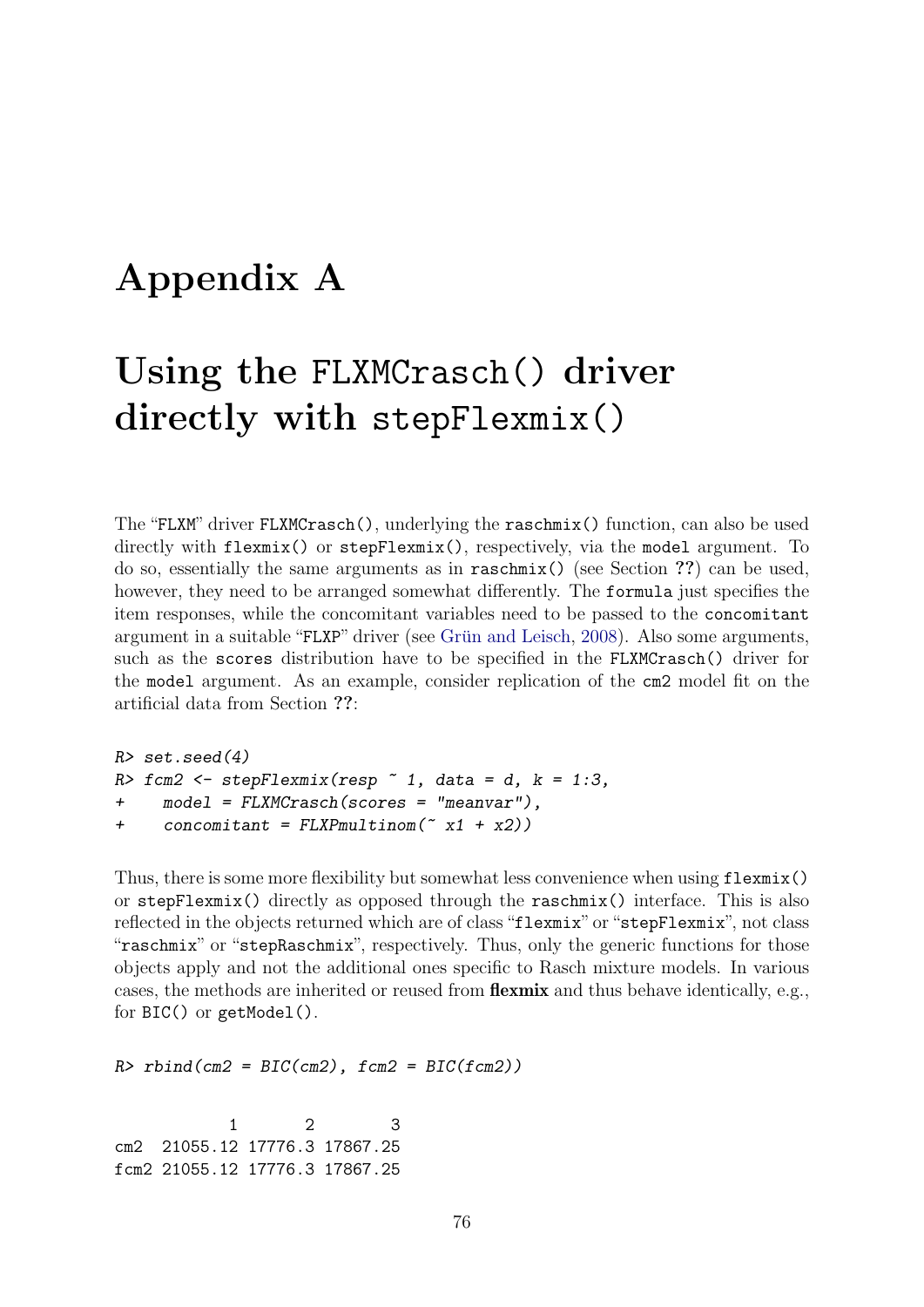# Appendix A

# Using the FLXMCrasch() driver directly with stepFlexmix()

The "FLXM" driver FLXMCrasch(), underlying the raschmix() function, can also be used directly with flexmix() or stepFlexmix(), respectively, via the model argument. To do so, essentially the same arguments as in raschmix() (see Section ??) can be used, however, they need to be arranged somewhat differently. The formula just specifies the item responses, while the concomitant variables need to be passed to the concomitant argument in a suitable "FLXP" driver (see Grün and Leisch, 2008). Also some arguments, such as the scores distribution have to be specified in the FLXMCrasch() driver for the model argument. As an example, consider replication of the cm2 model fit on the artificial data from Section ??:

```
R> set.seed(4)
R> fcm2 <- stepFlexmix(resp ~ 1, data = d, k = 1:3,
+    model = FLXMCrasch(scores = "meanvar"),
+    concomitant = FLXPmultinom(~ x1 + x2))
```

Thus, there is some more flexibility but somewhat less convenience when using flexmix() or stepFlexmix() directly as opposed through the raschmix() interface. This is also reflected in the objects returned which are of class "flexmix" or "stepFlexmix", not class "raschmix" or "stepRaschmix", respectively. Thus, only the generic functions for those objects apply and not the additional ones specific to Rasch mixture models. In various cases, the methods are inherited or reused from **flexmix** and thus behave identically, e.g., for BIC() or getModel().

```
R> rbind(cm2 = BIC(cm2), fcm2 = BIC(fcm2))
```

```
            1       2        3
cm2  21055.12 17776.3 17867.25
fcm2 21055.12 17776.3 17867.25
```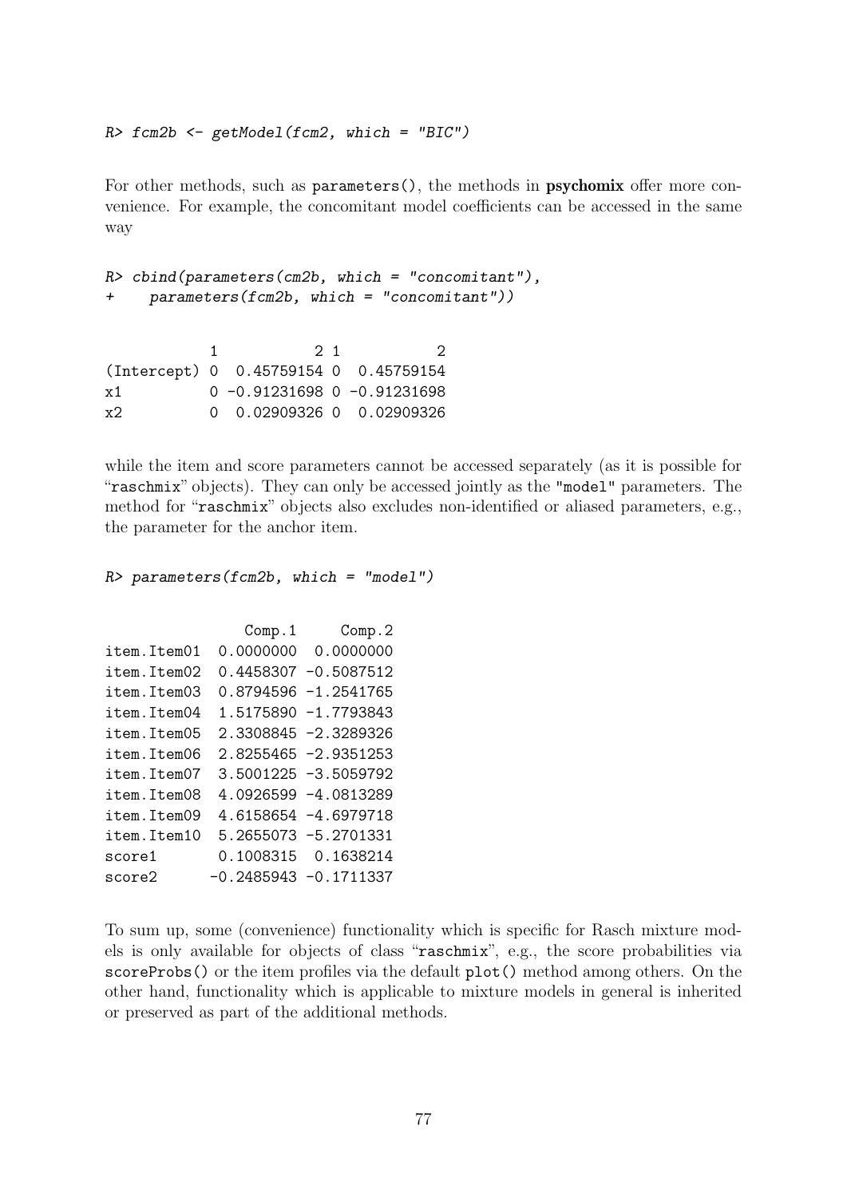```
R> fcm2b <- getModel(fcm2, which = "BIC")
```

For other methods, such as `parameters()`, the methods in **psychomix** offer more convenience. For example, the concomitant model coefficients can be accessed in the same way

```
R> cbind(parameters(cm2b, which = "concomitant"),
+    parameters(fcm2b, which = "concomitant"))
```

```
            1           2 1           2
(Intercept) 0  0.45759154 0  0.45759154
x1          0 -0.91231698 0 -0.91231698
x2          0  0.02909326 0  0.02909326
```

while the item and score parameters cannot be accessed separately (as it is possible for "`raschmix`" objects). They can only be accessed jointly as the `"model"` parameters. The method for "`raschmix`" objects also excludes non-identified or aliased parameters, e.g., the parameter for the anchor item.

```
R> parameters(fcm2b, which = "model")
```

```
                Comp.1     Comp.2
item.Item01  0.0000000  0.0000000
item.Item02  0.4458307 -0.5087512
item.Item03  0.8794596 -1.2541765
item.Item04  1.5175890 -1.7793843
item.Item05  2.3308845 -2.3289326
item.Item06  2.8255465 -2.9351253
item.Item07  3.5001225 -3.5059792
item.Item08  4.0926599 -4.0813289
item.Item09  4.6158654 -4.6979718
item.Item10  5.2655073 -5.2701331
score1       0.1008315  0.1638214
score2      -0.2485943 -0.1711337
```

To sum up, some (convenience) functionality which is specific for Rasch mixture models is only available for objects of class "`raschmix`", e.g., the score probabilities via `scoreProbs()` or the item profiles via the default `plot()` method among others. On the other hand, functionality which is applicable to mixture models in general is inherited or preserved as part of the additional methods.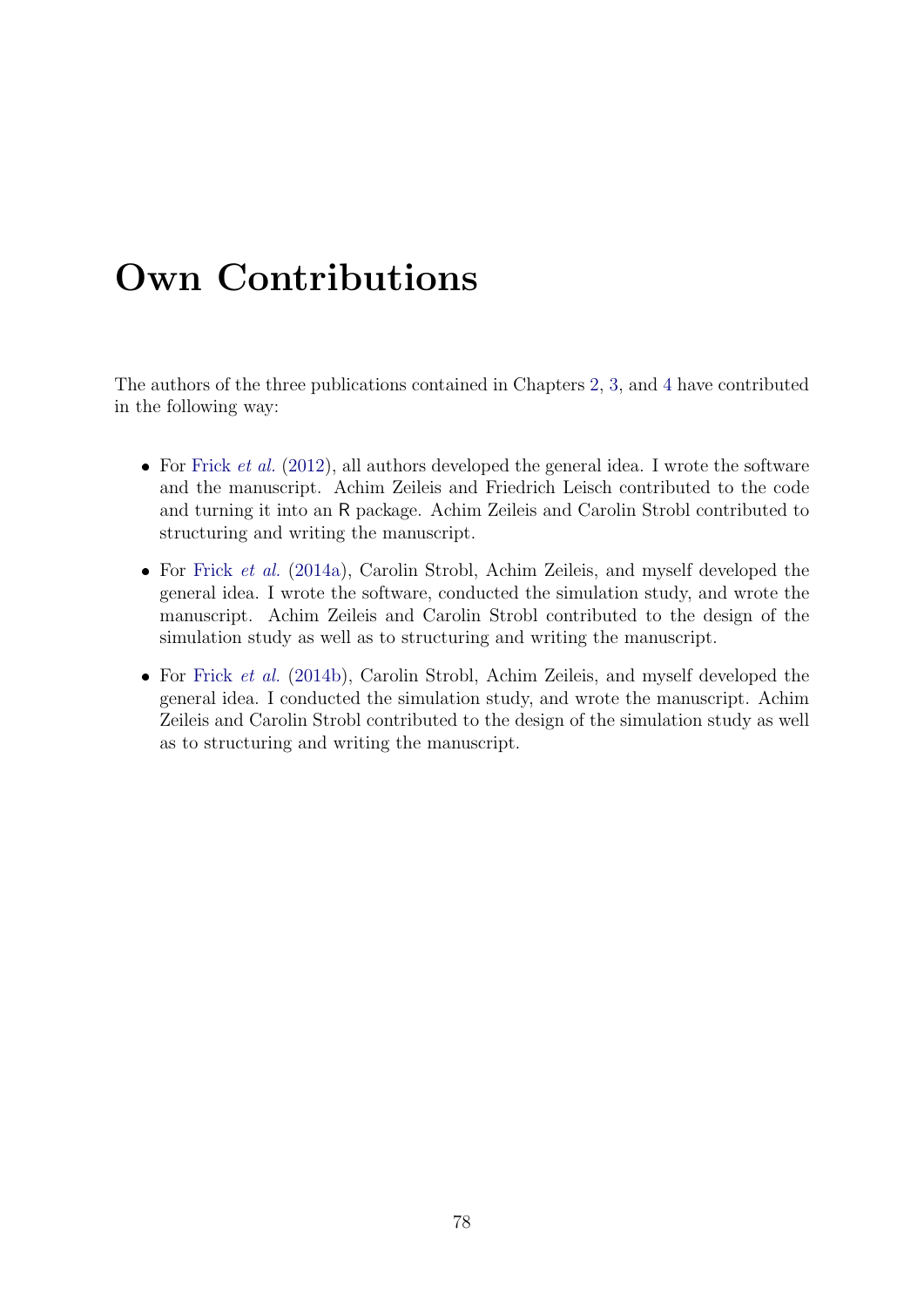# Own Contributions

The authors of the three publications contained in Chapters 2, 3, and 4 have contributed in the following way:

- For Frick *et al.* (2012), all authors developed the general idea. I wrote the software and the manuscript. Achim Zeileis and Friedrich Leisch contributed to the code and turning it into an R package. Achim Zeileis and Carolin Strobl contributed to structuring and writing the manuscript.
- For Frick *et al.* (2014a), Carolin Strobl, Achim Zeileis, and myself developed the general idea. I wrote the software, conducted the simulation study, and wrote the manuscript. Achim Zeileis and Carolin Strobl contributed to the design of the simulation study as well as to structuring and writing the manuscript.
- For Frick *et al.* (2014b), Carolin Strobl, Achim Zeileis, and myself developed the general idea. I conducted the simulation study, and wrote the manuscript. Achim Zeileis and Carolin Strobl contributed to the design of the simulation study as well as to structuring and writing the manuscript.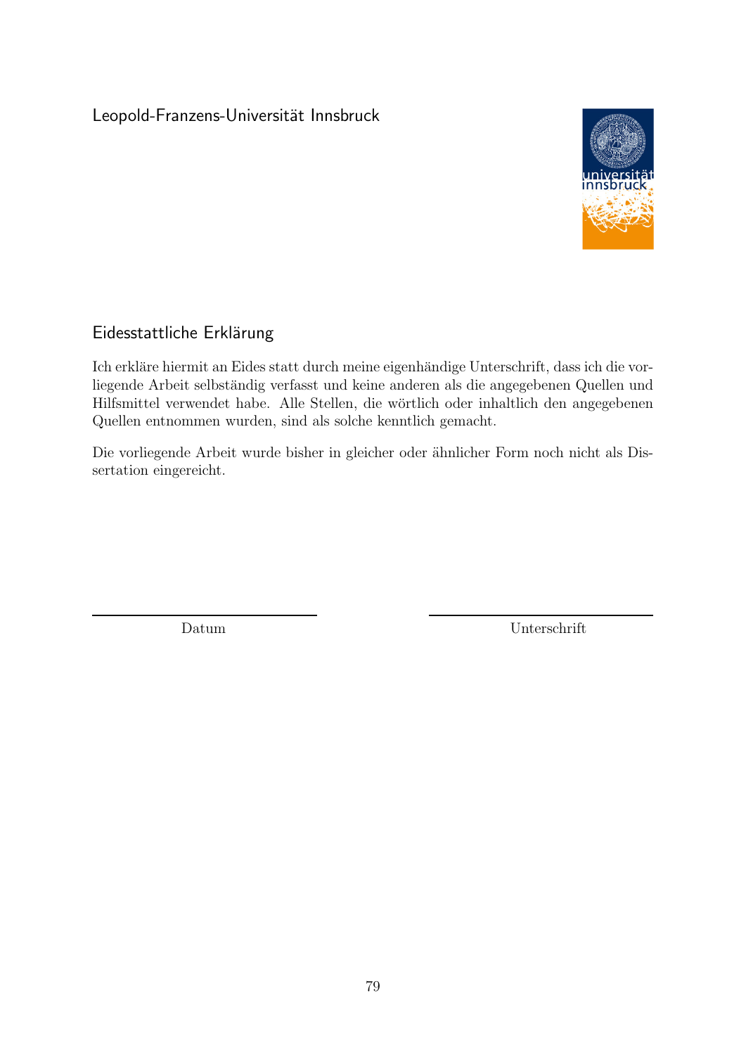Leopold-Franzens-Universität Innsbruck

## Eidesstattliche Erklärung

Ich erkläre hiermit an Eides statt durch meine eigenhändige Unterschrift, dass ich die vorliegende Arbeit selbständig verfasst und keine anderen als die angegebenen Quellen und Hilfsmittel verwendet habe. Alle Stellen, die wörtlich oder inhaltlich den angegebenen Quellen entnommen wurden, sind als solche kenntlich gemacht.

Die vorliegende Arbeit wurde bisher in gleicher oder ähnlicher Form noch nicht als Dissertation eingereicht.

Datum

Unterschrift